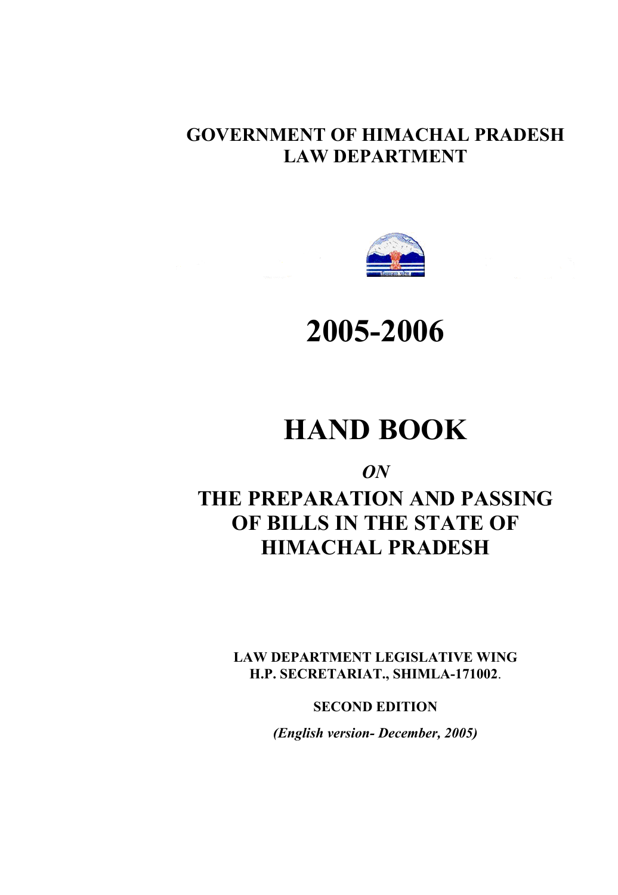**GOVERNMENT OF HIMACHAL PRADESH**
**LAW DEPARTMENT**

# 2005-2006

# HAND BOOK

***ON***

## THE PREPARATION AND PASSING OF BILLS IN THE STATE OF HIMACHAL PRADESH

**LAW DEPARTMENT LEGISLATIVE WING**
**H.P. SECRETARIAT., SHIMLA-171002**.

**SECOND EDITION**

***(English version- December, 2005)***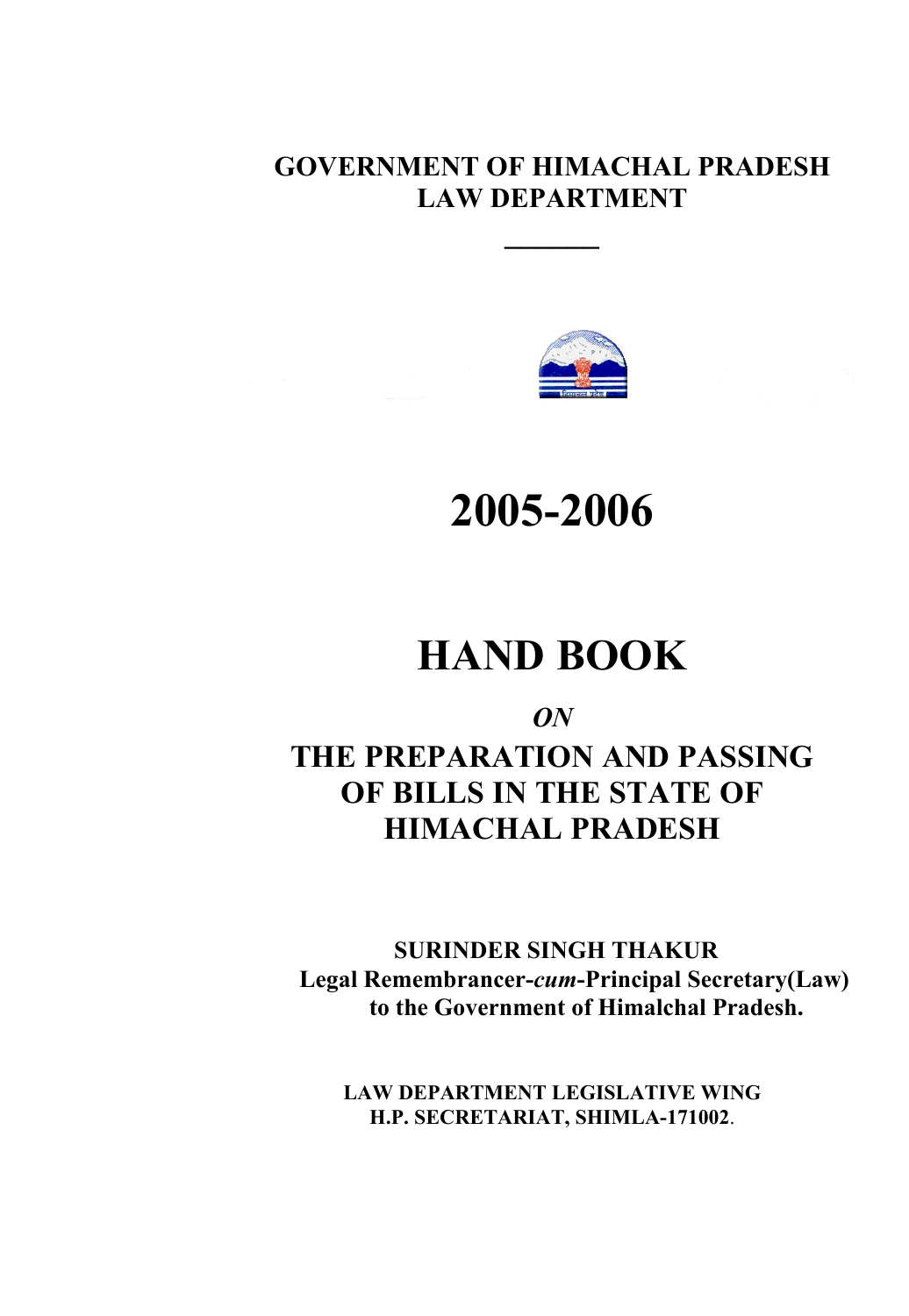GOVERNMENT OF HIMACHAL PRADESH
LAW DEPARTMENT

# 2005-2006

# HAND BOOK

***ON***

## THE PREPARATION AND PASSING OF BILLS IN THE STATE OF HIMACHAL PRADESH

**SURINDER SINGH THAKUR**
**Legal Remembrancer-*cum*-Principal Secretary(Law) to the Government of Himalchal Pradesh.**

**LAW DEPARTMENT LEGISLATIVE WING**
**H.P. SECRETARIAT, SHIMLA-171002.**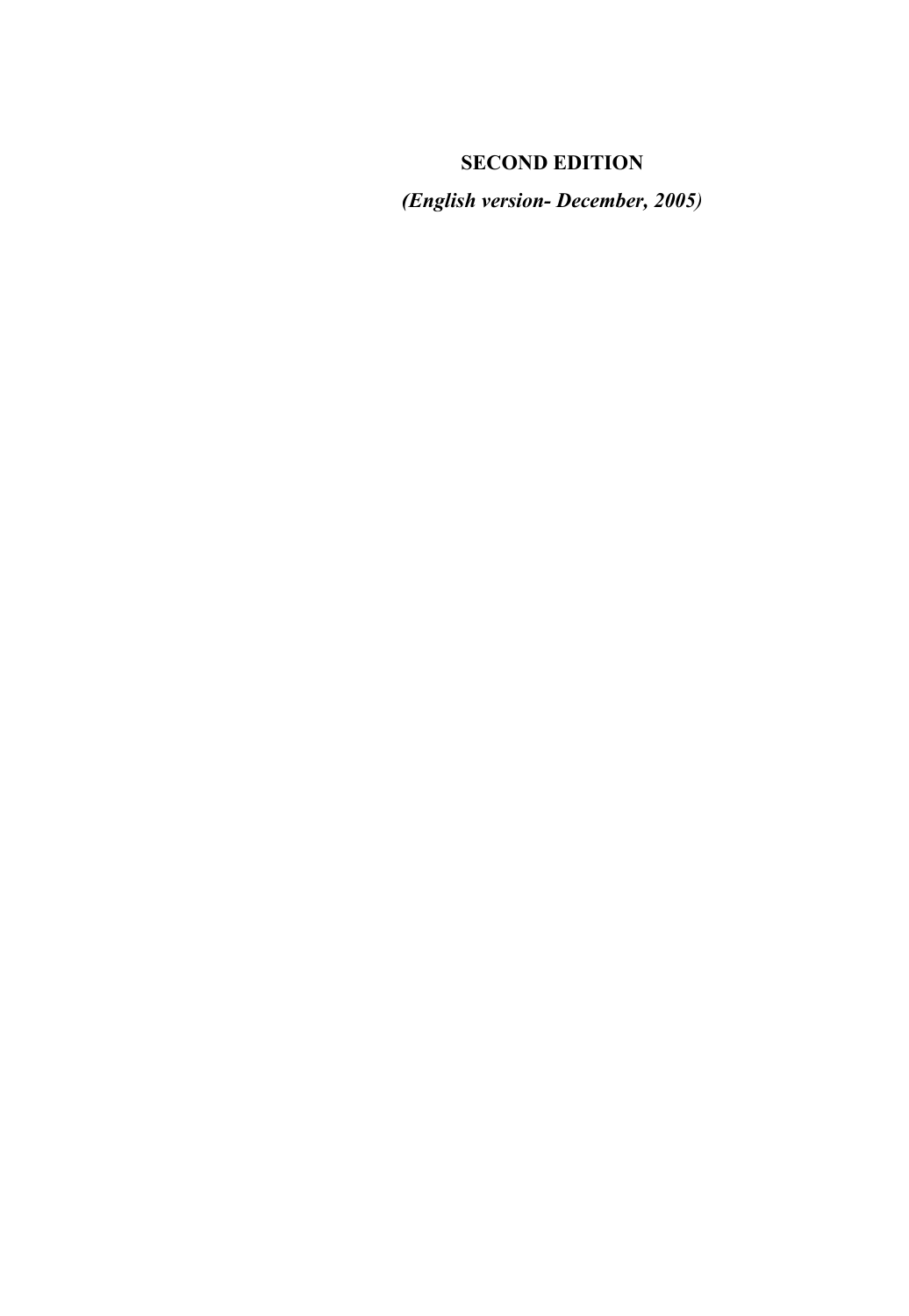**SECOND EDITION**

***(English version- December, 2005)***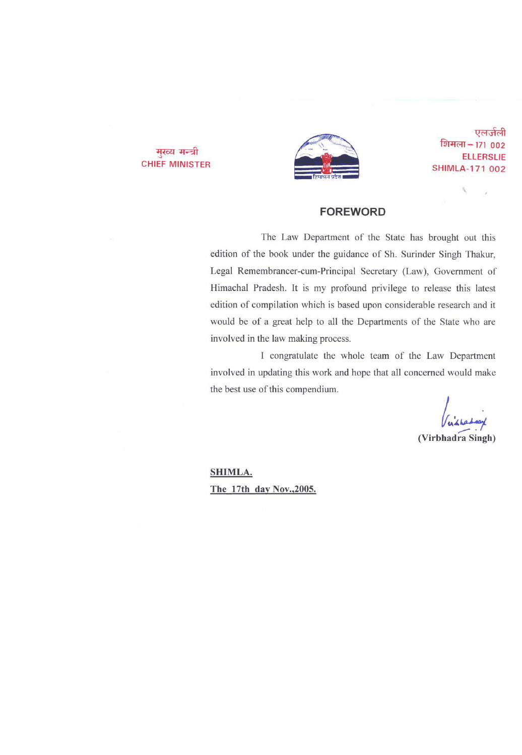मुख्य मन्त्री
CHIEF MINISTER

एलर्जली
शिमला – 171 002
ELLERSLIE
SHIMLA-171 002

## FOREWORD

The Law Department of the State has brought out this edition of the book under the guidance of Sh. Surinder Singh Thakur, Legal Remembrancer-cum-Principal Secretary (Law), Government of Himachal Pradesh. It is my profound privilege to release this latest edition of compilation which is based upon considerable research and it would be of a great help to all the Departments of the State who are involved in the law making process.

I congratulate the whole team of the Law Department involved in updating this work and hope that all concerned would make the best use of this compendium.

**(Virbhadra Singh)**

**SHIMLA.**

**The 17th day Nov.,2005.**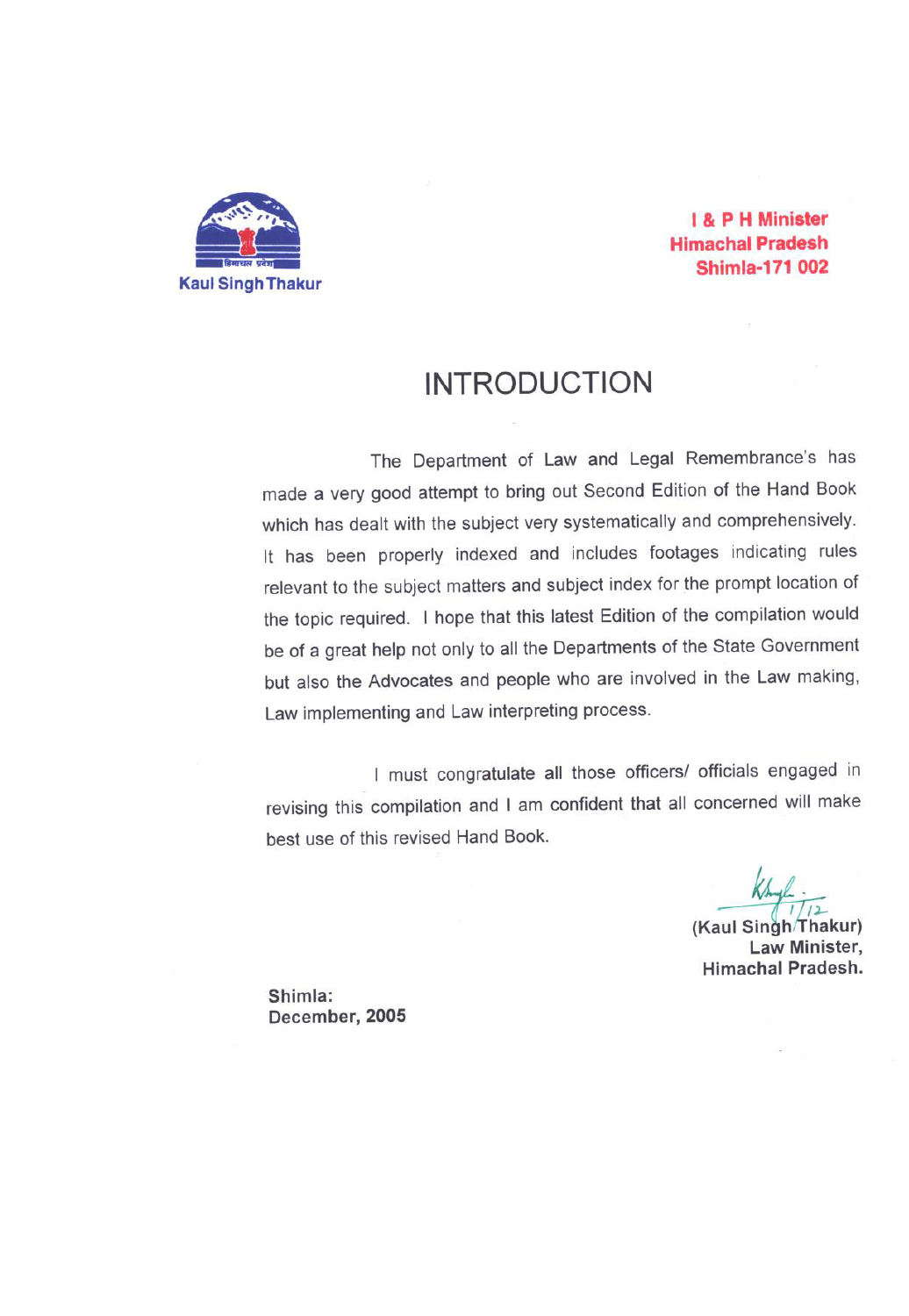Kaul Singh Thakur

**I & P H Minister**
**Himachal Pradesh**
**Shimla-171 002**

# INTRODUCTION

The Department of Law and Legal Remembrance's has made a very good attempt to bring out Second Edition of the Hand Book which has dealt with the subject very systematically and comprehensively. It has been properly indexed and includes footages indicating rules relevant to the subject matters and subject index for the prompt location of the topic required. I hope that this latest Edition of the compilation would be of a great help not only to all the Departments of the State Government but also the Advocates and people who are involved in the Law making, Law implementing and Law interpreting process.

I must congratulate all those officers/ officials engaged in revising this compilation and I am confident that all concerned will make best use of this revised Hand Book.

**(Kaul Singh Thakur)**
**Law Minister,**
**Himachal Pradesh.**

**Shimla:**
**December, 2005**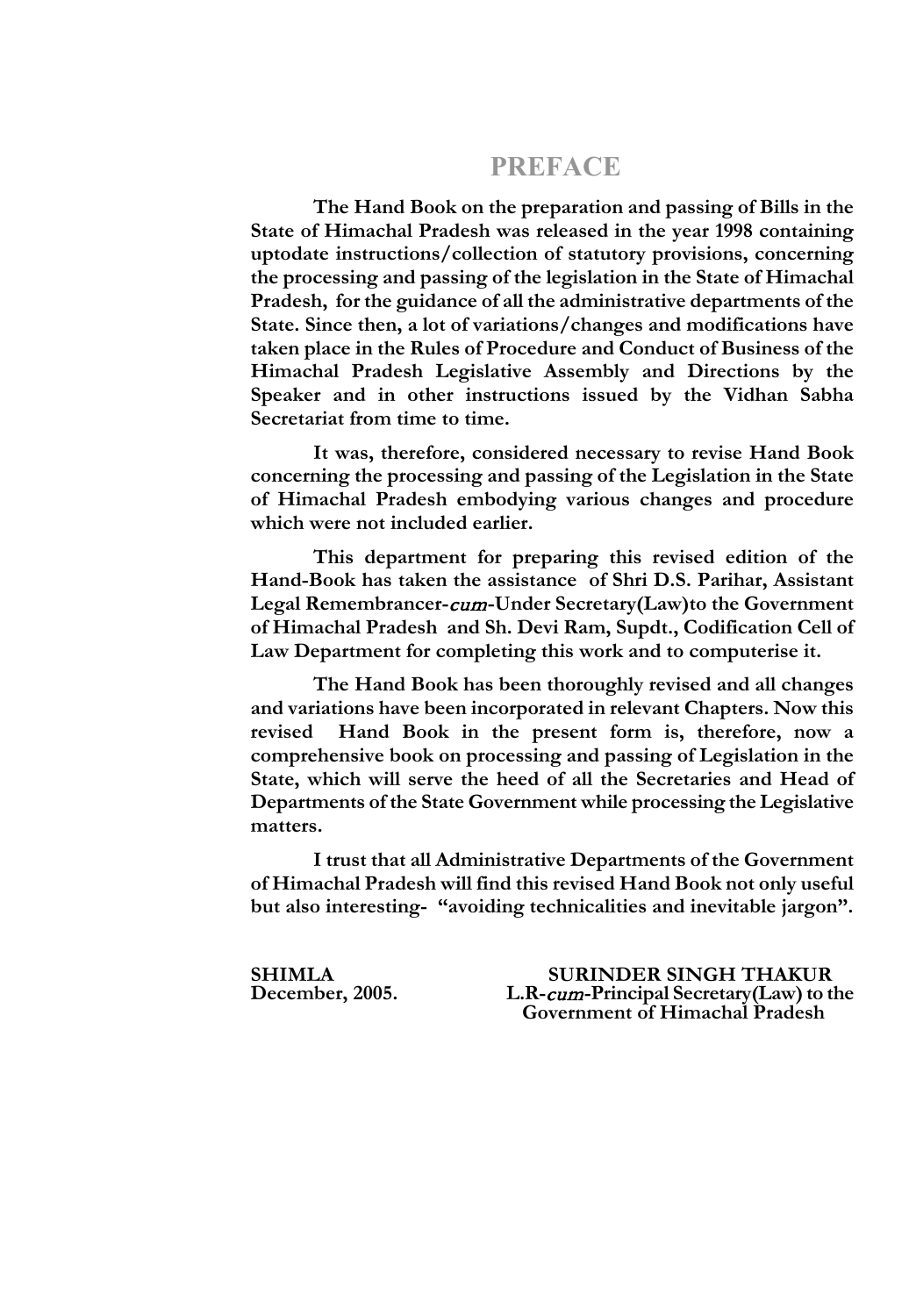# PREFACE

**The Hand Book on the preparation and passing of Bills in the State of Himachal Pradesh was released in the year 1998 containing uptodate instructions/collection of statutory provisions, concerning the processing and passing of the legislation in the State of Himachal Pradesh, for the guidance of all the administrative departments of the State. Since then, a lot of variations/changes and modifications have taken place in the Rules of Procedure and Conduct of Business of the Himachal Pradesh Legislative Assembly and Directions by the Speaker and in other instructions issued by the Vidhan Sabha Secretariat from time to time.**

**It was, therefore, considered necessary to revise Hand Book concerning the processing and passing of the Legislation in the State of Himachal Pradesh embodying various changes and procedure which were not included earlier.**

**This department for preparing this revised edition of the Hand-Book has taken the assistance of Shri D.S. Parihar, Assistant Legal Remembrancer-*cum*-Under Secretary(Law)to the Government of Himachal Pradesh and Sh. Devi Ram, Supdt., Codification Cell of Law Department for completing this work and to computerise it.**

**The Hand Book has been thoroughly revised and all changes and variations have been incorporated in relevant Chapters. Now this revised Hand Book in the present form is, therefore, now a comprehensive book on processing and passing of Legislation in the State, which will serve the heed of all the Secretaries and Head of Departments of the State Government while processing the Legislative matters.**

**I trust that all Administrative Departments of the Government of Himachal Pradesh will find this revised Hand Book not only useful but also interesting- "avoiding technicalities and inevitable jargon".**

**SHIMLA**
**December, 2005.**

**SURINDER SINGH THAKUR**
**L.R-*cum*-Principal Secretary(Law) to the Government of Himachal Pradesh**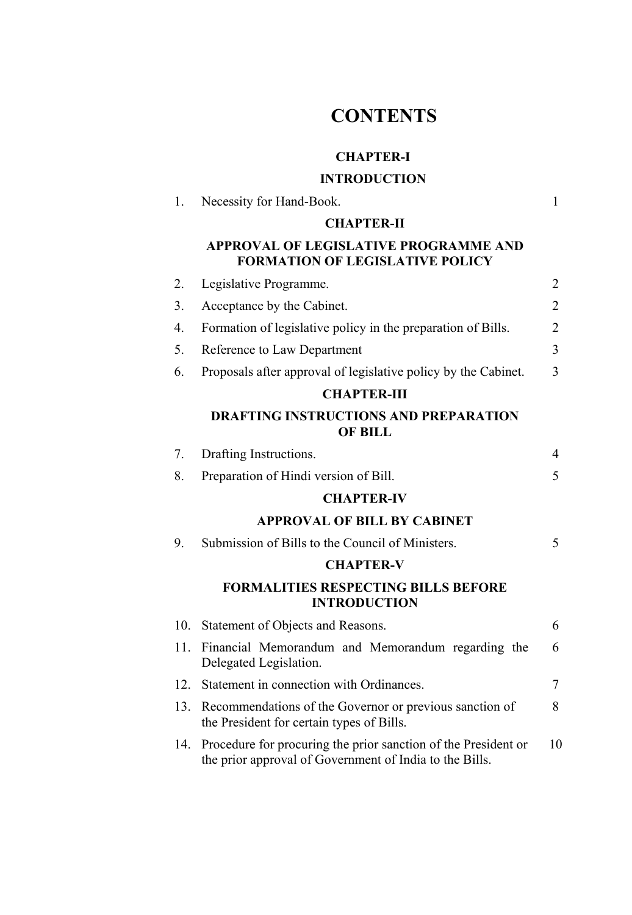# CONTENTS

## CHAPTER-I

## INTRODUCTION

| | | |
|---|---|---|
| 1. | Necessity for Hand-Book. | 1 |

## CHAPTER-II

## APPROVAL OF LEGISLATIVE PROGRAMME AND FORMATION OF LEGISLATIVE POLICY

| | | |
|---|---|---|
| 2. | Legislative Programme. | 2 |
| 3. | Acceptance by the Cabinet. | 2 |
| 4. | Formation of legislative policy in the preparation of Bills. | 2 |
| 5. | Reference to Law Department | 3 |
| 6. | Proposals after approval of legislative policy by the Cabinet. | 3 |

## CHAPTER-III

## DRAFTING INSTRUCTIONS AND PREPARATION OF BILL

| | | |
|---|---|---|
| 7. | Drafting Instructions. | 4 |
| 8. | Preparation of Hindi version of Bill. | 5 |

## CHAPTER-IV

## APPROVAL OF BILL BY CABINET

| | | |
|---|---|---|
| 9. | Submission of Bills to the Council of Ministers. | 5 |

## CHAPTER-V

## FORMALITIES RESPECTING BILLS BEFORE INTRODUCTION

| | | |
|---|---|---|
| 10. | Statement of Objects and Reasons. | 6 |
| 11. | Financial Memorandum and Memorandum regarding the Delegated Legislation. | 6 |
| 12. | Statement in connection with Ordinances. | 7 |
| 13. | Recommendations of the Governor or previous sanction of the President for certain types of Bills. | 8 |
| 14. | Procedure for procuring the prior sanction of the President or the prior approval of Government of India to the Bills. | 10 |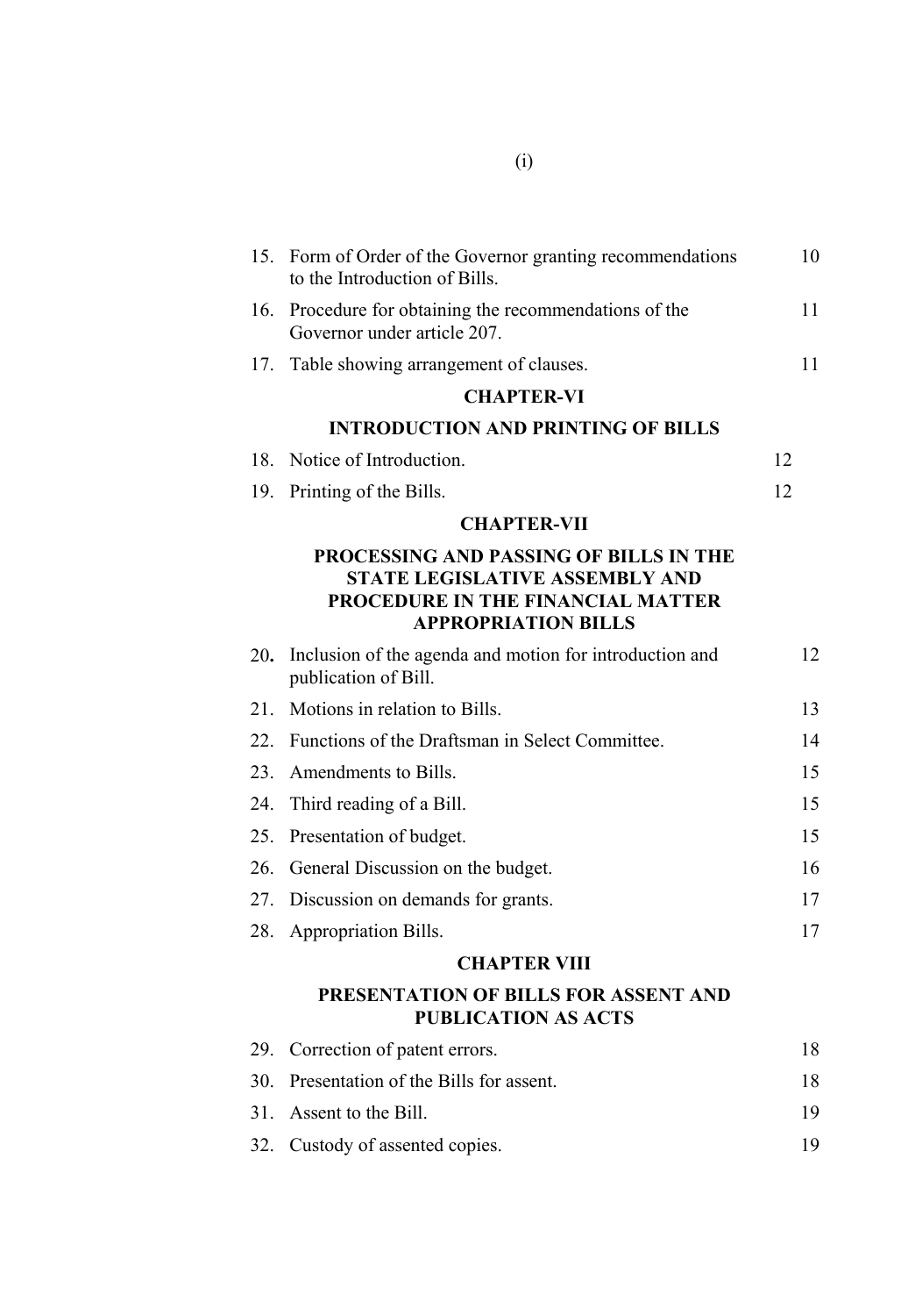15. Form of Order of the Governor granting recommendations to the Introduction of Bills. 10
16. Procedure for obtaining the recommendations of the Governor under article 207. 11
17. Table showing arrangement of clauses. 11

**CHAPTER-VI**

**INTRODUCTION AND PRINTING OF BILLS**

18. Notice of Introduction. 12
19. Printing of the Bills. 12

**CHAPTER-VII**

**PROCESSING AND PASSING OF BILLS IN THE STATE LEGISLATIVE ASSEMBLY AND PROCEDURE IN THE FINANCIAL MATTER APPROPRIATION BILLS**

20. Inclusion of the agenda and motion for introduction and publication of Bill. 12
21. Motions in relation to Bills. 13
22. Functions of the Draftsman in Select Committee. 14
23. Amendments to Bills. 15
24. Third reading of a Bill. 15
25. Presentation of budget. 15
26. General Discussion on the budget. 16
27. Discussion on demands for grants. 17
28. Appropriation Bills. 17

**CHAPTER VIII**

**PRESENTATION OF BILLS FOR ASSENT AND PUBLICATION AS ACTS**

29. Correction of patent errors. 18
30. Presentation of the Bills for assent. 18
31. Assent to the Bill. 19
32. Custody of assented copies. 19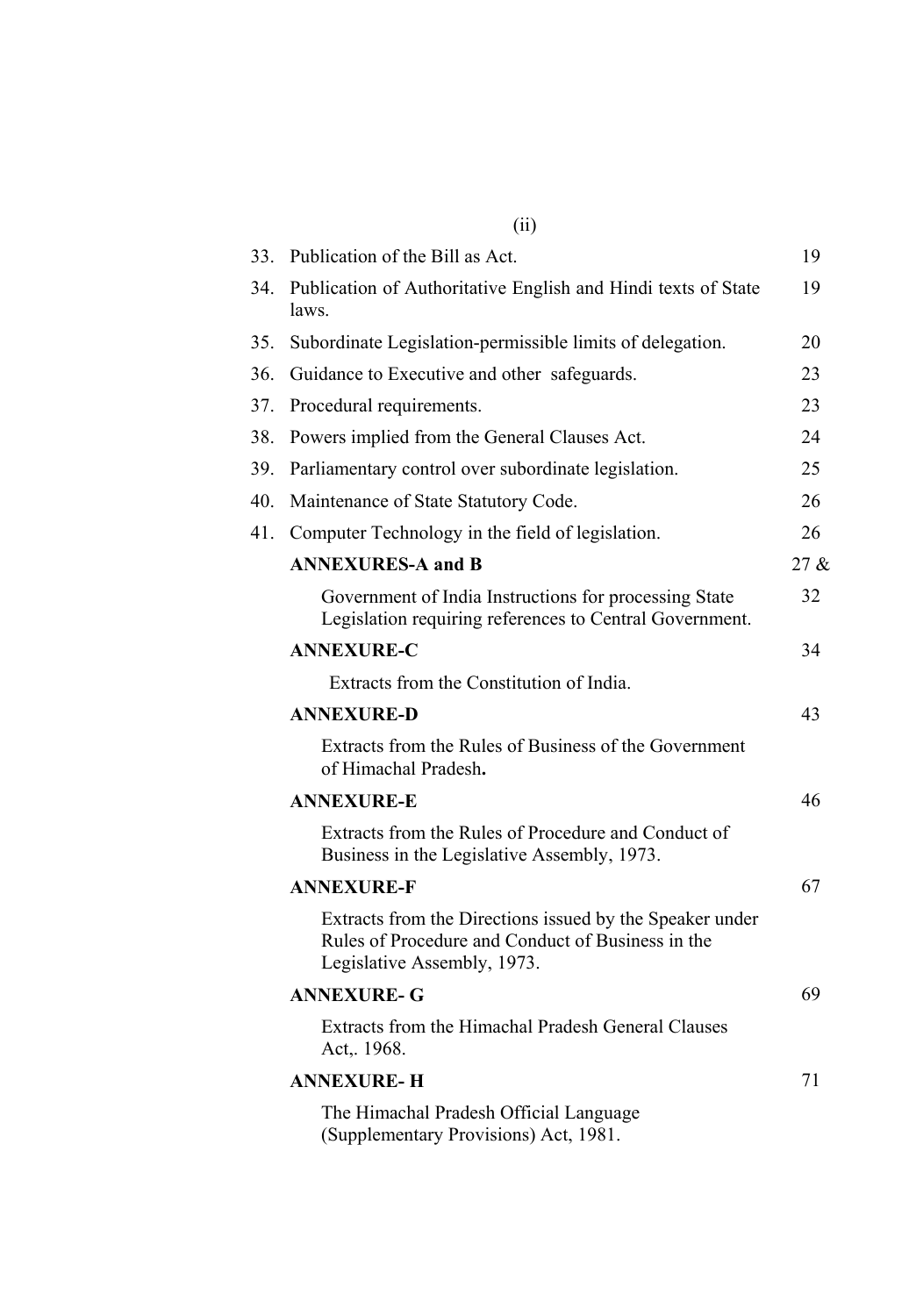| | | |
|---|---|---|
| 33. | Publication of the Bill as Act. | 19 |
| 34. | Publication of Authoritative English and Hindi texts of State laws. | 19 |
| 35. | Subordinate Legislation-permissible limits of delegation. | 20 |
| 36. | Guidance to Executive and other safeguards. | 23 |
| 37. | Procedural requirements. | 23 |
| 38. | Powers implied from the General Clauses Act. | 24 |
| 39. | Parliamentary control over subordinate legislation. | 25 |
| 40. | Maintenance of State Statutory Code. | 26 |
| 41. | Computer Technology in the field of legislation. | 26 |
| | **ANNEXURES-A and B** | 27 & |
| | Government of India Instructions for processing State Legislation requiring references to Central Government. | 32 |
| | **ANNEXURE-C** | 34 |
| | Extracts from the Constitution of India. | |
| | **ANNEXURE-D** | 43 |
| | Extracts from the Rules of Business of the Government of Himachal Pradesh**.** | |
| | **ANNEXURE-E** | 46 |
| | Extracts from the Rules of Procedure and Conduct of Business in the Legislative Assembly, 1973. | |
| | **ANNEXURE-F** | 67 |
| | Extracts from the Directions issued by the Speaker under Rules of Procedure and Conduct of Business in the Legislative Assembly, 1973. | |
| | **ANNEXURE- G** | 69 |
| | Extracts from the Himachal Pradesh General Clauses Act,. 1968. | |
| | **ANNEXURE- H** | 71 |
| | The Himachal Pradesh Official Language (Supplementary Provisions) Act, 1981. | |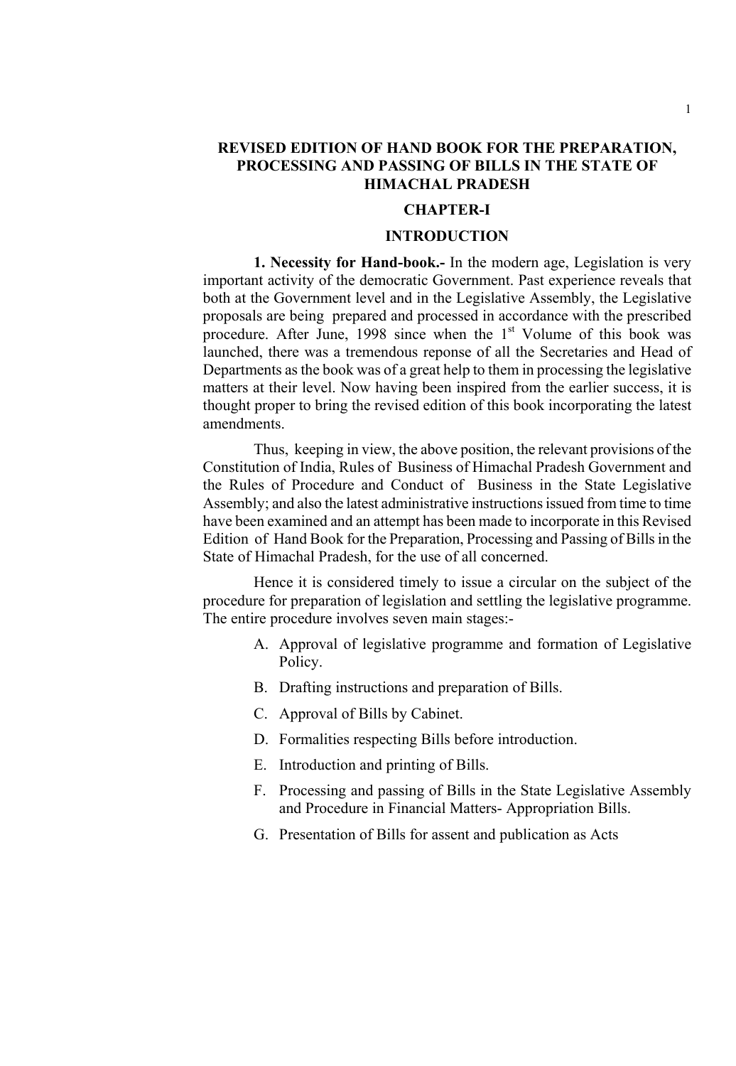# REVISED EDITION OF HAND BOOK FOR THE PREPARATION, PROCESSING AND PASSING OF BILLS IN THE STATE OF HIMACHAL PRADESH

## CHAPTER-I

## INTRODUCTION

**1. Necessity for Hand-book.-** In the modern age, Legislation is very important activity of the democratic Government. Past experience reveals that both at the Government level and in the Legislative Assembly, the Legislative proposals are being prepared and processed in accordance with the prescribed procedure. After June, 1998 since when the 1st Volume of this book was launched, there was a tremendous reponse of all the Secretaries and Head of Departments as the book was of a great help to them in processing the legislative matters at their level. Now having been inspired from the earlier success, it is thought proper to bring the revised edition of this book incorporating the latest amendments.

Thus, keeping in view, the above position, the relevant provisions of the Constitution of India, Rules of Business of Himachal Pradesh Government and the Rules of Procedure and Conduct of Business in the State Legislative Assembly; and also the latest administrative instructions issued from time to time have been examined and an attempt has been made to incorporate in this Revised Edition of Hand Book for the Preparation, Processing and Passing of Bills in the State of Himachal Pradesh, for the use of all concerned.

Hence it is considered timely to issue a circular on the subject of the procedure for preparation of legislation and settling the legislative programme. The entire procedure involves seven main stages:-

A. Approval of legislative programme and formation of Legislative Policy.
B. Drafting instructions and preparation of Bills.
C. Approval of Bills by Cabinet.
D. Formalities respecting Bills before introduction.
E. Introduction and printing of Bills.
F. Processing and passing of Bills in the State Legislative Assembly and Procedure in Financial Matters- Appropriation Bills.
G. Presentation of Bills for assent and publication as Acts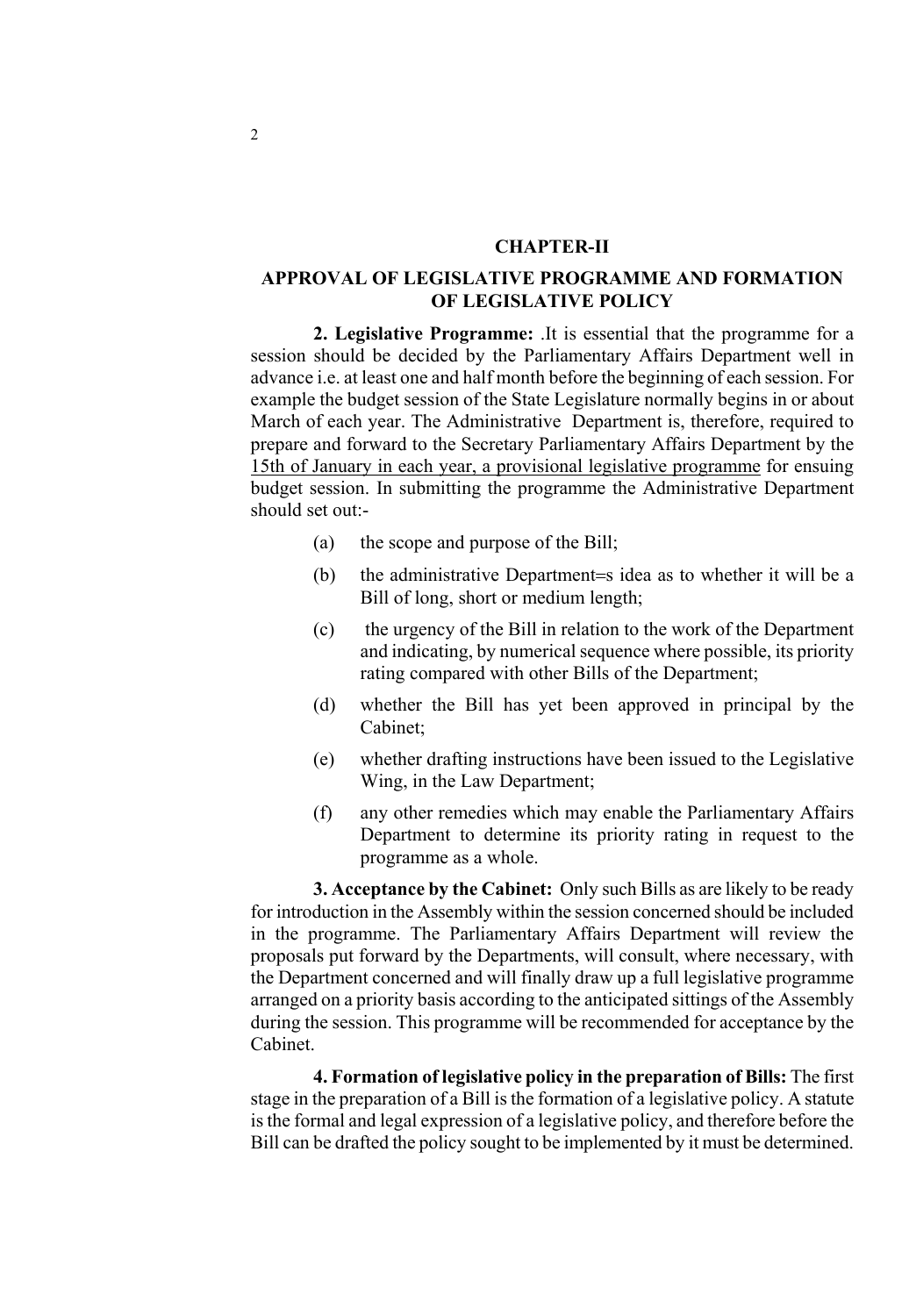# CHAPTER-II

## APPROVAL OF LEGISLATIVE PROGRAMME AND FORMATION OF LEGISLATIVE POLICY

**2. Legislative Programme:** .It is essential that the programme for a session should be decided by the Parliamentary Affairs Department well in advance i.e. at least one and half month before the beginning of each session. For example the budget session of the State Legislature normally begins in or about March of each year. The Administrative Department is, therefore, required to prepare and forward to the Secretary Parliamentary Affairs Department by the <u>15th of January in each year, a provisional legislative programme</u> for ensuing budget session. In submitting the programme the Administrative Department should set out:-

(a) the scope and purpose of the Bill;

(b) the administrative Department=s idea as to whether it will be a Bill of long, short or medium length;

(c) the urgency of the Bill in relation to the work of the Department and indicating, by numerical sequence where possible, its priority rating compared with other Bills of the Department;

(d) whether the Bill has yet been approved in principal by the Cabinet;

(e) whether drafting instructions have been issued to the Legislative Wing, in the Law Department;

(f) any other remedies which may enable the Parliamentary Affairs Department to determine its priority rating in request to the programme as a whole.

**3. Acceptance by the Cabinet:** Only such Bills as are likely to be ready for introduction in the Assembly within the session concerned should be included in the programme. The Parliamentary Affairs Department will review the proposals put forward by the Departments, will consult, where necessary, with the Department concerned and will finally draw up a full legislative programme arranged on a priority basis according to the anticipated sittings of the Assembly during the session. This programme will be recommended for acceptance by the Cabinet.

**4. Formation of legislative policy in the preparation of Bills:** The first stage in the preparation of a Bill is the formation of a legislative policy. A statute is the formal and legal expression of a legislative policy, and therefore before the Bill can be drafted the policy sought to be implemented by it must be determined.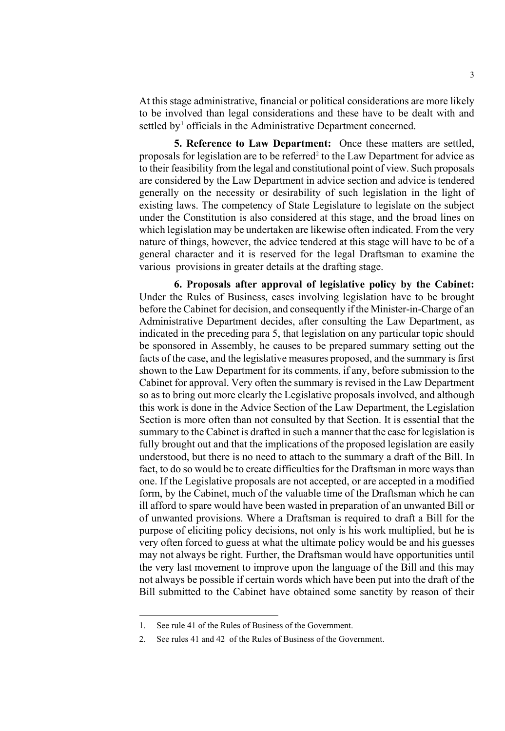At this stage administrative, financial or political considerations are more likely to be involved than legal considerations and these have to be dealt with and settled by[1] officials in the Administrative Department concerned.

**5. Reference to Law Department:** Once these matters are settled, proposals for legislation are to be referred[2] to the Law Department for advice as to their feasibility from the legal and constitutional point of view. Such proposals are considered by the Law Department in advice section and advice is tendered generally on the necessity or desirability of such legislation in the light of existing laws. The competency of State Legislature to legislate on the subject under the Constitution is also considered at this stage, and the broad lines on which legislation may be undertaken are likewise often indicated. From the very nature of things, however, the advice tendered at this stage will have to be of a general character and it is reserved for the legal Draftsman to examine the various provisions in greater details at the drafting stage.

**6. Proposals after approval of legislative policy by the Cabinet:** Under the Rules of Business, cases involving legislation have to be brought before the Cabinet for decision, and consequently if the Minister-in-Charge of an Administrative Department decides, after consulting the Law Department, as indicated in the preceding para 5, that legislation on any particular topic should be sponsored in Assembly, he causes to be prepared summary setting out the facts of the case, and the legislative measures proposed, and the summary is first shown to the Law Department for its comments, if any, before submission to the Cabinet for approval. Very often the summary is revised in the Law Department so as to bring out more clearly the Legislative proposals involved, and although this work is done in the Advice Section of the Law Department, the Legislation Section is more often than not consulted by that Section. It is essential that the summary to the Cabinet is drafted in such a manner that the case for legislation is fully brought out and that the implications of the proposed legislation are easily understood, but there is no need to attach to the summary a draft of the Bill. In fact, to do so would be to create difficulties for the Draftsman in more ways than one. If the Legislative proposals are not accepted, or are accepted in a modified form, by the Cabinet, much of the valuable time of the Draftsman which he can ill afford to spare would have been wasted in preparation of an unwanted Bill or of unwanted provisions. Where a Draftsman is required to draft a Bill for the purpose of eliciting policy decisions, not only is his work multiplied, but he is very often forced to guess at what the ultimate policy would be and his guesses may not always be right. Further, the Draftsman would have opportunities until the very last movement to improve upon the language of the Bill and this may not always be possible if certain words which have been put into the draft of the Bill submitted to the Cabinet have obtained some sanctity by reason of their

---

1. See rule 41 of the Rules of Business of the Government.
2. See rules 41 and 42 of the Rules of Business of the Government.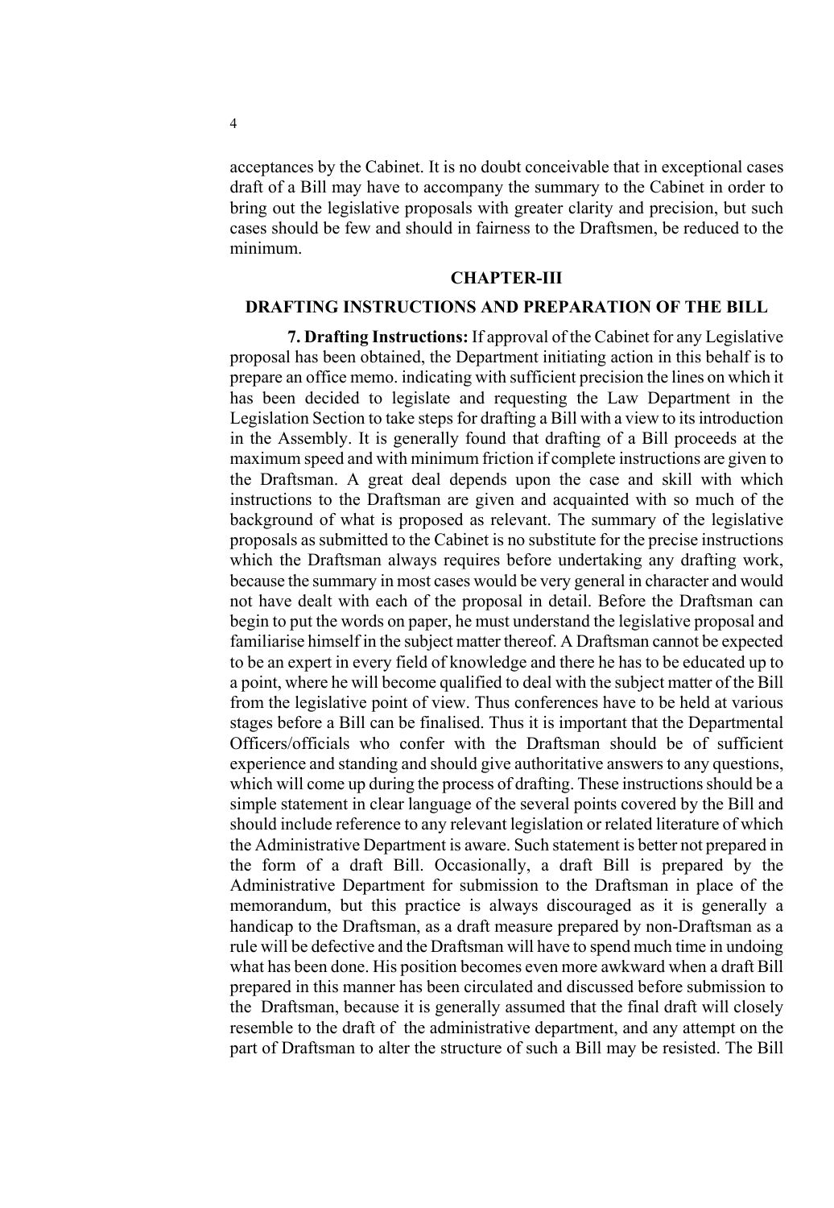acceptances by the Cabinet. It is no doubt conceivable that in exceptional cases draft of a Bill may have to accompany the summary to the Cabinet in order to bring out the legislative proposals with greater clarity and precision, but such cases should be few and should in fairness to the Draftsmen, be reduced to the minimum.

## CHAPTER-III

## DRAFTING INSTRUCTIONS AND PREPARATION OF THE BILL

**7. Drafting Instructions:** If approval of the Cabinet for any Legislative proposal has been obtained, the Department initiating action in this behalf is to prepare an office memo. indicating with sufficient precision the lines on which it has been decided to legislate and requesting the Law Department in the Legislation Section to take steps for drafting a Bill with a view to its introduction in the Assembly. It is generally found that drafting of a Bill proceeds at the maximum speed and with minimum friction if complete instructions are given to the Draftsman. A great deal depends upon the case and skill with which instructions to the Draftsman are given and acquainted with so much of the background of what is proposed as relevant. The summary of the legislative proposals as submitted to the Cabinet is no substitute for the precise instructions which the Draftsman always requires before undertaking any drafting work, because the summary in most cases would be very general in character and would not have dealt with each of the proposal in detail. Before the Draftsman can begin to put the words on paper, he must understand the legislative proposal and familiarise himself in the subject matter thereof. A Draftsman cannot be expected to be an expert in every field of knowledge and there he has to be educated up to a point, where he will become qualified to deal with the subject matter of the Bill from the legislative point of view. Thus conferences have to be held at various stages before a Bill can be finalised. Thus it is important that the Departmental Officers/officials who confer with the Draftsman should be of sufficient experience and standing and should give authoritative answers to any questions, which will come up during the process of drafting. These instructions should be a simple statement in clear language of the several points covered by the Bill and should include reference to any relevant legislation or related literature of which the Administrative Department is aware. Such statement is better not prepared in the form of a draft Bill. Occasionally, a draft Bill is prepared by the Administrative Department for submission to the Draftsman in place of the memorandum, but this practice is always discouraged as it is generally a handicap to the Draftsman, as a draft measure prepared by non-Draftsman as a rule will be defective and the Draftsman will have to spend much time in undoing what has been done. His position becomes even more awkward when a draft Bill prepared in this manner has been circulated and discussed before submission to the Draftsman, because it is generally assumed that the final draft will closely resemble to the draft of the administrative department, and any attempt on the part of Draftsman to alter the structure of such a Bill may be resisted. The Bill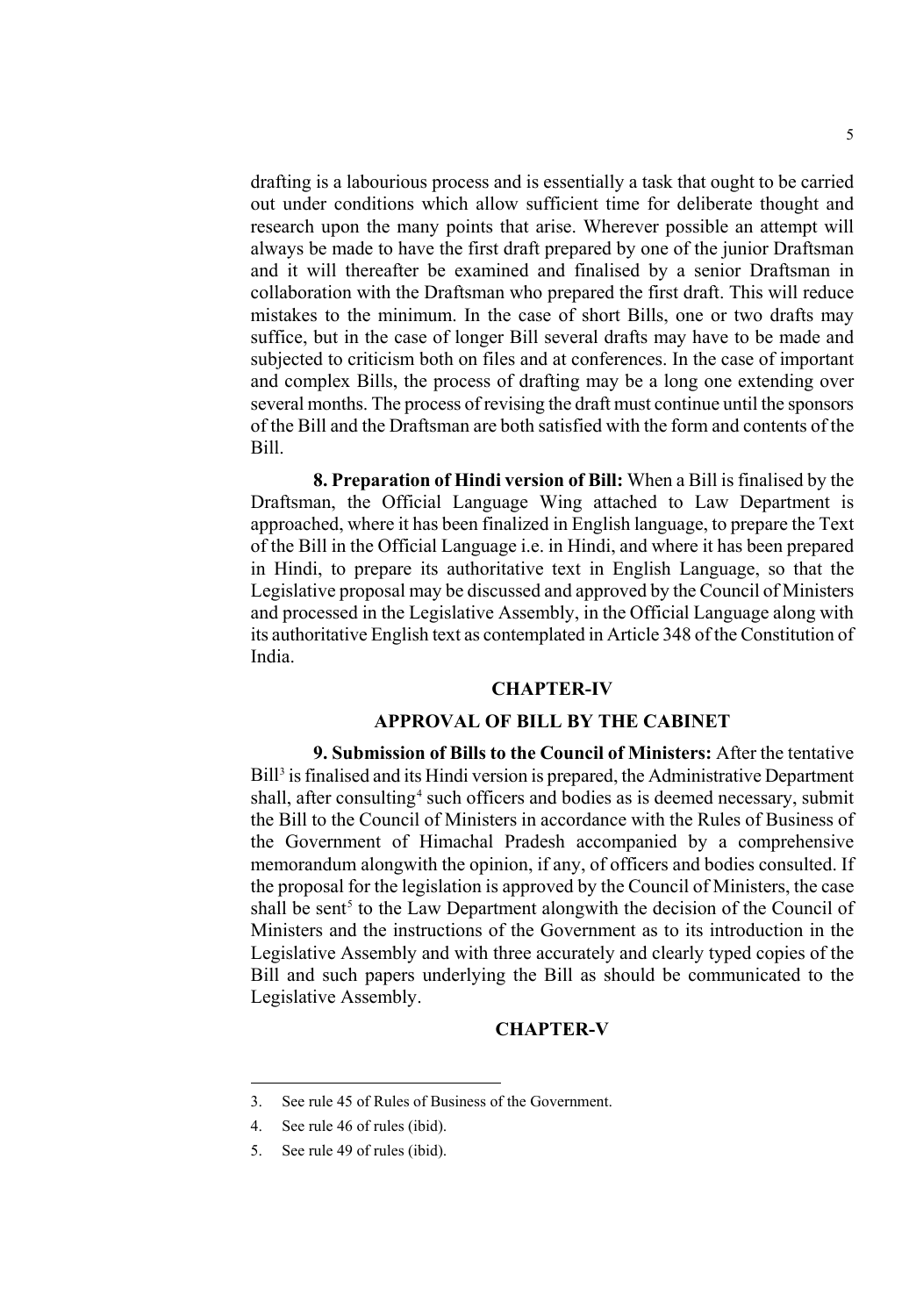drafting is a labourious process and is essentially a task that ought to be carried out under conditions which allow sufficient time for deliberate thought and research upon the many points that arise. Wherever possible an attempt will always be made to have the first draft prepared by one of the junior Draftsman and it will thereafter be examined and finalised by a senior Draftsman in collaboration with the Draftsman who prepared the first draft. This will reduce mistakes to the minimum. In the case of short Bills, one or two drafts may suffice, but in the case of longer Bill several drafts may have to be made and subjected to criticism both on files and at conferences. In the case of important and complex Bills, the process of drafting may be a long one extending over several months. The process of revising the draft must continue until the sponsors of the Bill and the Draftsman are both satisfied with the form and contents of the Bill.

**8. Preparation of Hindi version of Bill:** When a Bill is finalised by the Draftsman, the Official Language Wing attached to Law Department is approached, where it has been finalized in English language, to prepare the Text of the Bill in the Official Language i.e. in Hindi, and where it has been prepared in Hindi, to prepare its authoritative text in English Language, so that the Legislative proposal may be discussed and approved by the Council of Ministers and processed in the Legislative Assembly, in the Official Language along with its authoritative English text as contemplated in Article 348 of the Constitution of India.

## CHAPTER-IV

## APPROVAL OF BILL BY THE CABINET

**9. Submission of Bills to the Council of Ministers:** After the tentative Bill[3] is finalised and its Hindi version is prepared, the Administrative Department shall, after consulting[4] such officers and bodies as is deemed necessary, submit the Bill to the Council of Ministers in accordance with the Rules of Business of the Government of Himachal Pradesh accompanied by a comprehensive memorandum alongwith the opinion, if any, of officers and bodies consulted. If the proposal for the legislation is approved by the Council of Ministers, the case shall be sent[5] to the Law Department alongwith the decision of the Council of Ministers and the instructions of the Government as to its introduction in the Legislative Assembly and with three accurately and clearly typed copies of the Bill and such papers underlying the Bill as should be communicated to the Legislative Assembly.

## CHAPTER-V

---

3. See rule 45 of Rules of Business of the Government.
4. See rule 46 of rules (ibid).
5. See rule 49 of rules (ibid).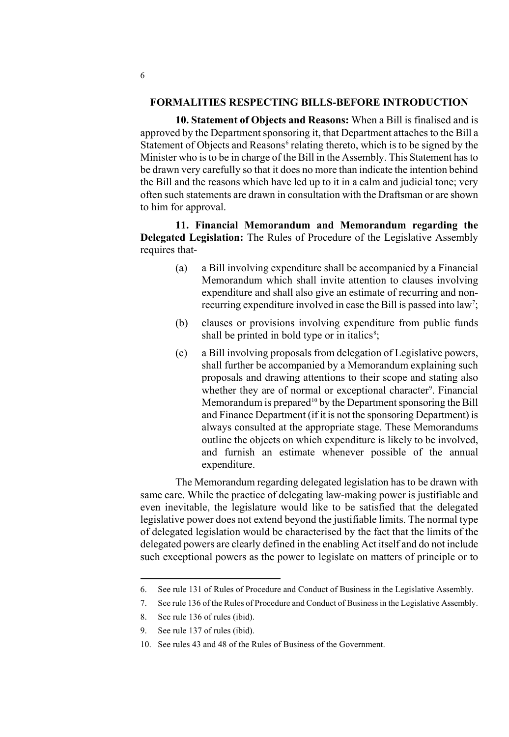## FORMALITIES RESPECTING BILLS-BEFORE INTRODUCTION

**10. Statement of Objects and Reasons:** When a Bill is finalised and is approved by the Department sponsoring it, that Department attaches to the Bill a Statement of Objects and Reasons[6] relating thereto, which is to be signed by the Minister who is to be in charge of the Bill in the Assembly. This Statement has to be drawn very carefully so that it does no more than indicate the intention behind the Bill and the reasons which have led up to it in a calm and judicial tone; very often such statements are drawn in consultation with the Draftsman or are shown to him for approval.

**11. Financial Memorandum and Memorandum regarding the Delegated Legislation:** The Rules of Procedure of the Legislative Assembly requires that-

(a) a Bill involving expenditure shall be accompanied by a Financial Memorandum which shall invite attention to clauses involving expenditure and shall also give an estimate of recurring and non-recurring expenditure involved in case the Bill is passed into law[7];

(b) clauses or provisions involving expenditure from public funds shall be printed in bold type or in italics[8];

(c) a Bill involving proposals from delegation of Legislative powers, shall further be accompanied by a Memorandum explaining such proposals and drawing attentions to their scope and stating also whether they are of normal or exceptional character[9]. Financial Memorandum is prepared[10] by the Department sponsoring the Bill and Finance Department (if it is not the sponsoring Department) is always consulted at the appropriate stage. These Memorandums outline the objects on which expenditure is likely to be involved, and furnish an estimate whenever possible of the annual expenditure.

The Memorandum regarding delegated legislation has to be drawn with same care. While the practice of delegating law-making power is justifiable and even inevitable, the legislature would like to be satisfied that the delegated legislative power does not extend beyond the justifiable limits. The normal type of delegated legislation would be characterised by the fact that the limits of the delegated powers are clearly defined in the enabling Act itself and do not include such exceptional powers as the power to legislate on matters of principle or to

---

6. See rule 131 of Rules of Procedure and Conduct of Business in the Legislative Assembly.
7. See rule 136 of the Rules of Procedure and Conduct of Business in the Legislative Assembly.
8. See rule 136 of rules (ibid).
9. See rule 137 of rules (ibid).
10. See rules 43 and 48 of the Rules of Business of the Government.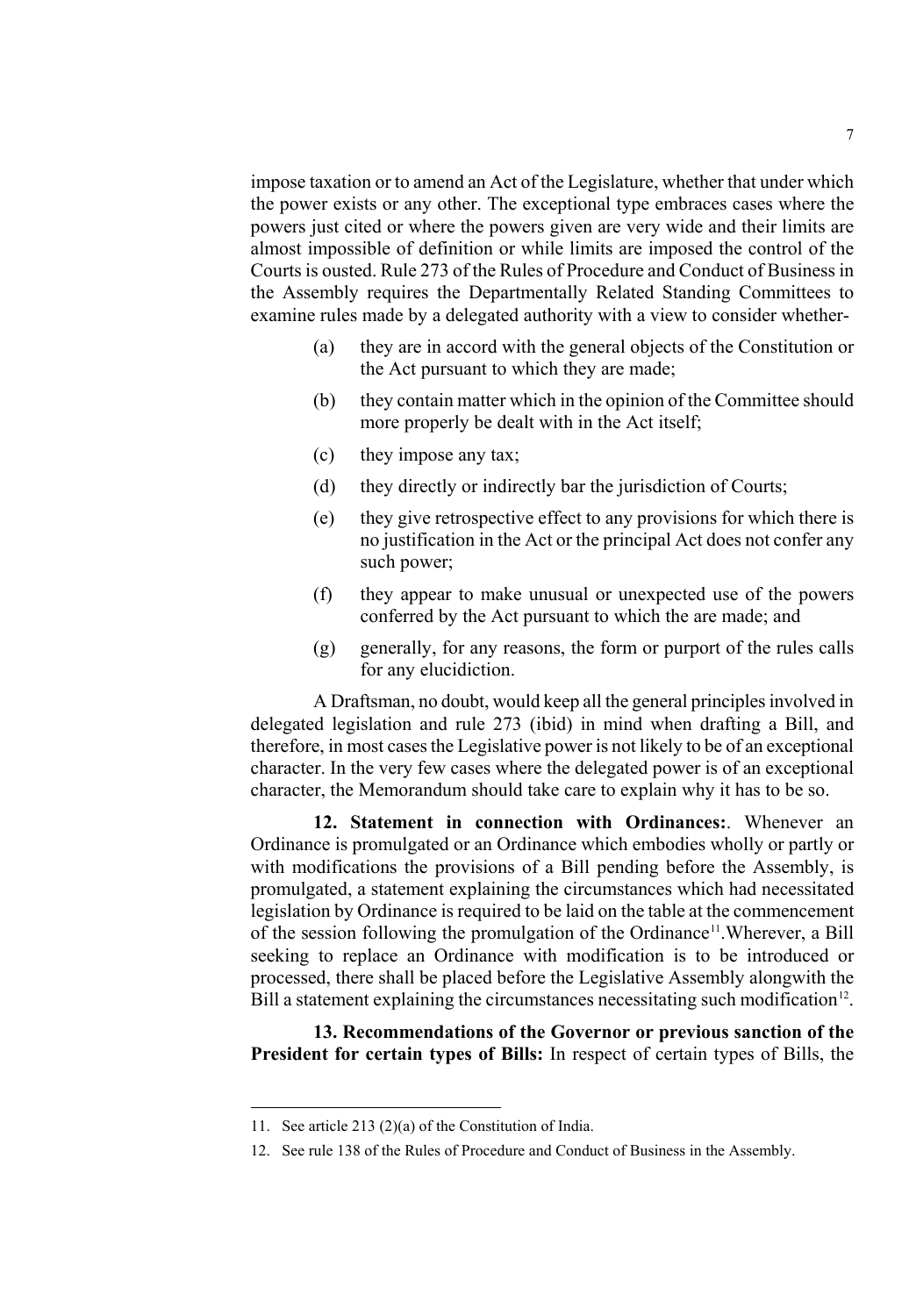impose taxation or to amend an Act of the Legislature, whether that under which the power exists or any other. The exceptional type embraces cases where the powers just cited or where the powers given are very wide and their limits are almost impossible of definition or while limits are imposed the control of the Courts is ousted. Rule 273 of the Rules of Procedure and Conduct of Business in the Assembly requires the Departmentally Related Standing Committees to examine rules made by a delegated authority with a view to consider whether-

(a) they are in accord with the general objects of the Constitution or the Act pursuant to which they are made;

(b) they contain matter which in the opinion of the Committee should more properly be dealt with in the Act itself;

(c) they impose any tax;

(d) they directly or indirectly bar the jurisdiction of Courts;

(e) they give retrospective effect to any provisions for which there is no justification in the Act or the principal Act does not confer any such power;

(f) they appear to make unusual or unexpected use of the powers conferred by the Act pursuant to which the are made; and

(g) generally, for any reasons, the form or purport of the rules calls for any elucidiction.

A Draftsman, no doubt, would keep all the general principles involved in delegated legislation and rule 273 (ibid) in mind when drafting a Bill, and therefore, in most cases the Legislative power is not likely to be of an exceptional character. In the very few cases where the delegated power is of an exceptional character, the Memorandum should take care to explain why it has to be so.

**12. Statement in connection with Ordinances:**. Whenever an Ordinance is promulgated or an Ordinance which embodies wholly or partly or with modifications the provisions of a Bill pending before the Assembly, is promulgated, a statement explaining the circumstances which had necessitated legislation by Ordinance is required to be laid on the table at the commencement of the session following the promulgation of the Ordinance[11].Wherever, a Bill seeking to replace an Ordinance with modification is to be introduced or processed, there shall be placed before the Legislative Assembly alongwith the Bill a statement explaining the circumstances necessitating such modification[12].

**13. Recommendations of the Governor or previous sanction of the President for certain types of Bills:** In respect of certain types of Bills, the

11. See article 213 (2)(a) of the Constitution of India.

12. See rule 138 of the Rules of Procedure and Conduct of Business in the Assembly.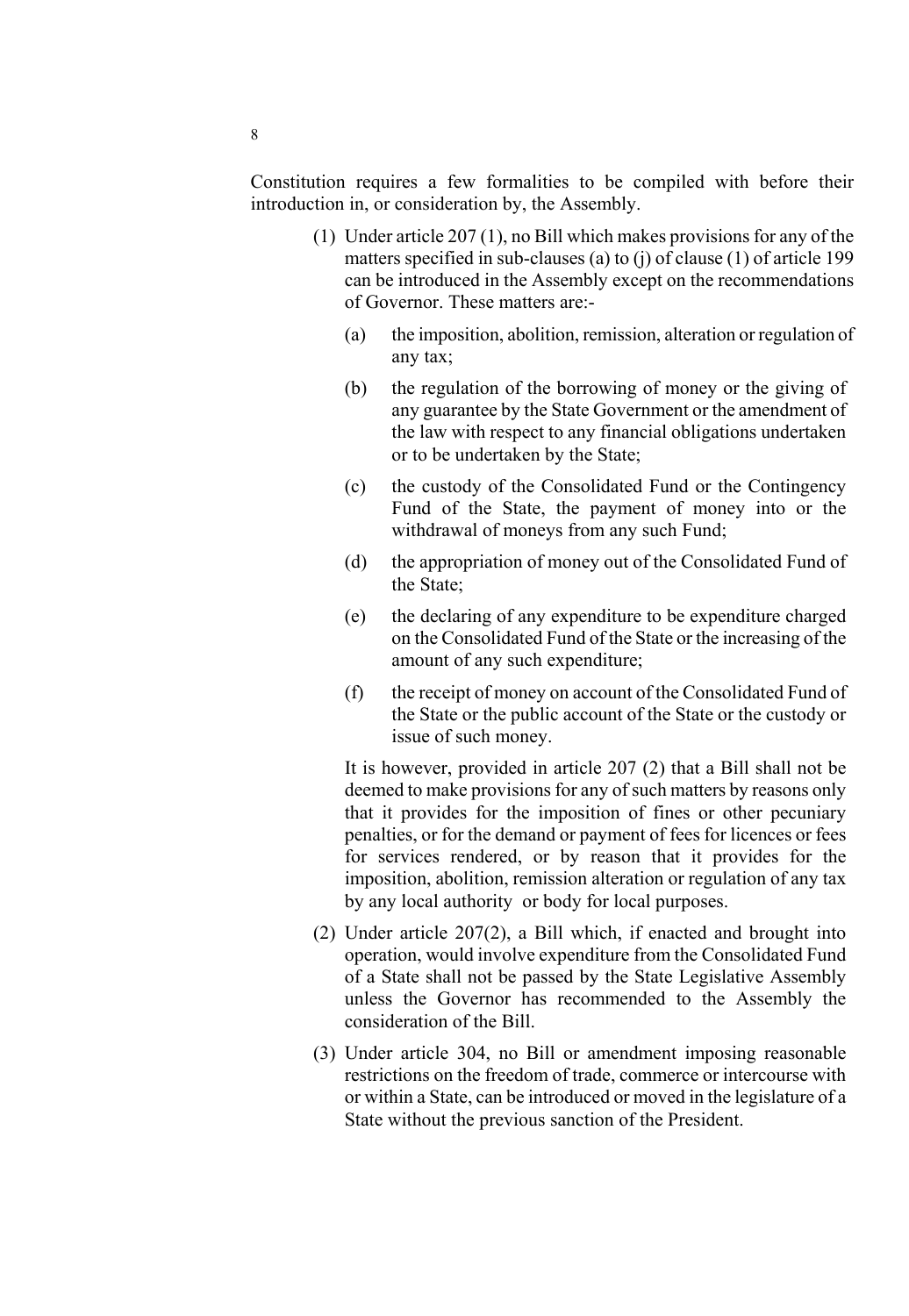Constitution requires a few formalities to be compiled with before their introduction in, or consideration by, the Assembly.

(1) Under article 207 (1), no Bill which makes provisions for any of the matters specified in sub-clauses (a) to (j) of clause (1) of article 199 can be introduced in the Assembly except on the recommendations of Governor. These matters are:-

   (a) the imposition, abolition, remission, alteration or regulation of any tax;

   (b) the regulation of the borrowing of money or the giving of any guarantee by the State Government or the amendment of the law with respect to any financial obligations undertaken or to be undertaken by the State;

   (c) the custody of the Consolidated Fund or the Contingency Fund of the State, the payment of money into or the withdrawal of moneys from any such Fund;

   (d) the appropriation of money out of the Consolidated Fund of the State;

   (e) the declaring of any expenditure to be expenditure charged on the Consolidated Fund of the State or the increasing of the amount of any such expenditure;

   (f) the receipt of money on account of the Consolidated Fund of the State or the public account of the State or the custody or issue of such money.

   It is however, provided in article 207 (2) that a Bill shall not be deemed to make provisions for any of such matters by reasons only that it provides for the imposition of fines or other pecuniary penalties, or for the demand or payment of fees for licences or fees for services rendered, or by reason that it provides for the imposition, abolition, remission alteration or regulation of any tax by any local authority or body for local purposes.

(2) Under article 207(2), a Bill which, if enacted and brought into operation, would involve expenditure from the Consolidated Fund of a State shall not be passed by the State Legislative Assembly unless the Governor has recommended to the Assembly the consideration of the Bill.

(3) Under article 304, no Bill or amendment imposing reasonable restrictions on the freedom of trade, commerce or intercourse with or within a State, can be introduced or moved in the legislature of a State without the previous sanction of the President.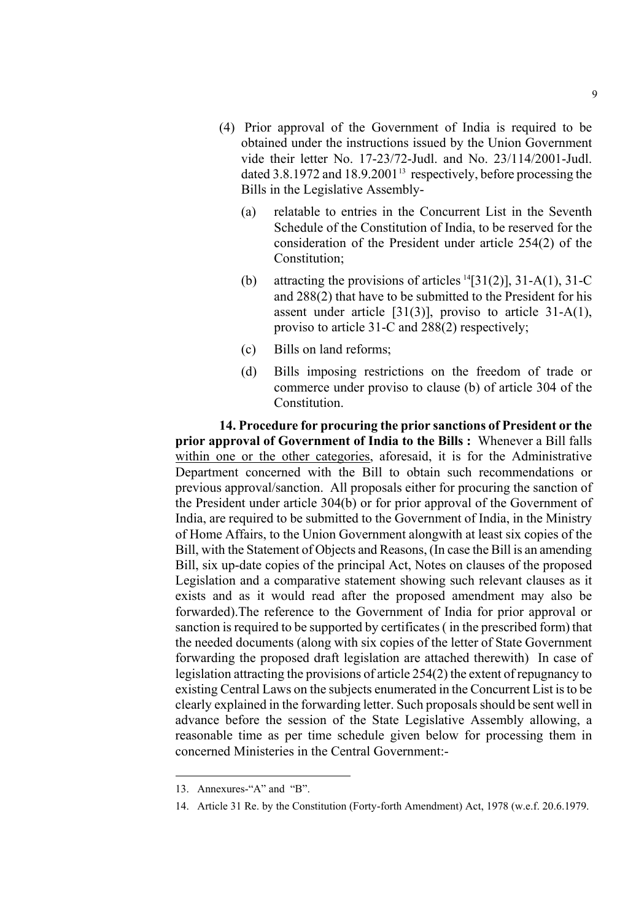(4) Prior approval of the Government of India is required to be obtained under the instructions issued by the Union Government vide their letter No. 17-23/72-Judl. and No. 23/114/2001-Judl. dated 3.8.1972 and 18.9.2001[13] respectively, before processing the Bills in the Legislative Assembly-

(a) relatable to entries in the Concurrent List in the Seventh Schedule of the Constitution of India, to be reserved for the consideration of the President under article 254(2) of the Constitution;

(b) attracting the provisions of articles [14][31(2)], 31-A(1), 31-C and 288(2) that have to be submitted to the President for his assent under article [31(3)], proviso to article 31-A(1), proviso to article 31-C and 288(2) respectively;

(c) Bills on land reforms;

(d) Bills imposing restrictions on the freedom of trade or commerce under proviso to clause (b) of article 304 of the Constitution.

**14. Procedure for procuring the prior sanctions of President or the prior approval of Government of India to the Bills :** Whenever a Bill falls within one or the other categories, aforesaid, it is for the Administrative Department concerned with the Bill to obtain such recommendations or previous approval/sanction. All proposals either for procuring the sanction of the President under article 304(b) or for prior approval of the Government of India, are required to be submitted to the Government of India, in the Ministry of Home Affairs, to the Union Government alongwith at least six copies of the Bill, with the Statement of Objects and Reasons, (In case the Bill is an amending Bill, six up-date copies of the principal Act, Notes on clauses of the proposed Legislation and a comparative statement showing such relevant clauses as it exists and as it would read after the proposed amendment may also be forwarded).The reference to the Government of India for prior approval or sanction is required to be supported by certificates ( in the prescribed form) that the needed documents (along with six copies of the letter of State Government forwarding the proposed draft legislation are attached therewith) In case of legislation attracting the provisions of article 254(2) the extent of repugnancy to existing Central Laws on the subjects enumerated in the Concurrent List is to be clearly explained in the forwarding letter. Such proposals should be sent well in advance before the session of the State Legislative Assembly allowing, a reasonable time as per time schedule given below for processing them in concerned Ministeries in the Central Government:-

---

13. Annexures-"A" and "B".

14. Article 31 Re. by the Constitution (Forty-forth Amendment) Act, 1978 (w.e.f. 20.6.1979.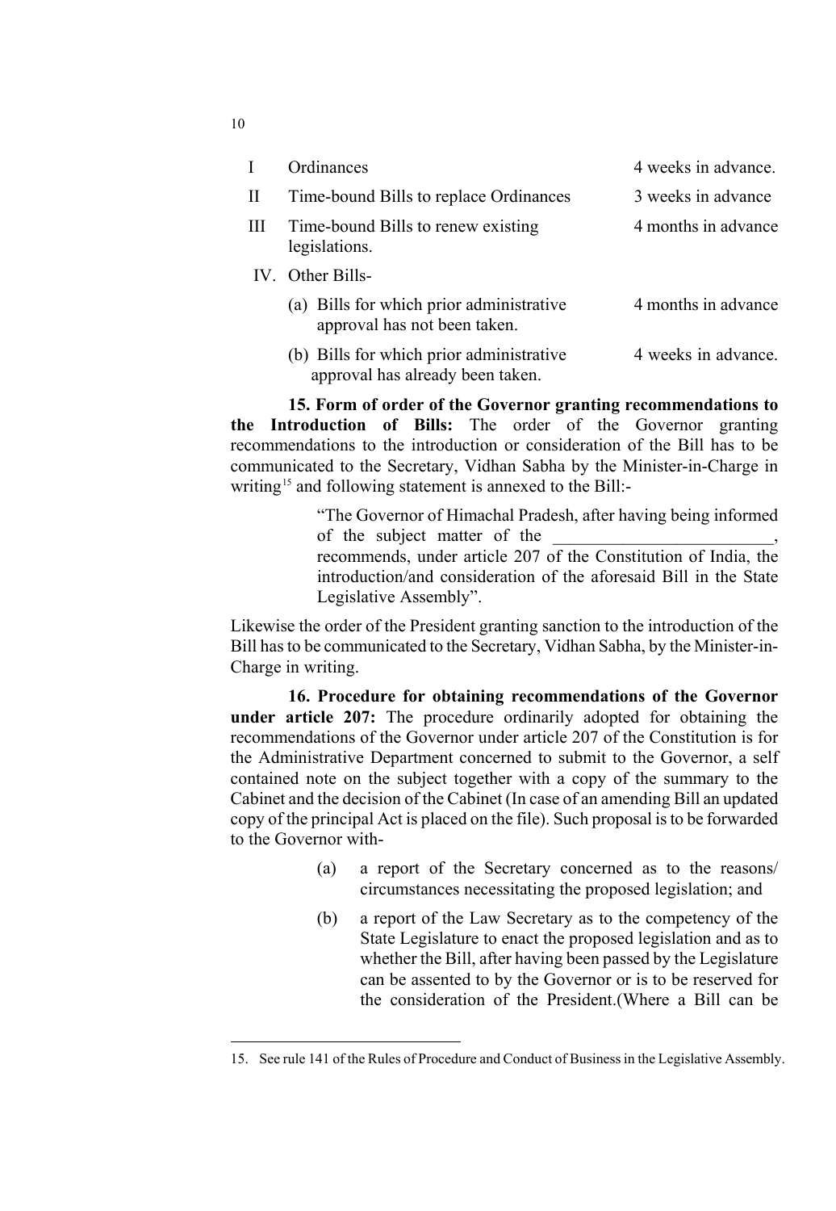| | | |
|---|---|---|
| I | Ordinances | 4 weeks in advance. |
| II | Time-bound Bills to replace Ordinances | 3 weeks in advance |
| III | Time-bound Bills to renew existing legislations. | 4 months in advance |
| IV. | Other Bills- | |
| | (a) Bills for which prior administrative approval has not been taken. | 4 months in advance |
| | (b) Bills for which prior administrative approval has already been taken. | 4 weeks in advance. |

**15. Form of order of the Governor granting recommendations to the Introduction of Bills:** The order of the Governor granting recommendations to the introduction or consideration of the Bill has to be communicated to the Secretary, Vidhan Sabha by the Minister-in-Charge in writing[15] and following statement is annexed to the Bill:-

> "The Governor of Himachal Pradesh, after having being informed of the subject matter of the _________________________, recommends, under article 207 of the Constitution of India, the introduction/and consideration of the aforesaid Bill in the State Legislative Assembly".

Likewise the order of the President granting sanction to the introduction of the Bill has to be communicated to the Secretary, Vidhan Sabha, by the Minister-in-Charge in writing.

**16. Procedure for obtaining recommendations of the Governor under article 207:** The procedure ordinarily adopted for obtaining the recommendations of the Governor under article 207 of the Constitution is for the Administrative Department concerned to submit to the Governor, a self contained note on the subject together with a copy of the summary to the Cabinet and the decision of the Cabinet (In case of an amending Bill an updated copy of the principal Act is placed on the file). Such proposal is to be forwarded to the Governor with-

(a) a report of the Secretary concerned as to the reasons/ circumstances necessitating the proposed legislation; and

(b) a report of the Law Secretary as to the competency of the State Legislature to enact the proposed legislation and as to whether the Bill, after having been passed by the Legislature can be assented to by the Governor or is to be reserved for the consideration of the President.(Where a Bill can be

---

15. See rule 141 of the Rules of Procedure and Conduct of Business in the Legislative Assembly.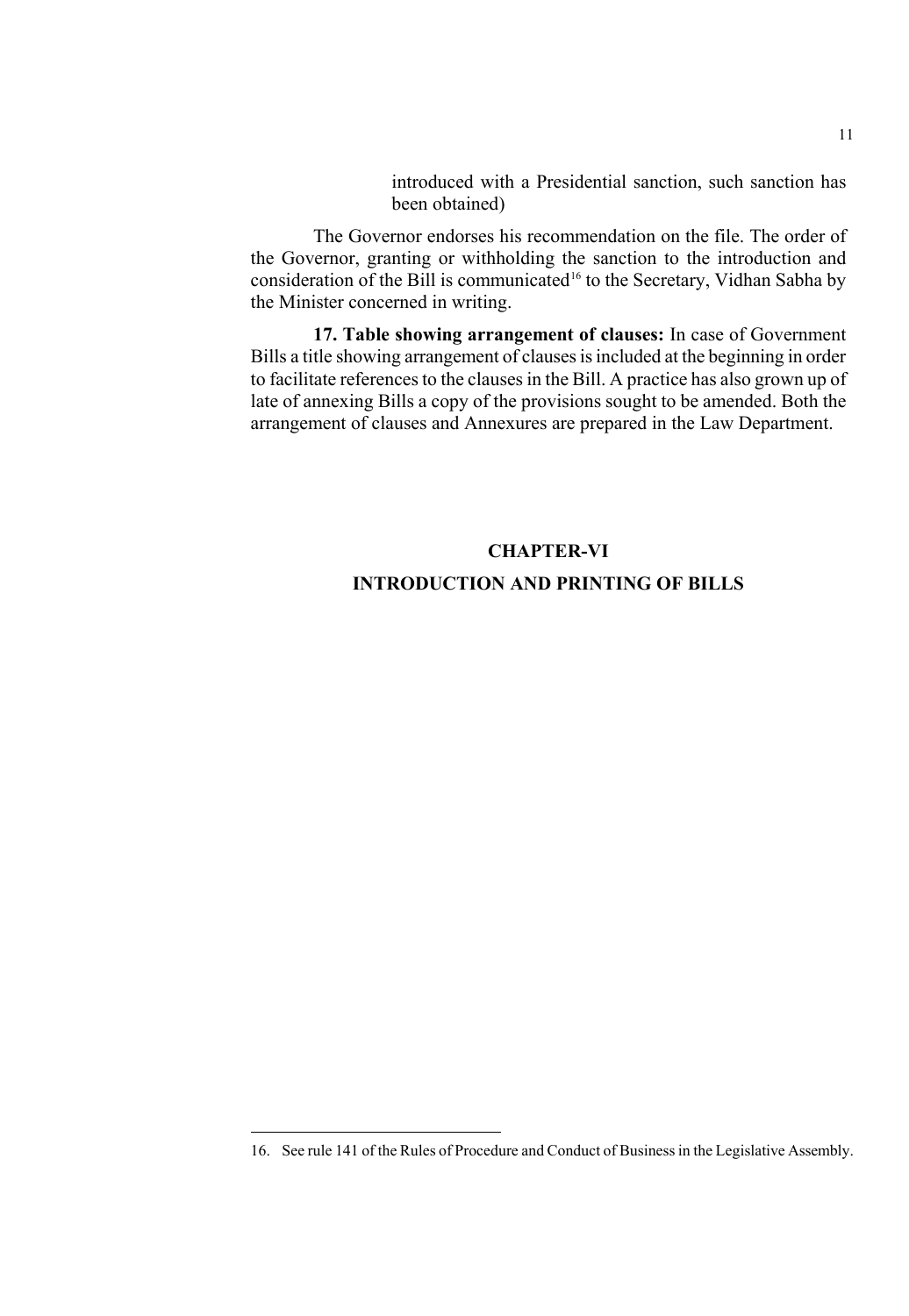introduced with a Presidential sanction, such sanction has been obtained)

The Governor endorses his recommendation on the file. The order of the Governor, granting or withholding the sanction to the introduction and consideration of the Bill is communicated[16] to the Secretary, Vidhan Sabha by the Minister concerned in writing.

**17. Table showing arrangement of clauses:** In case of Government Bills a title showing arrangement of clauses is included at the beginning in order to facilitate references to the clauses in the Bill. A practice has also grown up of late of annexing Bills a copy of the provisions sought to be amended. Both the arrangement of clauses and Annexures are prepared in the Law Department.

## CHAPTER-VI

## INTRODUCTION AND PRINTING OF BILLS

16. See rule 141 of the Rules of Procedure and Conduct of Business in the Legislative Assembly.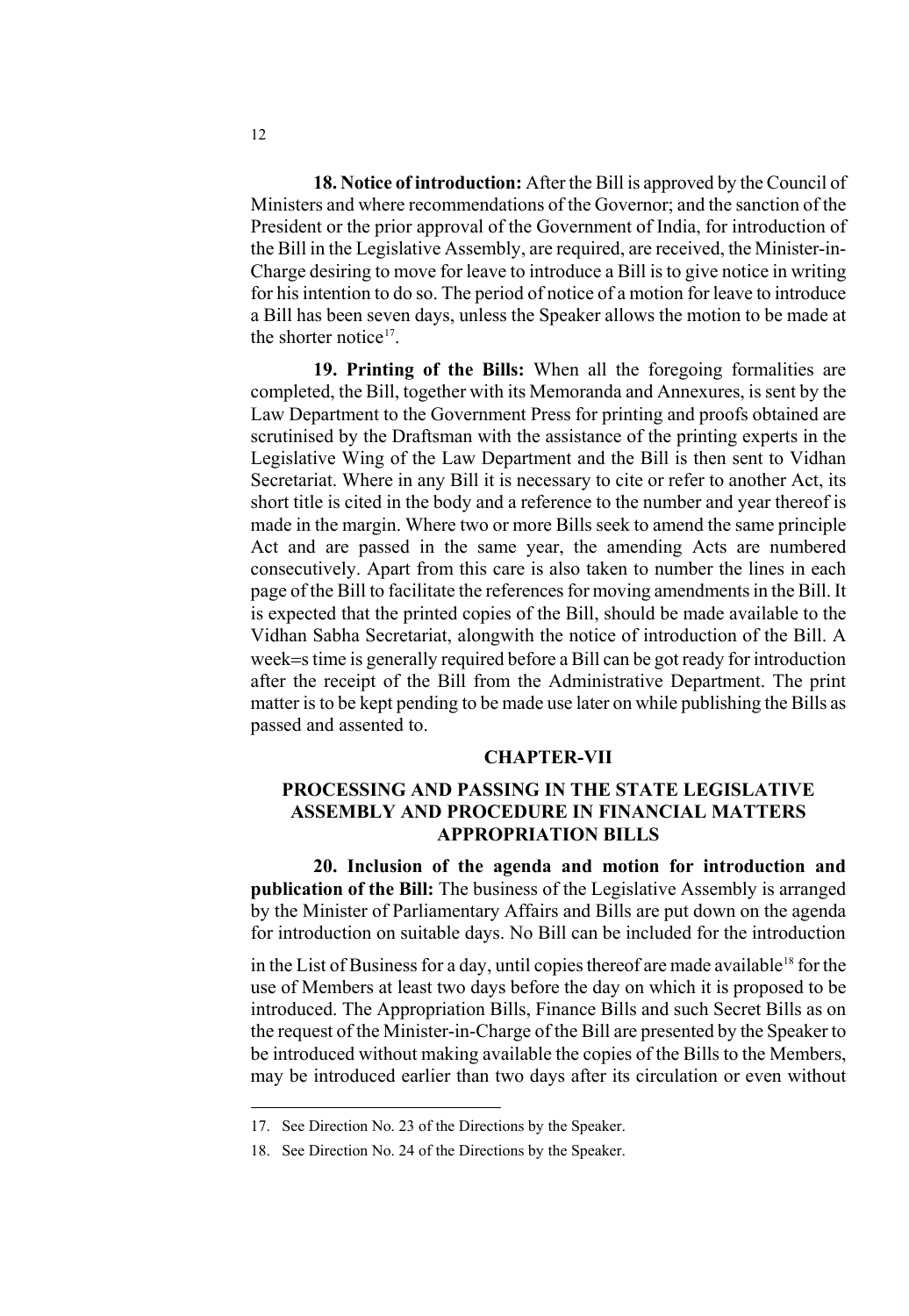**18. Notice of introduction:** After the Bill is approved by the Council of Ministers and where recommendations of the Governor; and the sanction of the President or the prior approval of the Government of India, for introduction of the Bill in the Legislative Assembly, are required, are received, the Minister-in-Charge desiring to move for leave to introduce a Bill is to give notice in writing for his intention to do so. The period of notice of a motion for leave to introduce a Bill has been seven days, unless the Speaker allows the motion to be made at the shorter notice[17].

**19. Printing of the Bills:** When all the foregoing formalities are completed, the Bill, together with its Memoranda and Annexures, is sent by the Law Department to the Government Press for printing and proofs obtained are scrutinised by the Draftsman with the assistance of the printing experts in the Legislative Wing of the Law Department and the Bill is then sent to Vidhan Secretariat. Where in any Bill it is necessary to cite or refer to another Act, its short title is cited in the body and a reference to the number and year thereof is made in the margin. Where two or more Bills seek to amend the same principle Act and are passed in the same year, the amending Acts are numbered consecutively. Apart from this care is also taken to number the lines in each page of the Bill to facilitate the references for moving amendments in the Bill. It is expected that the printed copies of the Bill, should be made available to the Vidhan Sabha Secretariat, alongwith the notice of introduction of the Bill. A week=s time is generally required before a Bill can be got ready for introduction after the receipt of the Bill from the Administrative Department. The print matter is to be kept pending to be made use later on while publishing the Bills as passed and assented to.

## CHAPTER-VII

## PROCESSING AND PASSING IN THE STATE LEGISLATIVE ASSEMBLY AND PROCEDURE IN FINANCIAL MATTERS APPROPRIATION BILLS

**20. Inclusion of the agenda and motion for introduction and publication of the Bill:** The business of the Legislative Assembly is arranged by the Minister of Parliamentary Affairs and Bills are put down on the agenda for introduction on suitable days. No Bill can be included for the introduction in the List of Business for a day, until copies thereof are made available[18] for the use of Members at least two days before the day on which it is proposed to be introduced. The Appropriation Bills, Finance Bills and such Secret Bills as on the request of the Minister-in-Charge of the Bill are presented by the Speaker to be introduced without making available the copies of the Bills to the Members, may be introduced earlier than two days after its circulation or even without

---

17. See Direction No. 23 of the Directions by the Speaker.

18. See Direction No. 24 of the Directions by the Speaker.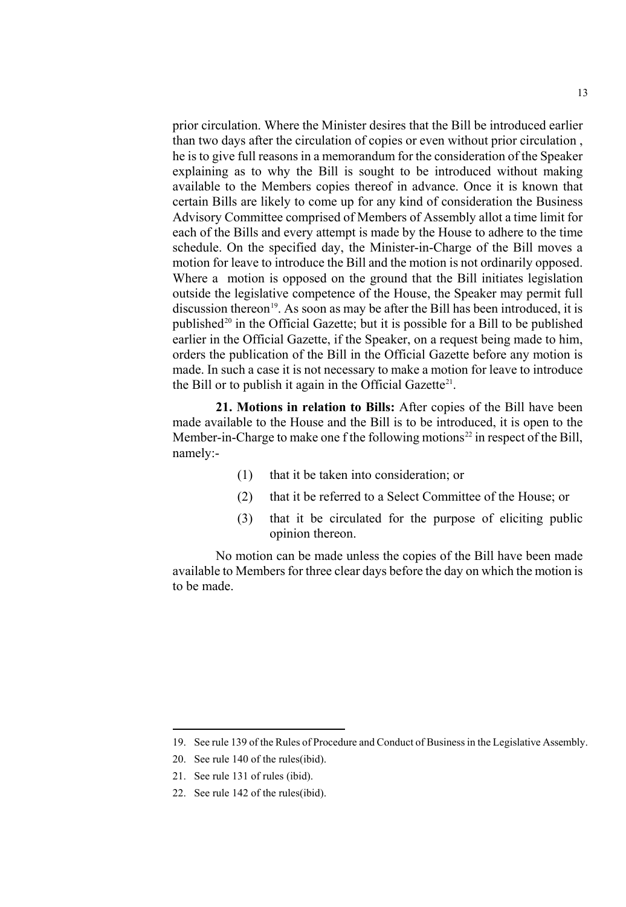prior circulation. Where the Minister desires that the Bill be introduced earlier than two days after the circulation of copies or even without prior circulation , he is to give full reasons in a memorandum for the consideration of the Speaker explaining as to why the Bill is sought to be introduced without making available to the Members copies thereof in advance. Once it is known that certain Bills are likely to come up for any kind of consideration the Business Advisory Committee comprised of Members of Assembly allot a time limit for each of the Bills and every attempt is made by the House to adhere to the time schedule. On the specified day, the Minister-in-Charge of the Bill moves a motion for leave to introduce the Bill and the motion is not ordinarily opposed. Where a motion is opposed on the ground that the Bill initiates legislation outside the legislative competence of the House, the Speaker may permit full discussion thereon[19]. As soon as may be after the Bill has been introduced, it is published[20] in the Official Gazette; but it is possible for a Bill to be published earlier in the Official Gazette, if the Speaker, on a request being made to him, orders the publication of the Bill in the Official Gazette before any motion is made. In such a case it is not necessary to make a motion for leave to introduce the Bill or to publish it again in the Official Gazette[21].

**21. Motions in relation to Bills:** After copies of the Bill have been made available to the House and the Bill is to be introduced, it is open to the Member-in-Charge to make one f the following motions[22] in respect of the Bill, namely:-

(1) that it be taken into consideration; or

(2) that it be referred to a Select Committee of the House; or

(3) that it be circulated for the purpose of eliciting public opinion thereon.

No motion can be made unless the copies of the Bill have been made available to Members for three clear days before the day on which the motion is to be made.

---

19. See rule 139 of the Rules of Procedure and Conduct of Business in the Legislative Assembly.
20. See rule 140 of the rules(ibid).
21. See rule 131 of rules (ibid).
22. See rule 142 of the rules(ibid).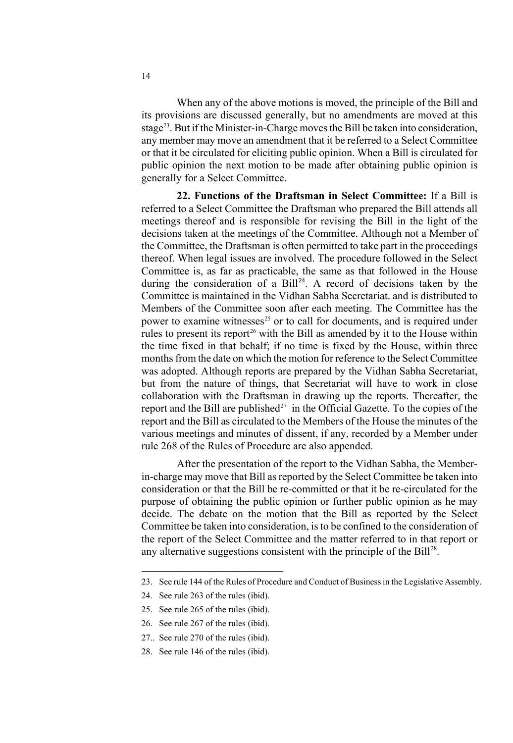When any of the above motions is moved, the principle of the Bill and its provisions are discussed generally, but no amendments are moved at this stage[23]. But if the Minister-in-Charge moves the Bill be taken into consideration, any member may move an amendment that it be referred to a Select Committee or that it be circulated for eliciting public opinion. When a Bill is circulated for public opinion the next motion to be made after obtaining public opinion is generally for a Select Committee.

**22. Functions of the Draftsman in Select Committee:** If a Bill is referred to a Select Committee the Draftsman who prepared the Bill attends all meetings thereof and is responsible for revising the Bill in the light of the decisions taken at the meetings of the Committee. Although not a Member of the Committee, the Draftsman is often permitted to take part in the proceedings thereof. When legal issues are involved. The procedure followed in the Select Committee is, as far as practicable, the same as that followed in the House during the consideration of a Bill[24]. A record of decisions taken by the Committee is maintained in the Vidhan Sabha Secretariat. and is distributed to Members of the Committee soon after each meeting. The Committee has the power to examine witnesses[25] or to call for documents, and is required under rules to present its report[26] with the Bill as amended by it to the House within the time fixed in that behalf; if no time is fixed by the House, within three months from the date on which the motion for reference to the Select Committee was adopted. Although reports are prepared by the Vidhan Sabha Secretariat, but from the nature of things, that Secretariat will have to work in close collaboration with the Draftsman in drawing up the reports. Thereafter, the report and the Bill are published[27] in the Official Gazette. To the copies of the report and the Bill as circulated to the Members of the House the minutes of the various meetings and minutes of dissent, if any, recorded by a Member under rule 268 of the Rules of Procedure are also appended.

After the presentation of the report to the Vidhan Sabha, the Member-in-charge may move that Bill as reported by the Select Committee be taken into consideration or that the Bill be re-committed or that it be re-circulated for the purpose of obtaining the public opinion or further public opinion as he may decide. The debate on the motion that the Bill as reported by the Select Committee be taken into consideration, is to be confined to the consideration of the report of the Select Committee and the matter referred to in that report or any alternative suggestions consistent with the principle of the Bill[28].

---

23. See rule 144 of the Rules of Procedure and Conduct of Business in the Legislative Assembly.
24. See rule 263 of the rules (ibid).
25. See rule 265 of the rules (ibid).
26. See rule 267 of the rules (ibid).
27.. See rule 270 of the rules (ibid).
28. See rule 146 of the rules (ibid).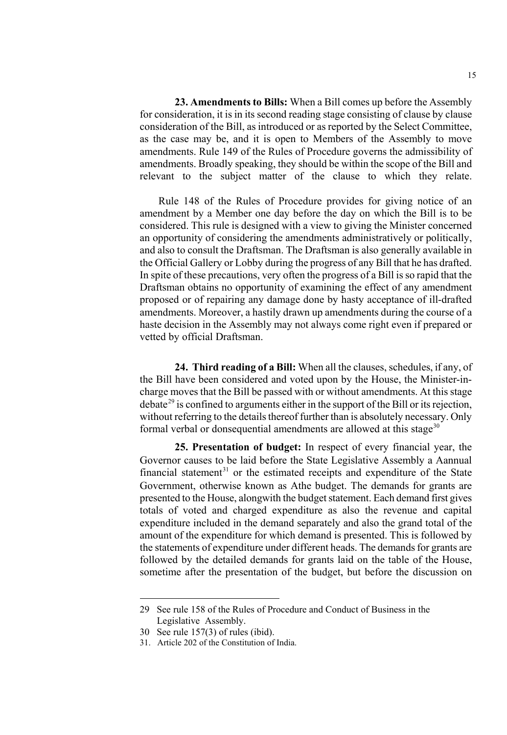**23. Amendments to Bills:** When a Bill comes up before the Assembly for consideration, it is in its second reading stage consisting of clause by clause consideration of the Bill, as introduced or as reported by the Select Committee, as the case may be, and it is open to Members of the Assembly to move amendments. Rule 149 of the Rules of Procedure governs the admissibility of amendments. Broadly speaking, they should be within the scope of the Bill and relevant to the subject matter of the clause to which they relate.

Rule 148 of the Rules of Procedure provides for giving notice of an amendment by a Member one day before the day on which the Bill is to be considered. This rule is designed with a view to giving the Minister concerned an opportunity of considering the amendments administratively or politically, and also to consult the Draftsman. The Draftsman is also generally available in the Official Gallery or Lobby during the progress of any Bill that he has drafted. In spite of these precautions, very often the progress of a Bill is so rapid that the Draftsman obtains no opportunity of examining the effect of any amendment proposed or of repairing any damage done by hasty acceptance of ill-drafted amendments. Moreover, a hastily drawn up amendments during the course of a haste decision in the Assembly may not always come right even if prepared or vetted by official Draftsman.

**24. Third reading of a Bill:** When all the clauses, schedules, if any, of the Bill have been considered and voted upon by the House, the Minister-in-charge moves that the Bill be passed with or without amendments. At this stage debate[29] is confined to arguments either in the support of the Bill or its rejection, without referring to the details thereof further than is absolutely necessary. Only formal verbal or donsequential amendments are allowed at this stage[30]

**25. Presentation of budget:** In respect of every financial year, the Governor causes to be laid before the State Legislative Assembly a Aannual financial statement[31] or the estimated receipts and expenditure of the State Government, otherwise known as Athe budget. The demands for grants are presented to the House, alongwith the budget statement. Each demand first gives totals of voted and charged expenditure as also the revenue and capital expenditure included in the demand separately and also the grand total of the amount of the expenditure for which demand is presented. This is followed by the statements of expenditure under different heads. The demands for grants are followed by the detailed demands for grants laid on the table of the House, sometime after the presentation of the budget, but before the discussion on

---

29 See rule 158 of the Rules of Procedure and Conduct of Business in the Legislative Assembly.

30 See rule 157(3) of rules (ibid).

31. Article 202 of the Constitution of India.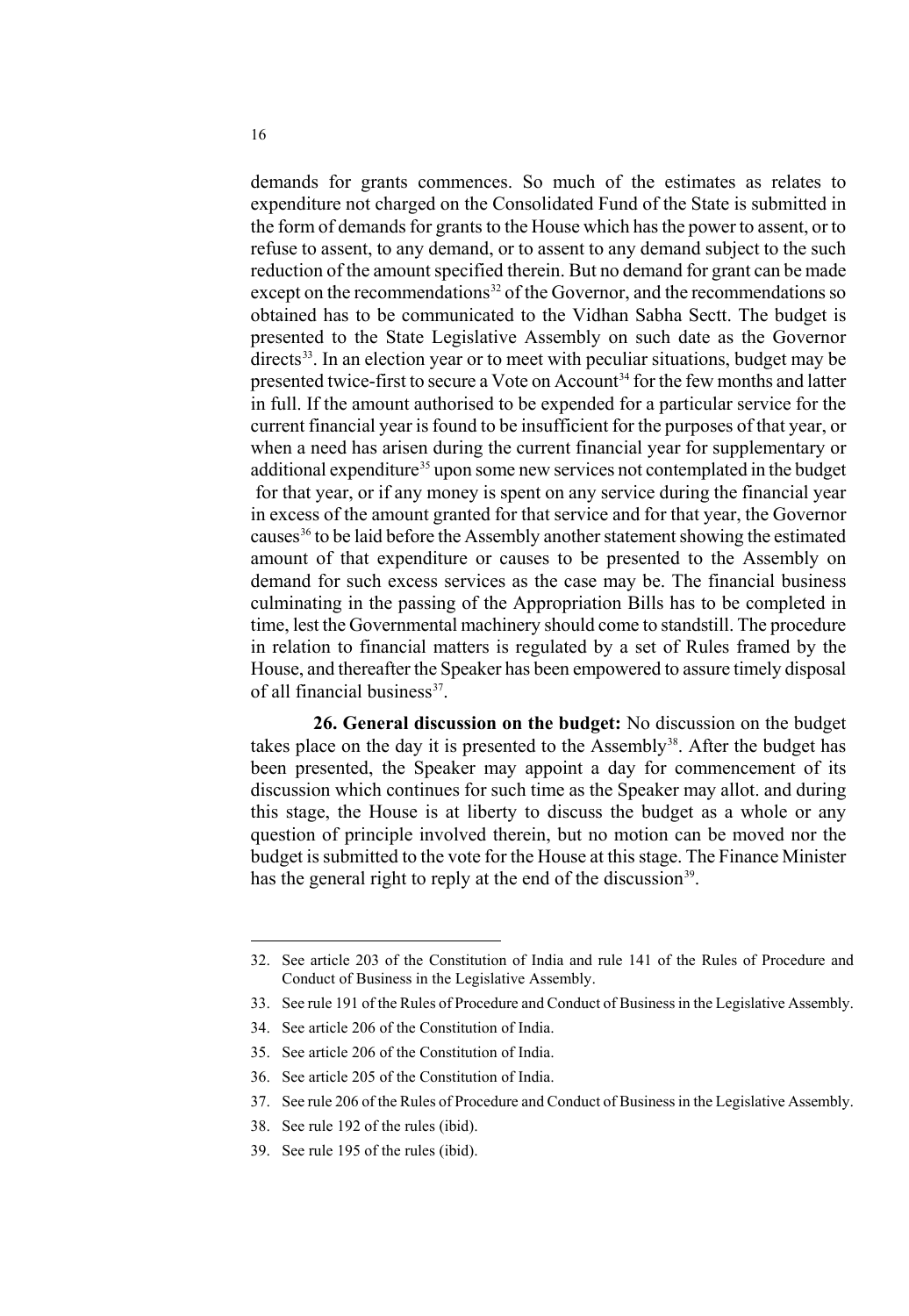demands for grants commences. So much of the estimates as relates to expenditure not charged on the Consolidated Fund of the State is submitted in the form of demands for grants to the House which has the power to assent, or to refuse to assent, to any demand, or to assent to any demand subject to the such reduction of the amount specified therein. But no demand for grant can be made except on the recommendations[32] of the Governor, and the recommendations so obtained has to be communicated to the Vidhan Sabha Sectt. The budget is presented to the State Legislative Assembly on such date as the Governor directs[33]. In an election year or to meet with peculiar situations, budget may be presented twice-first to secure a Vote on Account[34] for the few months and latter in full. If the amount authorised to be expended for a particular service for the current financial year is found to be insufficient for the purposes of that year, or when a need has arisen during the current financial year for supplementary or additional expenditure[35] upon some new services not contemplated in the budget for that year, or if any money is spent on any service during the financial year in excess of the amount granted for that service and for that year, the Governor causes[36] to be laid before the Assembly another statement showing the estimated amount of that expenditure or causes to be presented to the Assembly on demand for such excess services as the case may be. The financial business culminating in the passing of the Appropriation Bills has to be completed in time, lest the Governmental machinery should come to standstill. The procedure in relation to financial matters is regulated by a set of Rules framed by the House, and thereafter the Speaker has been empowered to assure timely disposal of all financial business[37].

**26. General discussion on the budget:** No discussion on the budget takes place on the day it is presented to the Assembly[38]. After the budget has been presented, the Speaker may appoint a day for commencement of its discussion which continues for such time as the Speaker may allot. and during this stage, the House is at liberty to discuss the budget as a whole or any question of principle involved therein, but no motion can be moved nor the budget is submitted to the vote for the House at this stage. The Finance Minister has the general right to reply at the end of the discussion[39].

---

32. See article 203 of the Constitution of India and rule 141 of the Rules of Procedure and Conduct of Business in the Legislative Assembly.
33. See rule 191 of the Rules of Procedure and Conduct of Business in the Legislative Assembly.
34. See article 206 of the Constitution of India.
35. See article 206 of the Constitution of India.
36. See article 205 of the Constitution of India.
37. See rule 206 of the Rules of Procedure and Conduct of Business in the Legislative Assembly.
38. See rule 192 of the rules (ibid).
39. See rule 195 of the rules (ibid).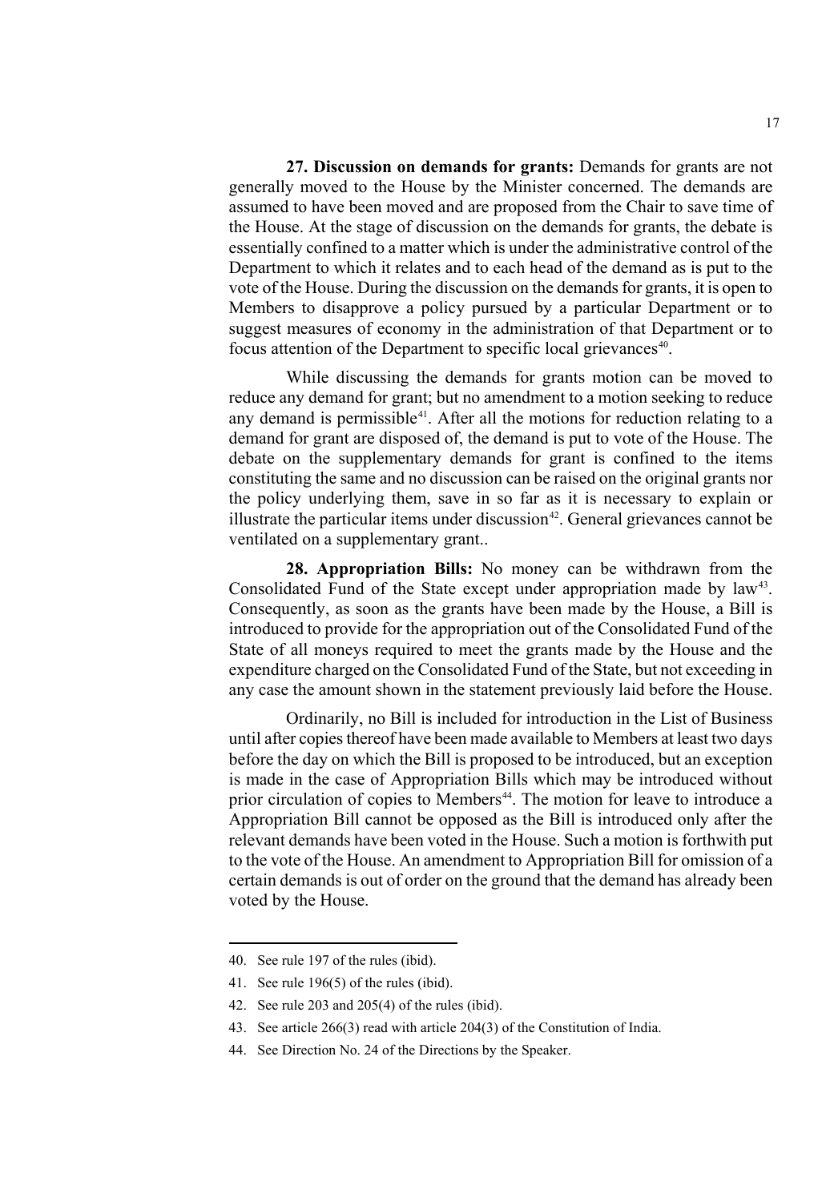**27. Discussion on demands for grants:** Demands for grants are not generally moved to the House by the Minister concerned. The demands are assumed to have been moved and are proposed from the Chair to save time of the House. At the stage of discussion on the demands for grants, the debate is essentially confined to a matter which is under the administrative control of the Department to which it relates and to each head of the demand as is put to the vote of the House. During the discussion on the demands for grants, it is open to Members to disapprove a policy pursued by a particular Department or to suggest measures of economy in the administration of that Department or to focus attention of the Department to specific local grievances[40].

While discussing the demands for grants motion can be moved to reduce any demand for grant; but no amendment to a motion seeking to reduce any demand is permissible[41]. After all the motions for reduction relating to a demand for grant are disposed of, the demand is put to vote of the House. The debate on the supplementary demands for grant is confined to the items constituting the same and no discussion can be raised on the original grants nor the policy underlying them, save in so far as it is necessary to explain or illustrate the particular items under discussion[42]. General grievances cannot be ventilated on a supplementary grant..

**28. Appropriation Bills:** No money can be withdrawn from the Consolidated Fund of the State except under appropriation made by law[43]. Consequently, as soon as the grants have been made by the House, a Bill is introduced to provide for the appropriation out of the Consolidated Fund of the State of all moneys required to meet the grants made by the House and the expenditure charged on the Consolidated Fund of the State, but not exceeding in any case the amount shown in the statement previously laid before the House.

Ordinarily, no Bill is included for introduction in the List of Business until after copies thereof have been made available to Members at least two days before the day on which the Bill is proposed to be introduced, but an exception is made in the case of Appropriation Bills which may be introduced without prior circulation of copies to Members[44]. The motion for leave to introduce a Appropriation Bill cannot be opposed as the Bill is introduced only after the relevant demands have been voted in the House. Such a motion is forthwith put to the vote of the House. An amendment to Appropriation Bill for omission of a certain demands is out of order on the ground that the demand has already been voted by the House.

---

40. See rule 197 of the rules (ibid).
41. See rule 196(5) of the rules (ibid).
42. See rule 203 and 205(4) of the rules (ibid).
43. See article 266(3) read with article 204(3) of the Constitution of India.
44. See Direction No. 24 of the Directions by the Speaker.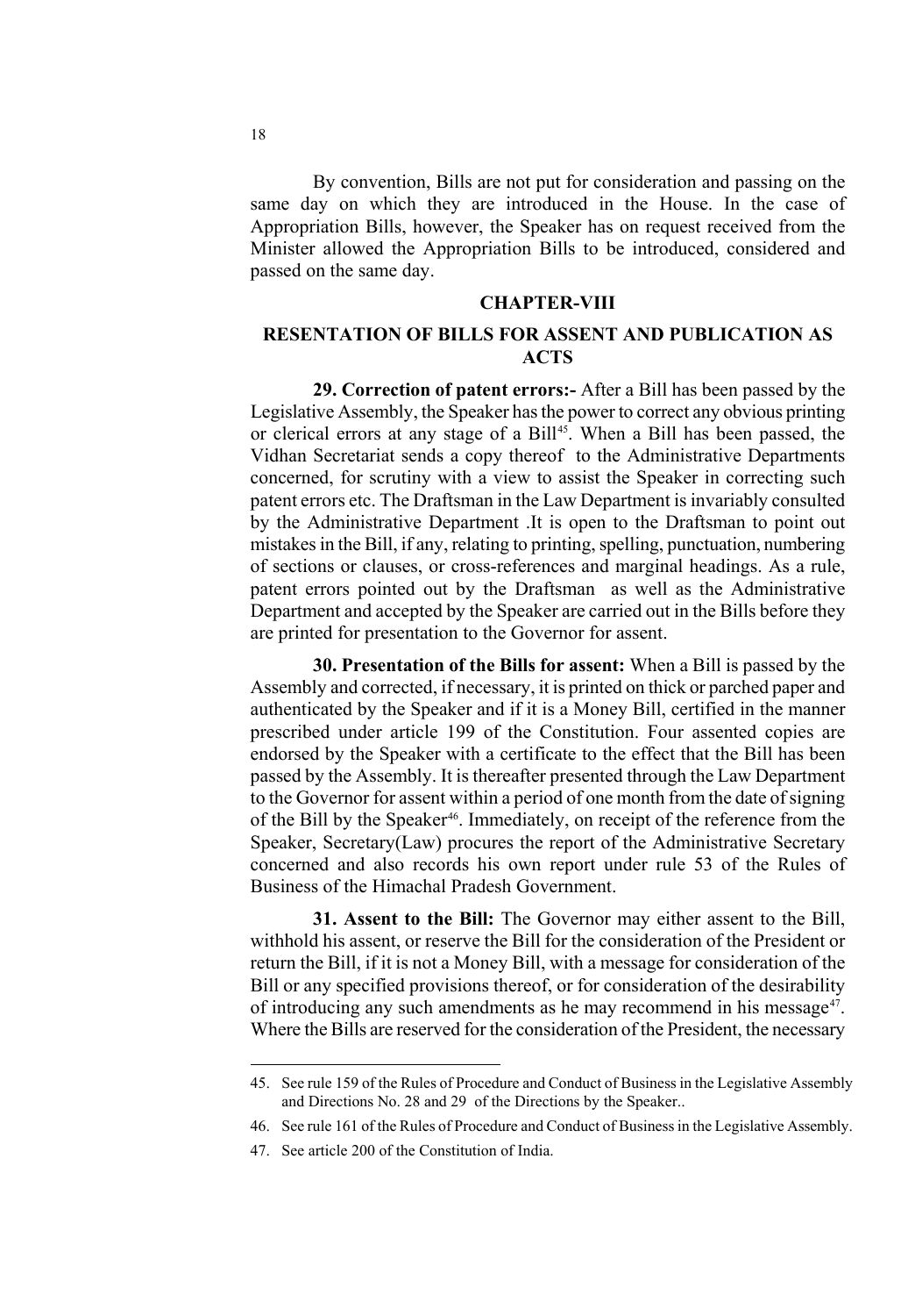By convention, Bills are not put for consideration and passing on the same day on which they are introduced in the House. In the case of Appropriation Bills, however, the Speaker has on request received from the Minister allowed the Appropriation Bills to be introduced, considered and passed on the same day.

## CHAPTER-VIII

## RESENTATION OF BILLS FOR ASSENT AND PUBLICATION AS ACTS

**29. Correction of patent errors:-** After a Bill has been passed by the Legislative Assembly, the Speaker has the power to correct any obvious printing or clerical errors at any stage of a Bill[45]. When a Bill has been passed, the Vidhan Secretariat sends a copy thereof to the Administrative Departments concerned, for scrutiny with a view to assist the Speaker in correcting such patent errors etc. The Draftsman in the Law Department is invariably consulted by the Administrative Department .It is open to the Draftsman to point out mistakes in the Bill, if any, relating to printing, spelling, punctuation, numbering of sections or clauses, or cross-references and marginal headings. As a rule, patent errors pointed out by the Draftsman as well as the Administrative Department and accepted by the Speaker are carried out in the Bills before they are printed for presentation to the Governor for assent.

**30. Presentation of the Bills for assent:** When a Bill is passed by the Assembly and corrected, if necessary, it is printed on thick or parched paper and authenticated by the Speaker and if it is a Money Bill, certified in the manner prescribed under article 199 of the Constitution. Four assented copies are endorsed by the Speaker with a certificate to the effect that the Bill has been passed by the Assembly. It is thereafter presented through the Law Department to the Governor for assent within a period of one month from the date of signing of the Bill by the Speaker[46]. Immediately, on receipt of the reference from the Speaker, Secretary(Law) procures the report of the Administrative Secretary concerned and also records his own report under rule 53 of the Rules of Business of the Himachal Pradesh Government.

**31. Assent to the Bill:** The Governor may either assent to the Bill, withhold his assent, or reserve the Bill for the consideration of the President or return the Bill, if it is not a Money Bill, with a message for consideration of the Bill or any specified provisions thereof, or for consideration of the desirability of introducing any such amendments as he may recommend in his message[47]. Where the Bills are reserved for the consideration of the President, the necessary

---

45. See rule 159 of the Rules of Procedure and Conduct of Business in the Legislative Assembly and Directions No. 28 and 29 of the Directions by the Speaker..

46. See rule 161 of the Rules of Procedure and Conduct of Business in the Legislative Assembly.

47. See article 200 of the Constitution of India.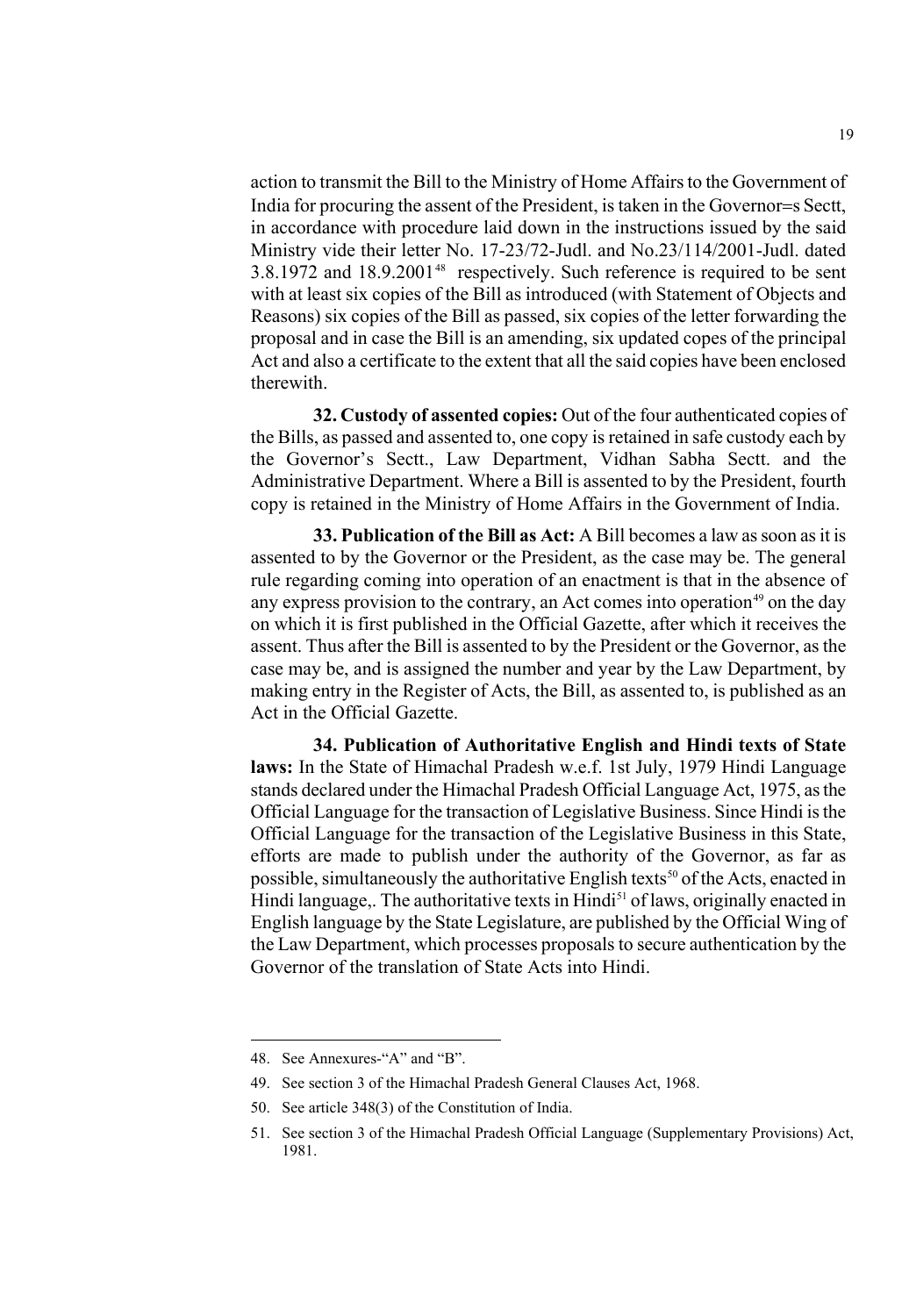action to transmit the Bill to the Ministry of Home Affairs to the Government of India for procuring the assent of the President, is taken in the Governor=s Sectt, in accordance with procedure laid down in the instructions issued by the said Ministry vide their letter No. 17-23/72-Judl. and No.23/114/2001-Judl. dated 3.8.1972 and 18.9.2001[48] respectively. Such reference is required to be sent with at least six copies of the Bill as introduced (with Statement of Objects and Reasons) six copies of the Bill as passed, six copies of the letter forwarding the proposal and in case the Bill is an amending, six updated copes of the principal Act and also a certificate to the extent that all the said copies have been enclosed therewith.

**32. Custody of assented copies:** Out of the four authenticated copies of the Bills, as passed and assented to, one copy is retained in safe custody each by the Governor's Sectt., Law Department, Vidhan Sabha Sectt. and the Administrative Department. Where a Bill is assented to by the President, fourth copy is retained in the Ministry of Home Affairs in the Government of India.

**33. Publication of the Bill as Act:** A Bill becomes a law as soon as it is assented to by the Governor or the President, as the case may be. The general rule regarding coming into operation of an enactment is that in the absence of any express provision to the contrary, an Act comes into operation[49] on the day on which it is first published in the Official Gazette, after which it receives the assent. Thus after the Bill is assented to by the President or the Governor, as the case may be, and is assigned the number and year by the Law Department, by making entry in the Register of Acts, the Bill, as assented to, is published as an Act in the Official Gazette.

**34. Publication of Authoritative English and Hindi texts of State laws:** In the State of Himachal Pradesh w.e.f. 1st July, 1979 Hindi Language stands declared under the Himachal Pradesh Official Language Act, 1975, as the Official Language for the transaction of Legislative Business. Since Hindi is the Official Language for the transaction of the Legislative Business in this State, efforts are made to publish under the authority of the Governor, as far as possible, simultaneously the authoritative English texts[50] of the Acts, enacted in Hindi language,. The authoritative texts in Hindi[51] of laws, originally enacted in English language by the State Legislature, are published by the Official Wing of the Law Department, which processes proposals to secure authentication by the Governor of the translation of State Acts into Hindi.

---

48. See Annexures-"A" and "B".

49. See section 3 of the Himachal Pradesh General Clauses Act, 1968.

50. See article 348(3) of the Constitution of India.

51. See section 3 of the Himachal Pradesh Official Language (Supplementary Provisions) Act, 1981.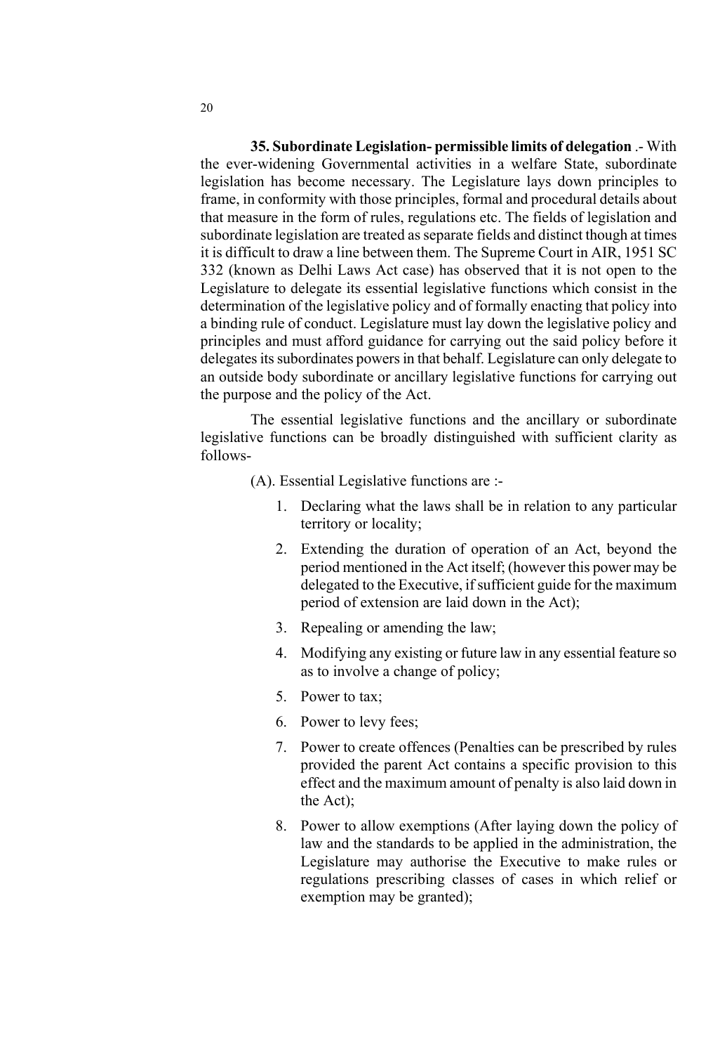**35. Subordinate Legislation- permissible limits of delegation** .- With the ever-widening Governmental activities in a welfare State, subordinate legislation has become necessary. The Legislature lays down principles to frame, in conformity with those principles, formal and procedural details about that measure in the form of rules, regulations etc. The fields of legislation and subordinate legislation are treated as separate fields and distinct though at times it is difficult to draw a line between them. The Supreme Court in AIR, 1951 SC 332 (known as Delhi Laws Act case) has observed that it is not open to the Legislature to delegate its essential legislative functions which consist in the determination of the legislative policy and of formally enacting that policy into a binding rule of conduct. Legislature must lay down the legislative policy and principles and must afford guidance for carrying out the said policy before it delegates its subordinates powers in that behalf. Legislature can only delegate to an outside body subordinate or ancillary legislative functions for carrying out the purpose and the policy of the Act.

The essential legislative functions and the ancillary or subordinate legislative functions can be broadly distinguished with sufficient clarity as follows-

(A). Essential Legislative functions are :-

1. Declaring what the laws shall be in relation to any particular territory or locality;
2. Extending the duration of operation of an Act, beyond the period mentioned in the Act itself; (however this power may be delegated to the Executive, if sufficient guide for the maximum period of extension are laid down in the Act);
3. Repealing or amending the law;
4. Modifying any existing or future law in any essential feature so as to involve a change of policy;
5. Power to tax;
6. Power to levy fees;
7. Power to create offences (Penalties can be prescribed by rules provided the parent Act contains a specific provision to this effect and the maximum amount of penalty is also laid down in the Act);
8. Power to allow exemptions (After laying down the policy of law and the standards to be applied in the administration, the Legislature may authorise the Executive to make rules or regulations prescribing classes of cases in which relief or exemption may be granted);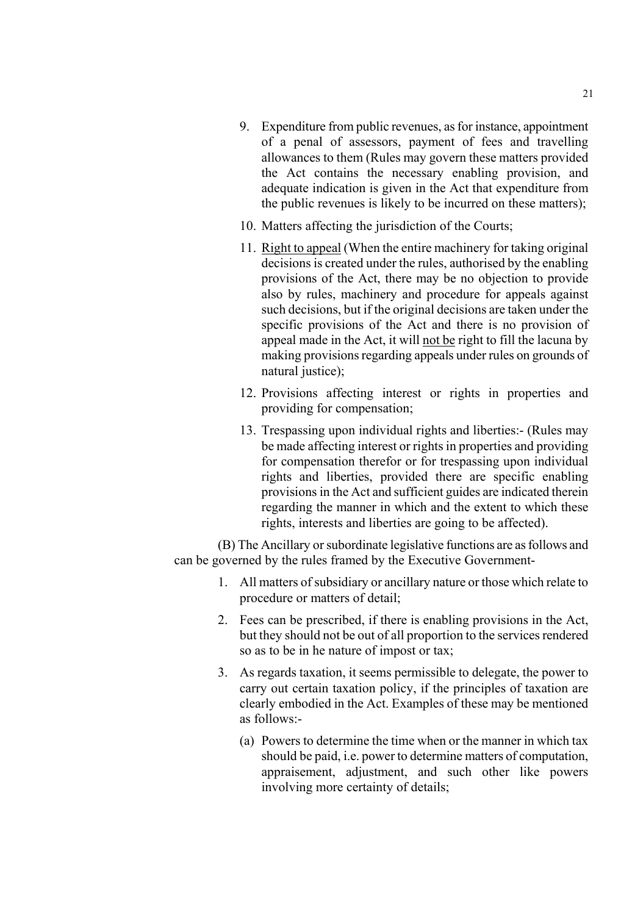9. Expenditure from public revenues, as for instance, appointment of a penal of assessors, payment of fees and travelling allowances to them (Rules may govern these matters provided the Act contains the necessary enabling provision, and adequate indication is given in the Act that expenditure from the public revenues is likely to be incurred on these matters);

10. Matters affecting the jurisdiction of the Courts;

11. <u>Right to appeal</u> (When the entire machinery for taking original decisions is created under the rules, authorised by the enabling provisions of the Act, there may be no objection to provide also by rules, machinery and procedure for appeals against such decisions, but if the original decisions are taken under the specific provisions of the Act and there is no provision of appeal made in the Act, it will <u>not be</u> right to fill the lacuna by making provisions regarding appeals under rules on grounds of natural justice);

12. Provisions affecting interest or rights in properties and providing for compensation;

13. Trespassing upon individual rights and liberties:- (Rules may be made affecting interest or rights in properties and providing for compensation therefor or for trespassing upon individual rights and liberties, provided there are specific enabling provisions in the Act and sufficient guides are indicated therein regarding the manner in which and the extent to which these rights, interests and liberties are going to be affected).

(B) The Ancillary or subordinate legislative functions are as follows and can be governed by the rules framed by the Executive Government-

1. All matters of subsidiary or ancillary nature or those which relate to procedure or matters of detail;

2. Fees can be prescribed, if there is enabling provisions in the Act, but they should not be out of all proportion to the services rendered so as to be in he nature of impost or tax;

3. As regards taxation, it seems permissible to delegate, the power to carry out certain taxation policy, if the principles of taxation are clearly embodied in the Act. Examples of these may be mentioned as follows:-

   (a) Powers to determine the time when or the manner in which tax should be paid, i.e. power to determine matters of computation, appraisement, adjustment, and such other like powers involving more certainty of details;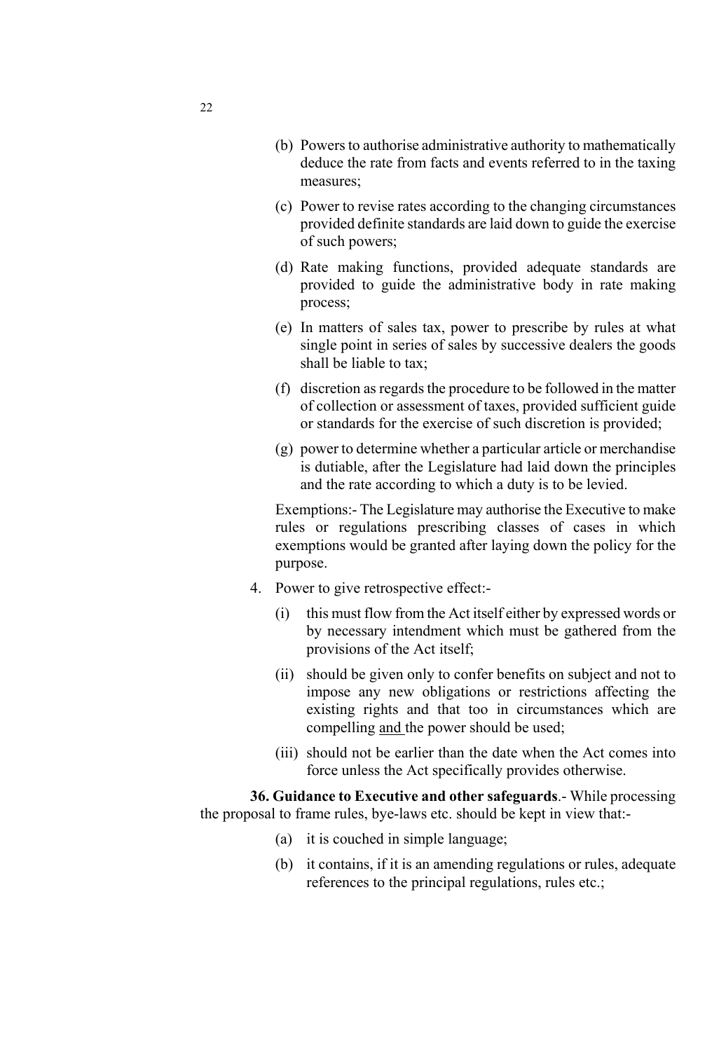(b) Powers to authorise administrative authority to mathematically deduce the rate from facts and events referred to in the taxing measures;

(c) Power to revise rates according to the changing circumstances provided definite standards are laid down to guide the exercise of such powers;

(d) Rate making functions, provided adequate standards are provided to guide the administrative body in rate making process;

(e) In matters of sales tax, power to prescribe by rules at what single point in series of sales by successive dealers the goods shall be liable to tax;

(f) discretion as regards the procedure to be followed in the matter of collection or assessment of taxes, provided sufficient guide or standards for the exercise of such discretion is provided;

(g) power to determine whether a particular article or merchandise is dutiable, after the Legislature had laid down the principles and the rate according to which a duty is to be levied.

Exemptions:- The Legislature may authorise the Executive to make rules or regulations prescribing classes of cases in which exemptions would be granted after laying down the policy for the purpose.

4. Power to give retrospective effect:-

   (i) this must flow from the Act itself either by expressed words or by necessary intendment which must be gathered from the provisions of the Act itself;

   (ii) should be given only to confer benefits on subject and not to impose any new obligations or restrictions affecting the existing rights and that too in circumstances which are compelling and the power should be used;

   (iii) should not be earlier than the date when the Act comes into force unless the Act specifically provides otherwise.

**36. Guidance to Executive and other safeguards**.- While processing the proposal to frame rules, bye-laws etc. should be kept in view that:-

(a) it is couched in simple language;

(b) it contains, if it is an amending regulations or rules, adequate references to the principal regulations, rules etc.;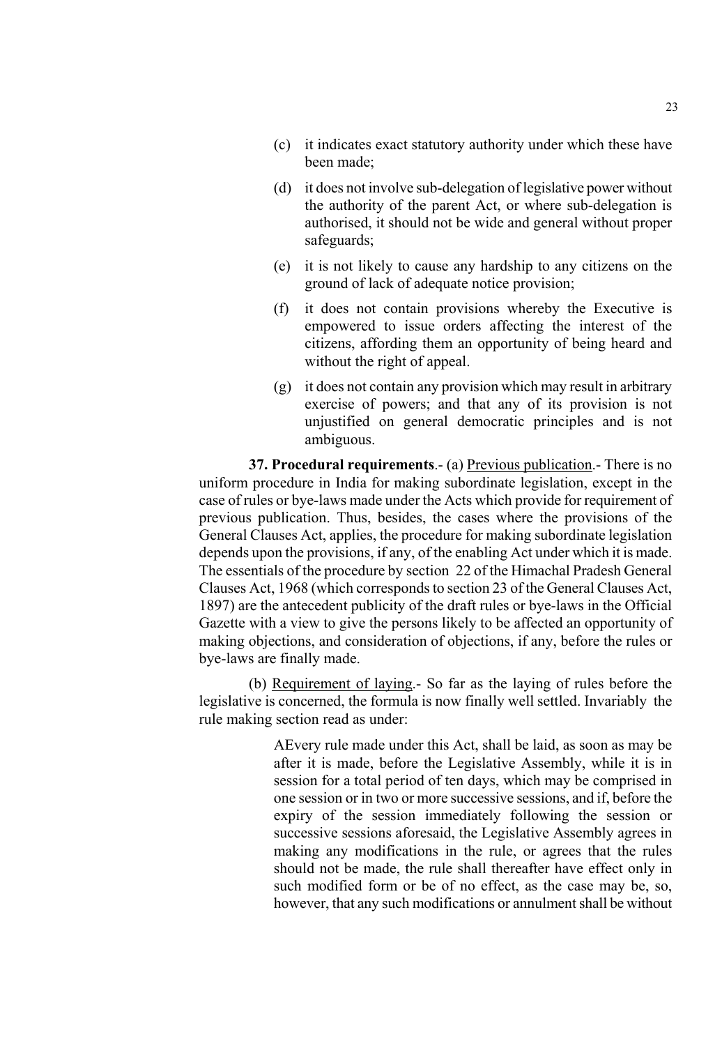(c) it indicates exact statutory authority under which these have been made;

(d) it does not involve sub-delegation of legislative power without the authority of the parent Act, or where sub-delegation is authorised, it should not be wide and general without proper safeguards;

(e) it is not likely to cause any hardship to any citizens on the ground of lack of adequate notice provision;

(f) it does not contain provisions whereby the Executive is empowered to issue orders affecting the interest of the citizens, affording them an opportunity of being heard and without the right of appeal.

(g) it does not contain any provision which may result in arbitrary exercise of powers; and that any of its provision is not unjustified on general democratic principles and is not ambiguous.

**37. Procedural requirements**.- (a) <u>Previous publication</u>.- There is no uniform procedure in India for making subordinate legislation, except in the case of rules or bye-laws made under the Acts which provide for requirement of previous publication. Thus, besides, the cases where the provisions of the General Clauses Act, applies, the procedure for making subordinate legislation depends upon the provisions, if any, of the enabling Act under which it is made. The essentials of the procedure by section 22 of the Himachal Pradesh General Clauses Act, 1968 (which corresponds to section 23 of the General Clauses Act, 1897) are the antecedent publicity of the draft rules or bye-laws in the Official Gazette with a view to give the persons likely to be affected an opportunity of making objections, and consideration of objections, if any, before the rules or bye-laws are finally made.

(b) <u>Requirement of laying</u>.- So far as the laying of rules before the legislative is concerned, the formula is now finally well settled. Invariably the rule making section read as under:

> AEvery rule made under this Act, shall be laid, as soon as may be after it is made, before the Legislative Assembly, while it is in session for a total period of ten days, which may be comprised in one session or in two or more successive sessions, and if, before the expiry of the session immediately following the session or successive sessions aforesaid, the Legislative Assembly agrees in making any modifications in the rule, or agrees that the rules should not be made, the rule shall thereafter have effect only in such modified form or be of no effect, as the case may be, so, however, that any such modifications or annulment shall be without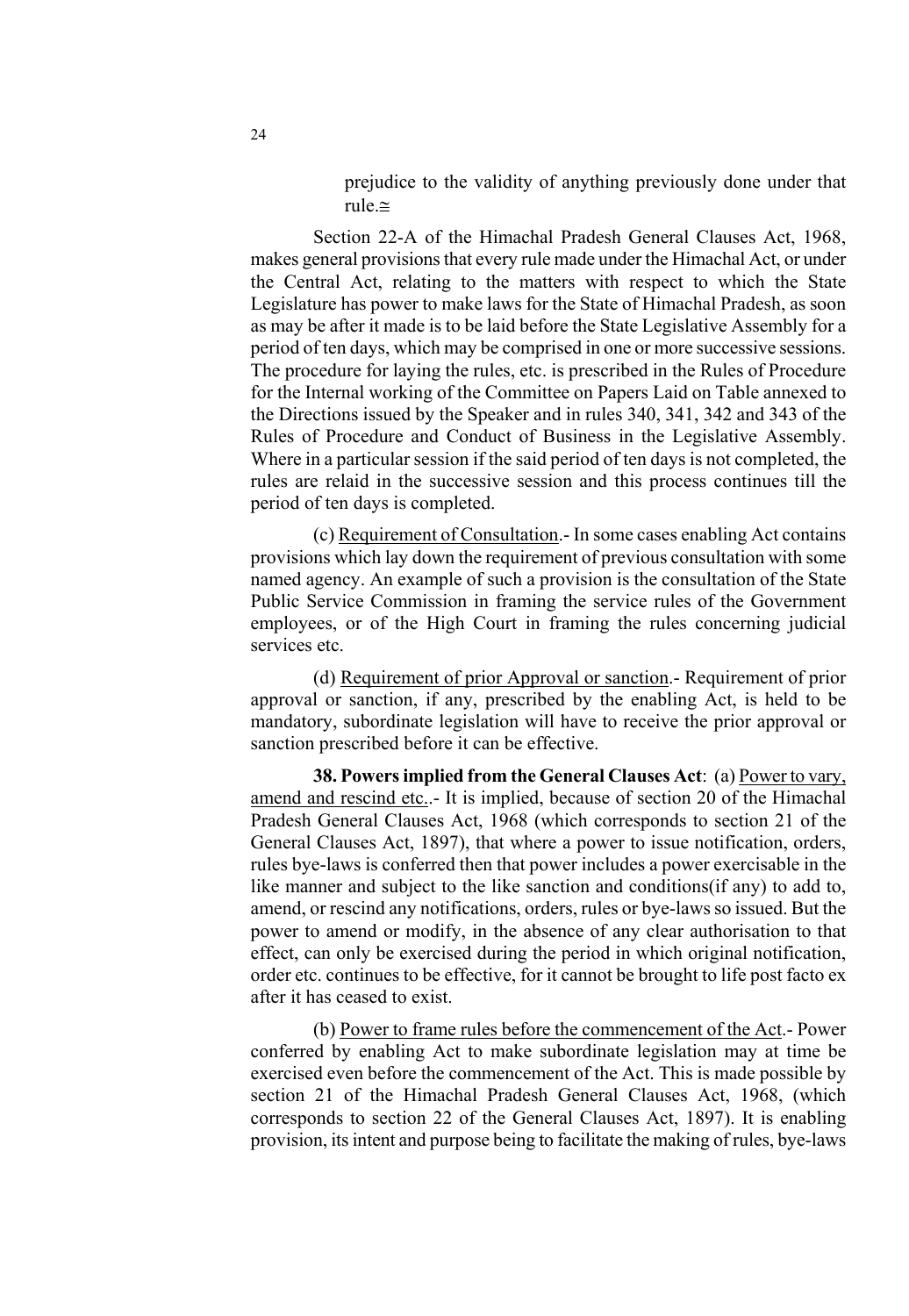prejudice to the validity of anything previously done under that rule.≅

Section 22-A of the Himachal Pradesh General Clauses Act, 1968, makes general provisions that every rule made under the Himachal Act, or under the Central Act, relating to the matters with respect to which the State Legislature has power to make laws for the State of Himachal Pradesh, as soon as may be after it made is to be laid before the State Legislative Assembly for a period of ten days, which may be comprised in one or more successive sessions. The procedure for laying the rules, etc. is prescribed in the Rules of Procedure for the Internal working of the Committee on Papers Laid on Table annexed to the Directions issued by the Speaker and in rules 340, 341, 342 and 343 of the Rules of Procedure and Conduct of Business in the Legislative Assembly. Where in a particular session if the said period of ten days is not completed, the rules are relaid in the successive session and this process continues till the period of ten days is completed.

(c) Requirement of Consultation.- In some cases enabling Act contains provisions which lay down the requirement of previous consultation with some named agency. An example of such a provision is the consultation of the State Public Service Commission in framing the service rules of the Government employees, or of the High Court in framing the rules concerning judicial services etc.

(d) Requirement of prior Approval or sanction.- Requirement of prior approval or sanction, if any, prescribed by the enabling Act, is held to be mandatory, subordinate legislation will have to receive the prior approval or sanction prescribed before it can be effective.

**38. Powers implied from the General Clauses Act**: (a) Power to vary, amend and rescind etc..- It is implied, because of section 20 of the Himachal Pradesh General Clauses Act, 1968 (which corresponds to section 21 of the General Clauses Act, 1897), that where a power to issue notification, orders, rules bye-laws is conferred then that power includes a power exercisable in the like manner and subject to the like sanction and conditions(if any) to add to, amend, or rescind any notifications, orders, rules or bye-laws so issued. But the power to amend or modify, in the absence of any clear authorisation to that effect, can only be exercised during the period in which original notification, order etc. continues to be effective, for it cannot be brought to life post facto ex after it has ceased to exist.

(b) Power to frame rules before the commencement of the Act.- Power conferred by enabling Act to make subordinate legislation may at time be exercised even before the commencement of the Act. This is made possible by section 21 of the Himachal Pradesh General Clauses Act, 1968, (which corresponds to section 22 of the General Clauses Act, 1897). It is enabling provision, its intent and purpose being to facilitate the making of rules, bye-laws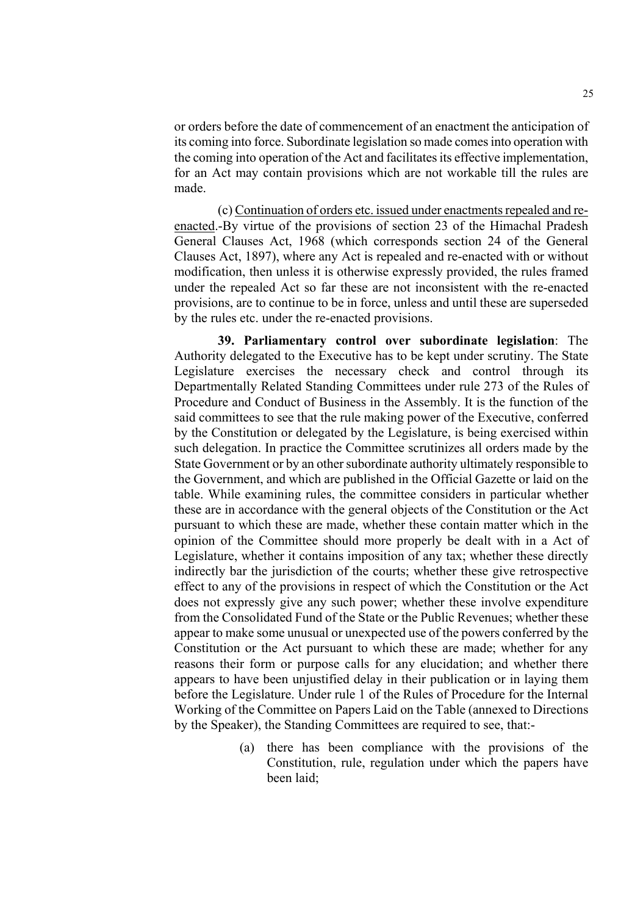or orders before the date of commencement of an enactment the anticipation of its coming into force. Subordinate legislation so made comes into operation with the coming into operation of the Act and facilitates its effective implementation, for an Act may contain provisions which are not workable till the rules are made.

(c) Continuation of orders etc. issued under enactments repealed and re-enacted.-By virtue of the provisions of section 23 of the Himachal Pradesh General Clauses Act, 1968 (which corresponds section 24 of the General Clauses Act, 1897), where any Act is repealed and re-enacted with or without modification, then unless it is otherwise expressly provided, the rules framed under the repealed Act so far these are not inconsistent with the re-enacted provisions, are to continue to be in force, unless and until these are superseded by the rules etc. under the re-enacted provisions.

**39. Parliamentary control over subordinate legislation**: The Authority delegated to the Executive has to be kept under scrutiny. The State Legislature exercises the necessary check and control through its Departmentally Related Standing Committees under rule 273 of the Rules of Procedure and Conduct of Business in the Assembly. It is the function of the said committees to see that the rule making power of the Executive, conferred by the Constitution or delegated by the Legislature, is being exercised within such delegation. In practice the Committee scrutinizes all orders made by the State Government or by an other subordinate authority ultimately responsible to the Government, and which are published in the Official Gazette or laid on the table. While examining rules, the committee considers in particular whether these are in accordance with the general objects of the Constitution or the Act pursuant to which these are made, whether these contain matter which in the opinion of the Committee should more properly be dealt with in a Act of Legislature, whether it contains imposition of any tax; whether these directly indirectly bar the jurisdiction of the courts; whether these give retrospective effect to any of the provisions in respect of which the Constitution or the Act does not expressly give any such power; whether these involve expenditure from the Consolidated Fund of the State or the Public Revenues; whether these appear to make some unusual or unexpected use of the powers conferred by the Constitution or the Act pursuant to which these are made; whether for any reasons their form or purpose calls for any elucidation; and whether there appears to have been unjustified delay in their publication or in laying them before the Legislature. Under rule 1 of the Rules of Procedure for the Internal Working of the Committee on Papers Laid on the Table (annexed to Directions by the Speaker), the Standing Committees are required to see, that:-

(a) there has been compliance with the provisions of the Constitution, rule, regulation under which the papers have been laid;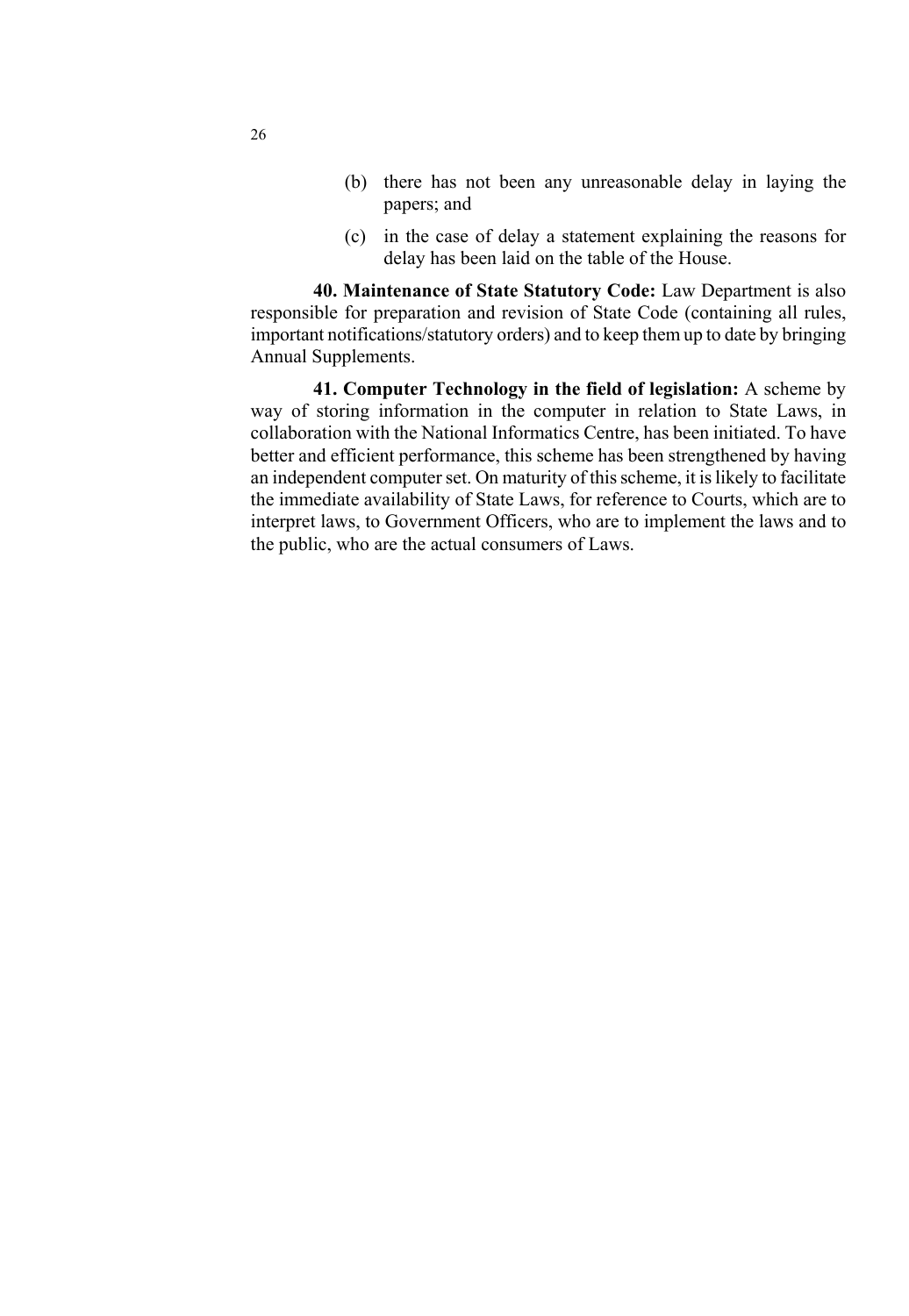(b) there has not been any unreasonable delay in laying the papers; and

(c) in the case of delay a statement explaining the reasons for delay has been laid on the table of the House.

**40. Maintenance of State Statutory Code:** Law Department is also responsible for preparation and revision of State Code (containing all rules, important notifications/statutory orders) and to keep them up to date by bringing Annual Supplements.

**41. Computer Technology in the field of legislation:** A scheme by way of storing information in the computer in relation to State Laws, in collaboration with the National Informatics Centre, has been initiated. To have better and efficient performance, this scheme has been strengthened by having an independent computer set. On maturity of this scheme, it is likely to facilitate the immediate availability of State Laws, for reference to Courts, which are to interpret laws, to Government Officers, who are to implement the laws and to the public, who are the actual consumers of Laws.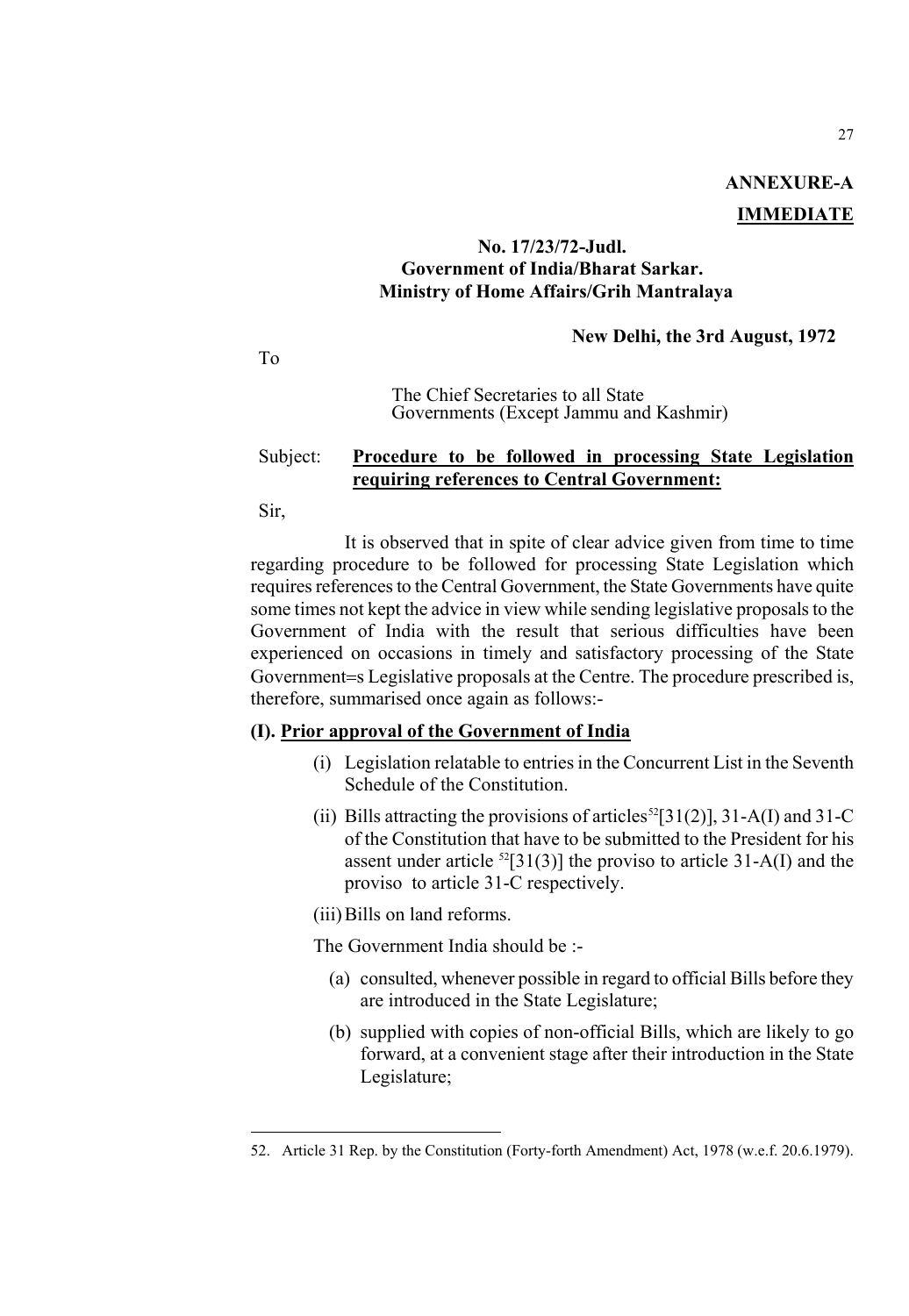**ANNEXURE-A**

**IMMEDIATE**

**No. 17/23/72-Judl.**
**Government of India/Bharat Sarkar.**
**Ministry of Home Affairs/Grih Mantralaya**

**New Delhi, the 3rd August, 1972**

To

The Chief Secretaries to all State Governments (Except Jammu and Kashmir)

Subject: **Procedure to be followed in processing State Legislation requiring references to Central Government:**

Sir,

It is observed that in spite of clear advice given from time to time regarding procedure to be followed for processing State Legislation which requires references to the Central Government, the State Governments have quite some times not kept the advice in view while sending legislative proposals to the Government of India with the result that serious difficulties have been experienced on occasions in timely and satisfactory processing of the State Government=s Legislative proposals at the Centre. The procedure prescribed is, therefore, summarised once again as follows:-

**(I). Prior approval of the Government of India**

(i) Legislation relatable to entries in the Concurrent List in the Seventh Schedule of the Constitution.

(ii) Bills attracting the provisions of articles[52][31(2)], 31-A(I) and 31-C of the Constitution that have to be submitted to the President for his assent under article [52][31(3)] the proviso to article 31-A(I) and the proviso to article 31-C respectively.

(iii) Bills on land reforms.

The Government India should be :-

(a) consulted, whenever possible in regard to official Bills before they are introduced in the State Legislature;

(b) supplied with copies of non-official Bills, which are likely to go forward, at a convenient stage after their introduction in the State Legislature;

52. Article 31 Rep. by the Constitution (Forty-forth Amendment) Act, 1978 (w.e.f. 20.6.1979).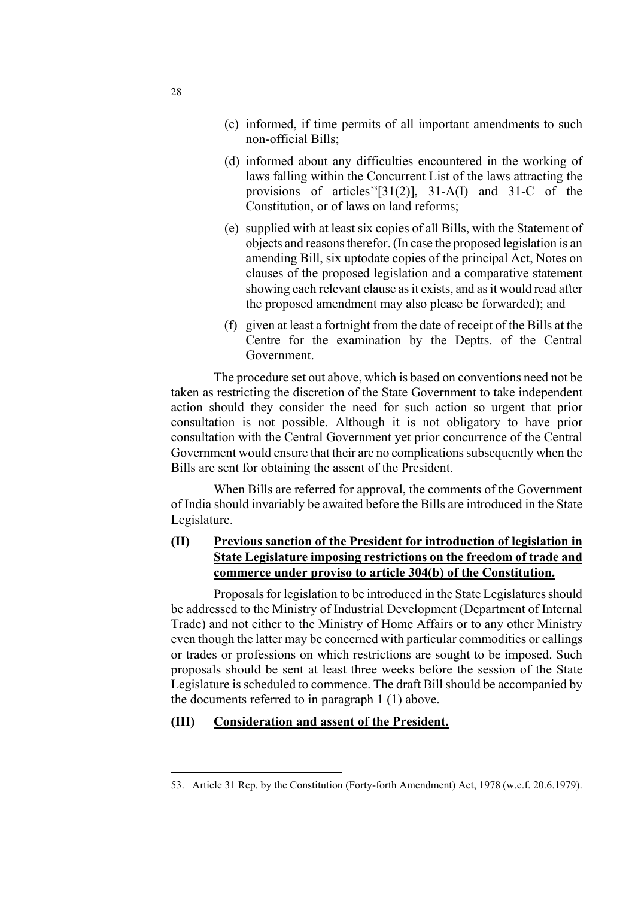(c) informed, if time permits of all important amendments to such non-official Bills;

(d) informed about any difficulties encountered in the working of laws falling within the Concurrent List of the laws attracting the provisions of articles[53][31(2)], 31-A(I) and 31-C of the Constitution, or of laws on land reforms;

(e) supplied with at least six copies of all Bills, with the Statement of objects and reasons therefor. (In case the proposed legislation is an amending Bill, six uptodate copies of the principal Act, Notes on clauses of the proposed legislation and a comparative statement showing each relevant clause as it exists, and as it would read after the proposed amendment may also please be forwarded); and

(f) given at least a fortnight from the date of receipt of the Bills at the Centre for the examination by the Deptts. of the Central Government.

The procedure set out above, which is based on conventions need not be taken as restricting the discretion of the State Government to take independent action should they consider the need for such action so urgent that prior consultation is not possible. Although it is not obligatory to have prior consultation with the Central Government yet prior concurrence of the Central Government would ensure that their are no complications subsequently when the Bills are sent for obtaining the assent of the President.

When Bills are referred for approval, the comments of the Government of India should invariably be awaited before the Bills are introduced in the State Legislature.

**(II) Previous sanction of the President for introduction of legislation in State Legislature imposing restrictions on the freedom of trade and commerce under proviso to article 304(b) of the Constitution.**

Proposals for legislation to be introduced in the State Legislatures should be addressed to the Ministry of Industrial Development (Department of Internal Trade) and not either to the Ministry of Home Affairs or to any other Ministry even though the latter may be concerned with particular commodities or callings or trades or professions on which restrictions are sought to be imposed. Such proposals should be sent at least three weeks before the session of the State Legislature is scheduled to commence. The draft Bill should be accompanied by the documents referred to in paragraph 1 (1) above.

**(III) Consideration and assent of the President.**

---

53. Article 31 Rep. by the Constitution (Forty-forth Amendment) Act, 1978 (w.e.f. 20.6.1979).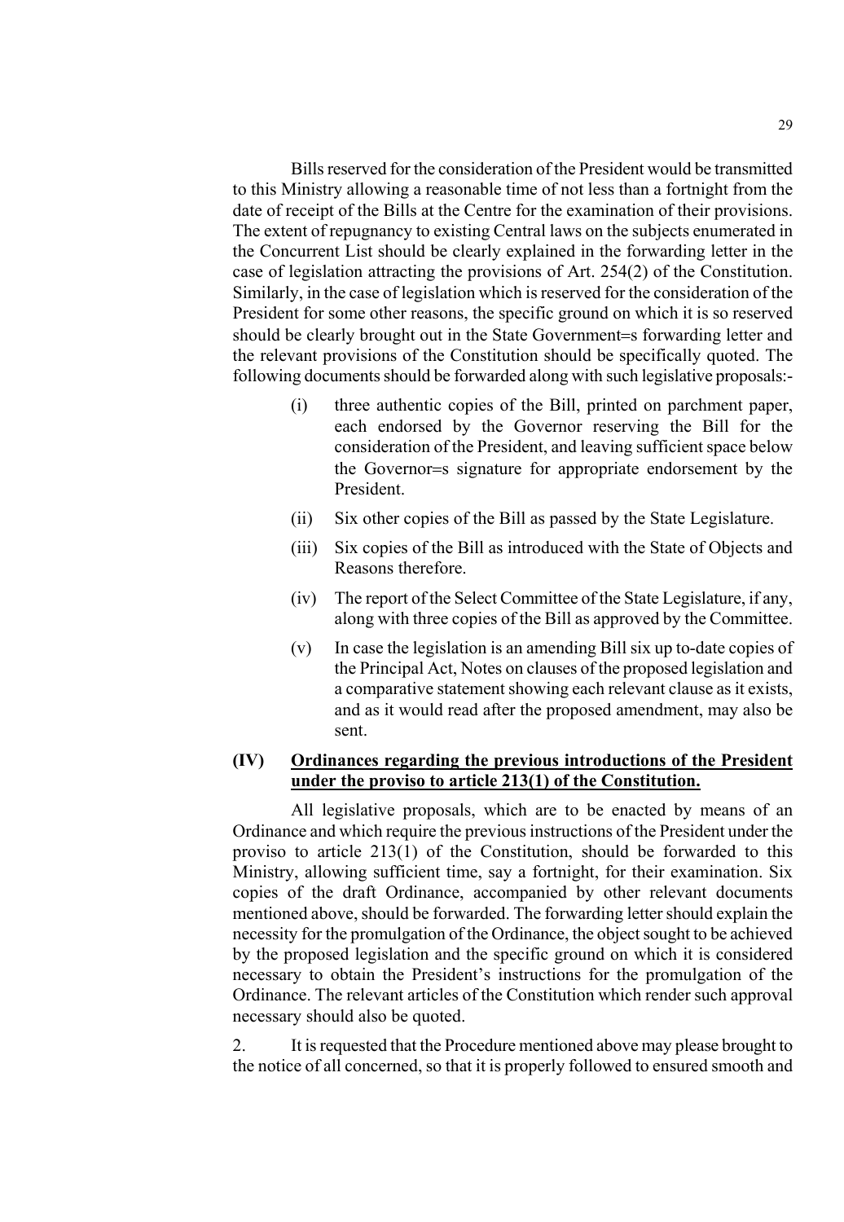Bills reserved for the consideration of the President would be transmitted to this Ministry allowing a reasonable time of not less than a fortnight from the date of receipt of the Bills at the Centre for the examination of their provisions. The extent of repugnancy to existing Central laws on the subjects enumerated in the Concurrent List should be clearly explained in the forwarding letter in the case of legislation attracting the provisions of Art. 254(2) of the Constitution. Similarly, in the case of legislation which is reserved for the consideration of the President for some other reasons, the specific ground on which it is so reserved should be clearly brought out in the State Government=s forwarding letter and the relevant provisions of the Constitution should be specifically quoted. The following documents should be forwarded along with such legislative proposals:-

(i) three authentic copies of the Bill, printed on parchment paper, each endorsed by the Governor reserving the Bill for the consideration of the President, and leaving sufficient space below the Governor=s signature for appropriate endorsement by the President.

(ii) Six other copies of the Bill as passed by the State Legislature.

(iii) Six copies of the Bill as introduced with the State of Objects and Reasons therefore.

(iv) The report of the Select Committee of the State Legislature, if any, along with three copies of the Bill as approved by the Committee.

(v) In case the legislation is an amending Bill six up to-date copies of the Principal Act, Notes on clauses of the proposed legislation and a comparative statement showing each relevant clause as it exists, and as it would read after the proposed amendment, may also be sent.

**(IV) <u>Ordinances regarding the previous introductions of the President under the proviso to article 213(1) of the Constitution.</u>**

All legislative proposals, which are to be enacted by means of an Ordinance and which require the previous instructions of the President under the proviso to article 213(1) of the Constitution, should be forwarded to this Ministry, allowing sufficient time, say a fortnight, for their examination. Six copies of the draft Ordinance, accompanied by other relevant documents mentioned above, should be forwarded. The forwarding letter should explain the necessity for the promulgation of the Ordinance, the object sought to be achieved by the proposed legislation and the specific ground on which it is considered necessary to obtain the President's instructions for the promulgation of the Ordinance. The relevant articles of the Constitution which render such approval necessary should also be quoted.

2. It is requested that the Procedure mentioned above may please brought to the notice of all concerned, so that it is properly followed to ensured smooth and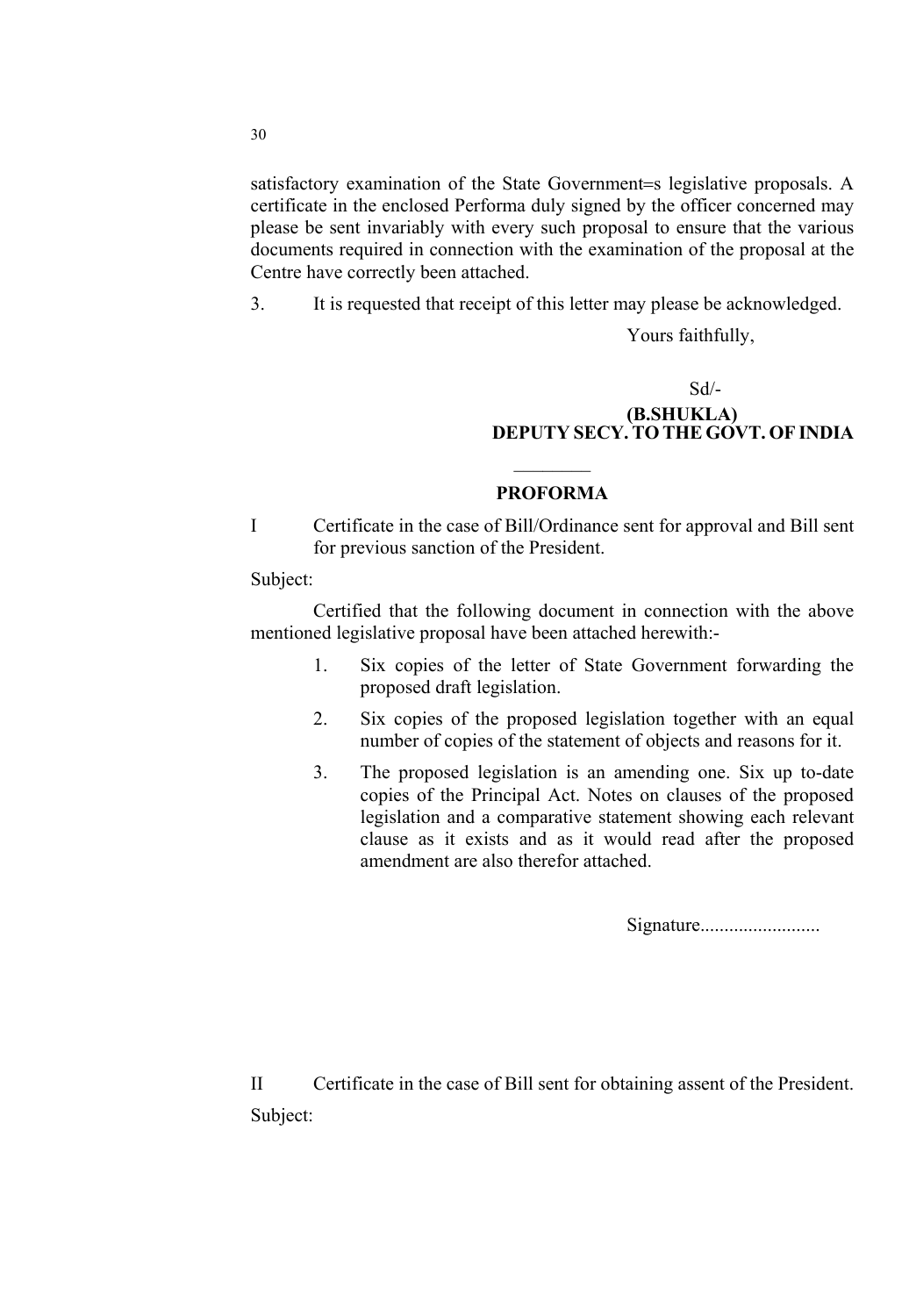satisfactory examination of the State Government=s legislative proposals. A certificate in the enclosed Performa duly signed by the officer concerned may please be sent invariably with every such proposal to ensure that the various documents required in connection with the examination of the proposal at the Centre have correctly been attached.

3. It is requested that receipt of this letter may please be acknowledged.

Yours faithfully,

Sd/-

**(B.SHUKLA)**
**DEPUTY SECY. TO THE GOVT. OF INDIA**

________

**PROFORMA**

I Certificate in the case of Bill/Ordinance sent for approval and Bill sent for previous sanction of the President.

Subject:

Certified that the following document in connection with the above mentioned legislative proposal have been attached herewith:-

1. Six copies of the letter of State Government forwarding the proposed draft legislation.
2. Six copies of the proposed legislation together with an equal number of copies of the statement of objects and reasons for it.
3. The proposed legislation is an amending one. Six up to-date copies of the Principal Act. Notes on clauses of the proposed legislation and a comparative statement showing each relevant clause as it exists and as it would read after the proposed amendment are also therefor attached.

Signature.........................

II Certificate in the case of Bill sent for obtaining assent of the President.

Subject: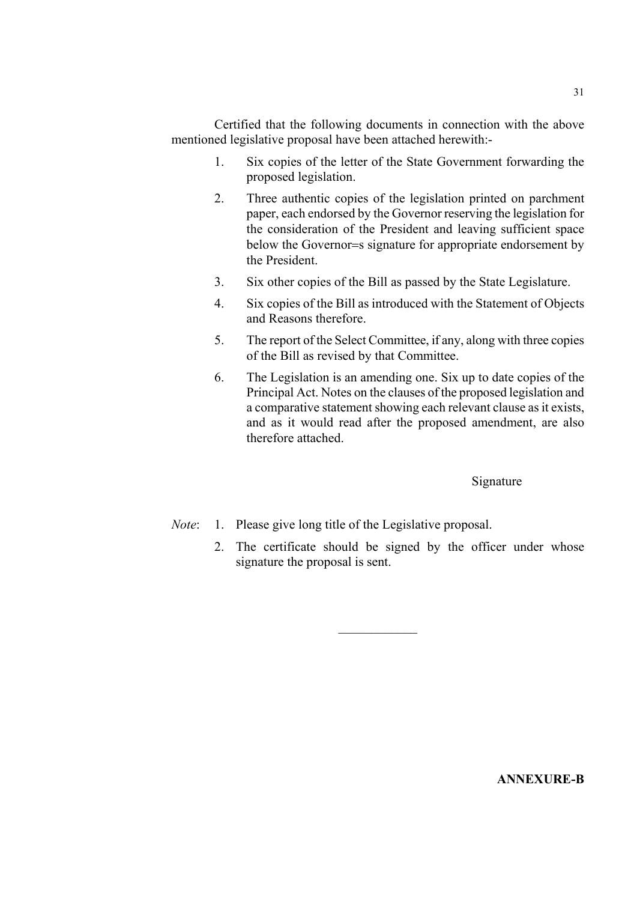Certified that the following documents in connection with the above mentioned legislative proposal have been attached herewith:-

1. Six copies of the letter of the State Government forwarding the proposed legislation.
2. Three authentic copies of the legislation printed on parchment paper, each endorsed by the Governor reserving the legislation for the consideration of the President and leaving sufficient space below the Governor=s signature for appropriate endorsement by the President.
3. Six other copies of the Bill as passed by the State Legislature.
4. Six copies of the Bill as introduced with the Statement of Objects and Reasons therefore.
5. The report of the Select Committee, if any, along with three copies of the Bill as revised by that Committee.
6. The Legislation is an amending one. Six up to date copies of the Principal Act. Notes on the clauses of the proposed legislation and a comparative statement showing each relevant clause as it exists, and as it would read after the proposed amendment, are also therefore attached.

Signature

*Note*:
1. Please give long title of the Legislative proposal.
2. The certificate should be signed by the officer under whose signature the proposal is sent.

---

**ANNEXURE-B**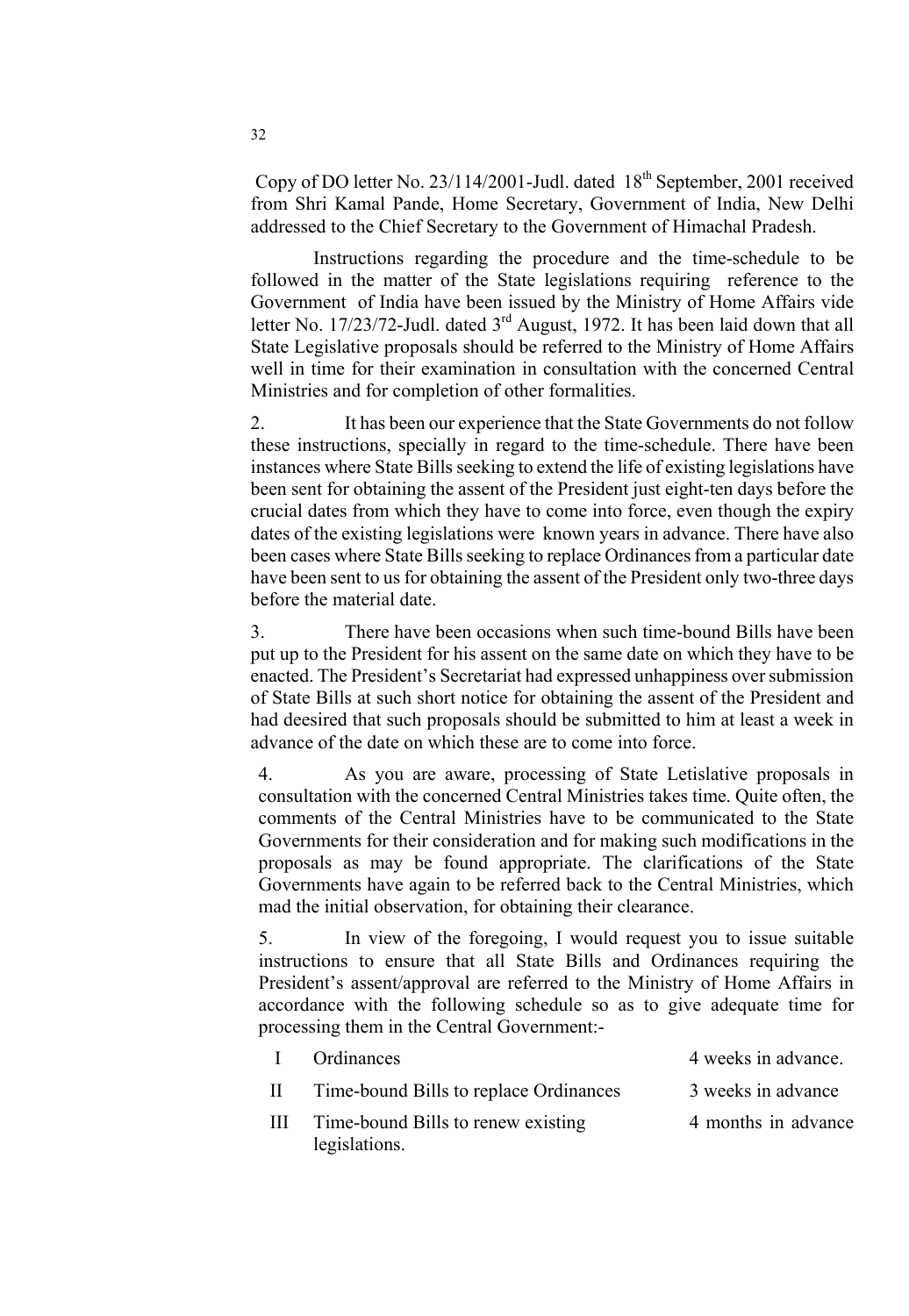Copy of DO letter No. 23/114/2001-Judl. dated 18th September, 2001 received from Shri Kamal Pande, Home Secretary, Government of India, New Delhi addressed to the Chief Secretary to the Government of Himachal Pradesh.

Instructions regarding the procedure and the time-schedule to be followed in the matter of the State legislations requiring reference to the Government of India have been issued by the Ministry of Home Affairs vide letter No. 17/23/72-Judl. dated 3rd August, 1972. It has been laid down that all State Legislative proposals should be referred to the Ministry of Home Affairs well in time for their examination in consultation with the concerned Central Ministries and for completion of other formalities.

2. It has been our experience that the State Governments do not follow these instructions, specially in regard to the time-schedule. There have been instances where State Bills seeking to extend the life of existing legislations have been sent for obtaining the assent of the President just eight-ten days before the crucial dates from which they have to come into force, even though the expiry dates of the existing legislations were known years in advance. There have also been cases where State Bills seeking to replace Ordinances from a particular date have been sent to us for obtaining the assent of the President only two-three days before the material date.

3. There have been occasions when such time-bound Bills have been put up to the President for his assent on the same date on which they have to be enacted. The President's Secretariat had expressed unhappiness over submission of State Bills at such short notice for obtaining the assent of the President and had deesired that such proposals should be submitted to him at least a week in advance of the date on which these are to come into force.

4. As you are aware, processing of State Letislative proposals in consultation with the concerned Central Ministries takes time. Quite often, the comments of the Central Ministries have to be communicated to the State Governments for their consideration and for making such modifications in the proposals as may be found appropriate. The clarifications of the State Governments have again to be referred back to the Central Ministries, which mad the initial observation, for obtaining their clearance.

5. In view of the foregoing, I would request you to issue suitable instructions to ensure that all State Bills and Ordinances requiring the President's assent/approval are referred to the Ministry of Home Affairs in accordance with the following schedule so as to give adequate time for processing them in the Central Government:-

| | | |
|---|---|---|
| I | Ordinances | 4 weeks in advance. |
| II | Time-bound Bills to replace Ordinances | 3 weeks in advance |
| III | Time-bound Bills to renew existing legislations. | 4 months in advance |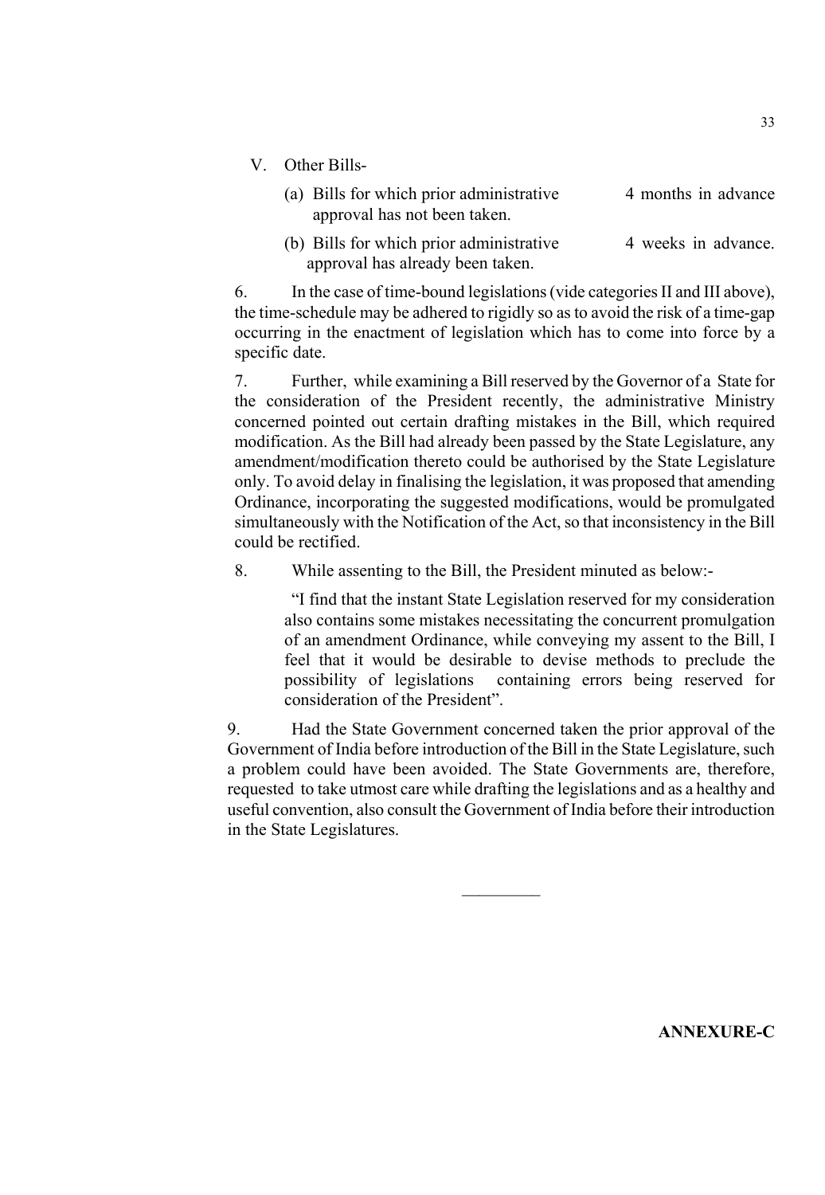V. Other Bills-

(a) Bills for which prior administrative approval has not been taken. — 4 months in advance

(b) Bills for which prior administrative approval has already been taken. — 4 weeks in advance.

6. In the case of time-bound legislations (vide categories II and III above), the time-schedule may be adhered to rigidly so as to avoid the risk of a time-gap occurring in the enactment of legislation which has to come into force by a specific date.

7. Further, while examining a Bill reserved by the Governor of a State for the consideration of the President recently, the administrative Ministry concerned pointed out certain drafting mistakes in the Bill, which required modification. As the Bill had already been passed by the State Legislature, any amendment/modification thereto could be authorised by the State Legislature only. To avoid delay in finalising the legislation, it was proposed that amending Ordinance, incorporating the suggested modifications, would be promulgated simultaneously with the Notification of the Act, so that inconsistency in the Bill could be rectified.

8. While assenting to the Bill, the President minuted as below:-

> "I find that the instant State Legislation reserved for my consideration also contains some mistakes necessitating the concurrent promulgation of an amendment Ordinance, while conveying my assent to the Bill, I feel that it would be desirable to devise methods to preclude the possibility of legislations containing errors being reserved for consideration of the President".

9. Had the State Government concerned taken the prior approval of the Government of India before introduction of the Bill in the State Legislature, such a problem could have been avoided. The State Governments are, therefore, requested to take utmost care while drafting the legislations and as a healthy and useful convention, also consult the Government of India before their introduction in the State Legislatures.

---

**ANNEXURE-C**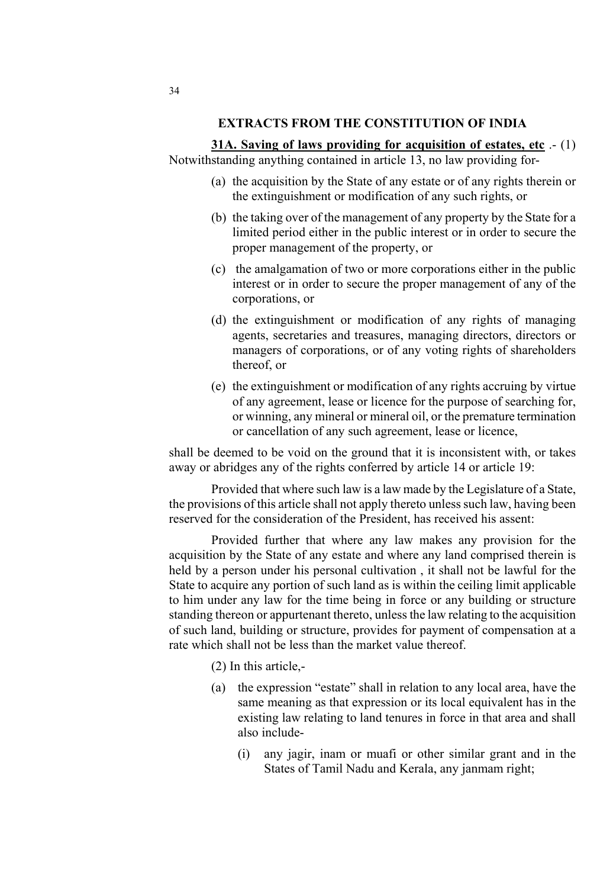## EXTRACTS FROM THE CONSTITUTION OF INDIA

**31A. Saving of laws providing for acquisition of estates, etc** .- (1) Notwithstanding anything contained in article 13, no law providing for-

(a) the acquisition by the State of any estate or of any rights therein or the extinguishment or modification of any such rights, or

(b) the taking over of the management of any property by the State for a limited period either in the public interest or in order to secure the proper management of the property, or

(c) the amalgamation of two or more corporations either in the public interest or in order to secure the proper management of any of the corporations, or

(d) the extinguishment or modification of any rights of managing agents, secretaries and treasures, managing directors, directors or managers of corporations, or of any voting rights of shareholders thereof, or

(e) the extinguishment or modification of any rights accruing by virtue of any agreement, lease or licence for the purpose of searching for, or winning, any mineral or mineral oil, or the premature termination or cancellation of any such agreement, lease or licence,

shall be deemed to be void on the ground that it is inconsistent with, or takes away or abridges any of the rights conferred by article 14 or article 19:

Provided that where such law is a law made by the Legislature of a State, the provisions of this article shall not apply thereto unless such law, having been reserved for the consideration of the President, has received his assent:

Provided further that where any law makes any provision for the acquisition by the State of any estate and where any land comprised therein is held by a person under his personal cultivation , it shall not be lawful for the State to acquire any portion of such land as is within the ceiling limit applicable to him under any law for the time being in force or any building or structure standing thereon or appurtenant thereto, unless the law relating to the acquisition of such land, building or structure, provides for payment of compensation at a rate which shall not be less than the market value thereof.

(2) In this article,-

(a) the expression "estate" shall in relation to any local area, have the same meaning as that expression or its local equivalent has in the existing law relating to land tenures in force in that area and shall also include-

(i) any jagir, inam or muafi or other similar grant and in the States of Tamil Nadu and Kerala, any janmam right;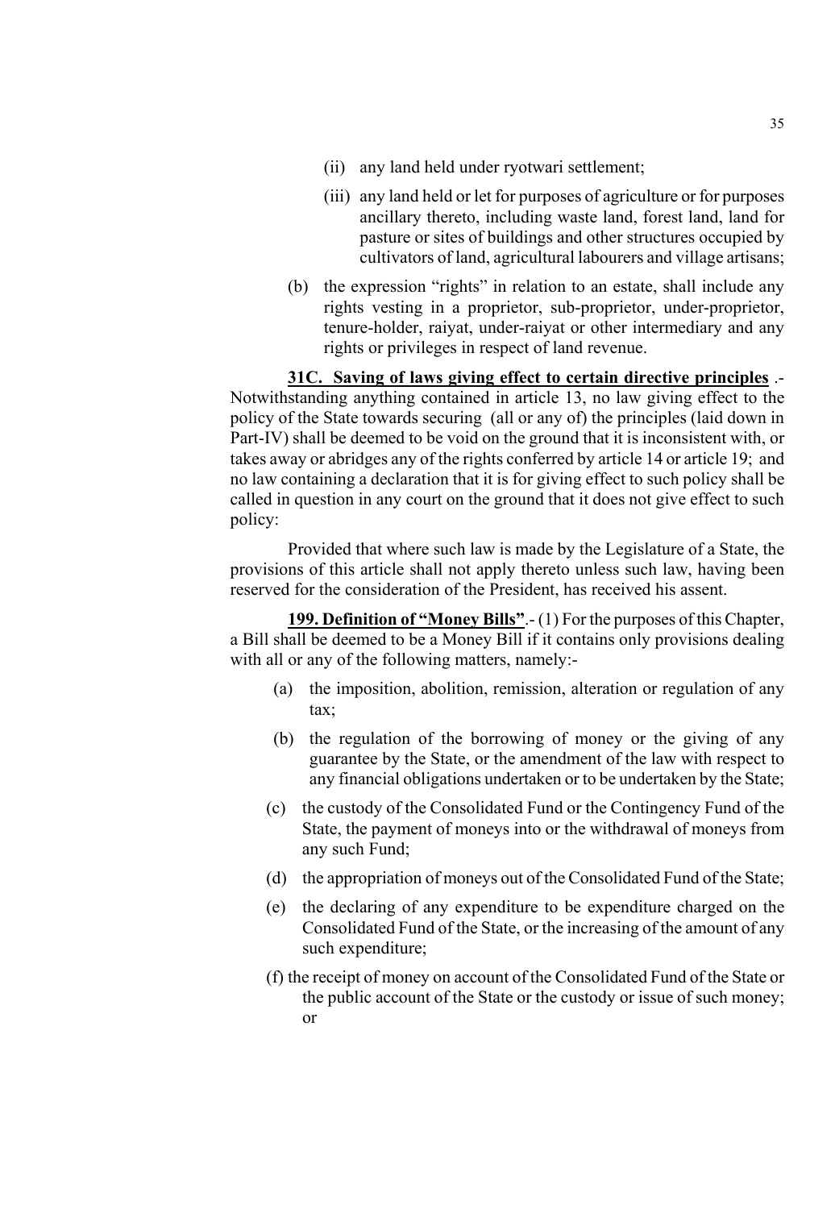- (ii) any land held under ryotwari settlement;
- (iii) any land held or let for purposes of agriculture or for purposes ancillary thereto, including waste land, forest land, land for pasture or sites of buildings and other structures occupied by cultivators of land, agricultural labourers and village artisans;

(b) the expression "rights" in relation to an estate, shall include any rights vesting in a proprietor, sub-proprietor, under-proprietor, tenure-holder, raiyat, under-raiyat or other intermediary and any rights or privileges in respect of land revenue.

**31C. Saving of laws giving effect to certain directive principles** .- Notwithstanding anything contained in article 13, no law giving effect to the policy of the State towards securing (all or any of) the principles (laid down in Part-IV) shall be deemed to be void on the ground that it is inconsistent with, or takes away or abridges any of the rights conferred by article 14 or article 19; and no law containing a declaration that it is for giving effect to such policy shall be called in question in any court on the ground that it does not give effect to such policy:

Provided that where such law is made by the Legislature of a State, the provisions of this article shall not apply thereto unless such law, having been reserved for the consideration of the President, has received his assent.

**199. Definition of "Money Bills"**.- (1) For the purposes of this Chapter, a Bill shall be deemed to be a Money Bill if it contains only provisions dealing with all or any of the following matters, namely:-

- (a) the imposition, abolition, remission, alteration or regulation of any tax;
- (b) the regulation of the borrowing of money or the giving of any guarantee by the State, or the amendment of the law with respect to any financial obligations undertaken or to be undertaken by the State;
- (c) the custody of the Consolidated Fund or the Contingency Fund of the State, the payment of moneys into or the withdrawal of moneys from any such Fund;
- (d) the appropriation of moneys out of the Consolidated Fund of the State;
- (e) the declaring of any expenditure to be expenditure charged on the Consolidated Fund of the State, or the increasing of the amount of any such expenditure;
- (f) the receipt of money on account of the Consolidated Fund of the State or the public account of the State or the custody or issue of such money; or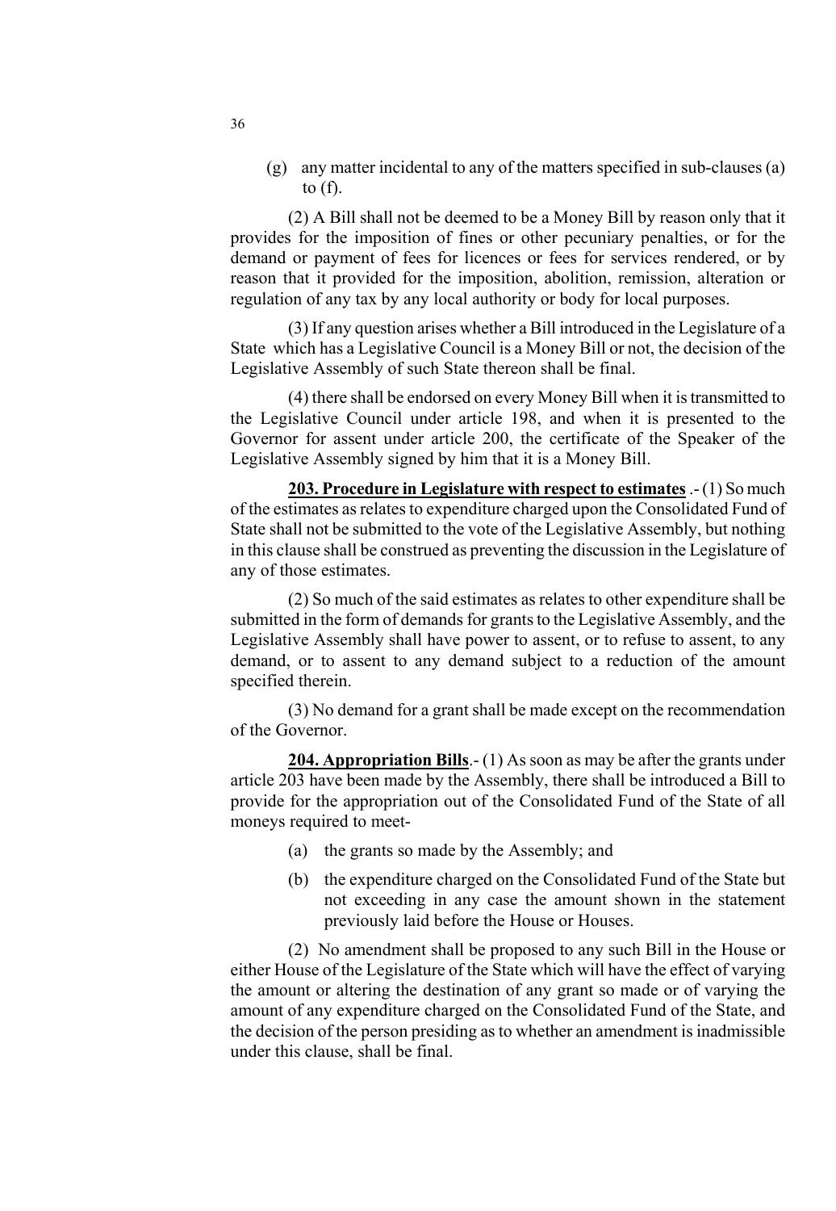(g) any matter incidental to any of the matters specified in sub-clauses (a) to (f).

(2) A Bill shall not be deemed to be a Money Bill by reason only that it provides for the imposition of fines or other pecuniary penalties, or for the demand or payment of fees for licences or fees for services rendered, or by reason that it provided for the imposition, abolition, remission, alteration or regulation of any tax by any local authority or body for local purposes.

(3) If any question arises whether a Bill introduced in the Legislature of a State which has a Legislative Council is a Money Bill or not, the decision of the Legislative Assembly of such State thereon shall be final.

(4) there shall be endorsed on every Money Bill when it is transmitted to the Legislative Council under article 198, and when it is presented to the Governor for assent under article 200, the certificate of the Speaker of the Legislative Assembly signed by him that it is a Money Bill.

**203. Procedure in Legislature with respect to estimates** .- (1) So much of the estimates as relates to expenditure charged upon the Consolidated Fund of State shall not be submitted to the vote of the Legislative Assembly, but nothing in this clause shall be construed as preventing the discussion in the Legislature of any of those estimates.

(2) So much of the said estimates as relates to other expenditure shall be submitted in the form of demands for grants to the Legislative Assembly, and the Legislative Assembly shall have power to assent, or to refuse to assent, to any demand, or to assent to any demand subject to a reduction of the amount specified therein.

(3) No demand for a grant shall be made except on the recommendation of the Governor.

**204. Appropriation Bills**.- (1) As soon as may be after the grants under article 203 have been made by the Assembly, there shall be introduced a Bill to provide for the appropriation out of the Consolidated Fund of the State of all moneys required to meet-

(a) the grants so made by the Assembly; and

(b) the expenditure charged on the Consolidated Fund of the State but not exceeding in any case the amount shown in the statement previously laid before the House or Houses.

(2) No amendment shall be proposed to any such Bill in the House or either House of the Legislature of the State which will have the effect of varying the amount or altering the destination of any grant so made or of varying the amount of any expenditure charged on the Consolidated Fund of the State, and the decision of the person presiding as to whether an amendment is inadmissible under this clause, shall be final.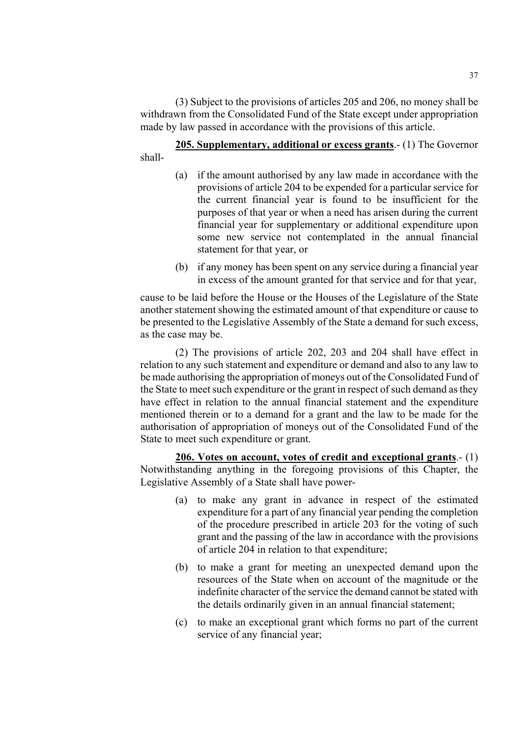(3) Subject to the provisions of articles 205 and 206, no money shall be withdrawn from the Consolidated Fund of the State except under appropriation made by law passed in accordance with the provisions of this article.

**205. Supplementary, additional or excess grants**.- (1) The Governor shall-

(a) if the amount authorised by any law made in accordance with the provisions of article 204 to be expended for a particular service for the current financial year is found to be insufficient for the purposes of that year or when a need has arisen during the current financial year for supplementary or additional expenditure upon some new service not contemplated in the annual financial statement for that year, or

(b) if any money has been spent on any service during a financial year in excess of the amount granted for that service and for that year,

cause to be laid before the House or the Houses of the Legislature of the State another statement showing the estimated amount of that expenditure or cause to be presented to the Legislative Assembly of the State a demand for such excess, as the case may be.

(2) The provisions of article 202, 203 and 204 shall have effect in relation to any such statement and expenditure or demand and also to any law to be made authorising the appropriation of moneys out of the Consolidated Fund of the State to meet such expenditure or the grant in respect of such demand as they have effect in relation to the annual financial statement and the expenditure mentioned therein or to a demand for a grant and the law to be made for the authorisation of appropriation of moneys out of the Consolidated Fund of the State to meet such expenditure or grant.

**206. Votes on account, votes of credit and exceptional grants**.- (1) Notwithstanding anything in the foregoing provisions of this Chapter, the Legislative Assembly of a State shall have power-

(a) to make any grant in advance in respect of the estimated expenditure for a part of any financial year pending the completion of the procedure prescribed in article 203 for the voting of such grant and the passing of the law in accordance with the provisions of article 204 in relation to that expenditure;

(b) to make a grant for meeting an unexpected demand upon the resources of the State when on account of the magnitude or the indefinite character of the service the demand cannot be stated with the details ordinarily given in an annual financial statement;

(c) to make an exceptional grant which forms no part of the current service of any financial year;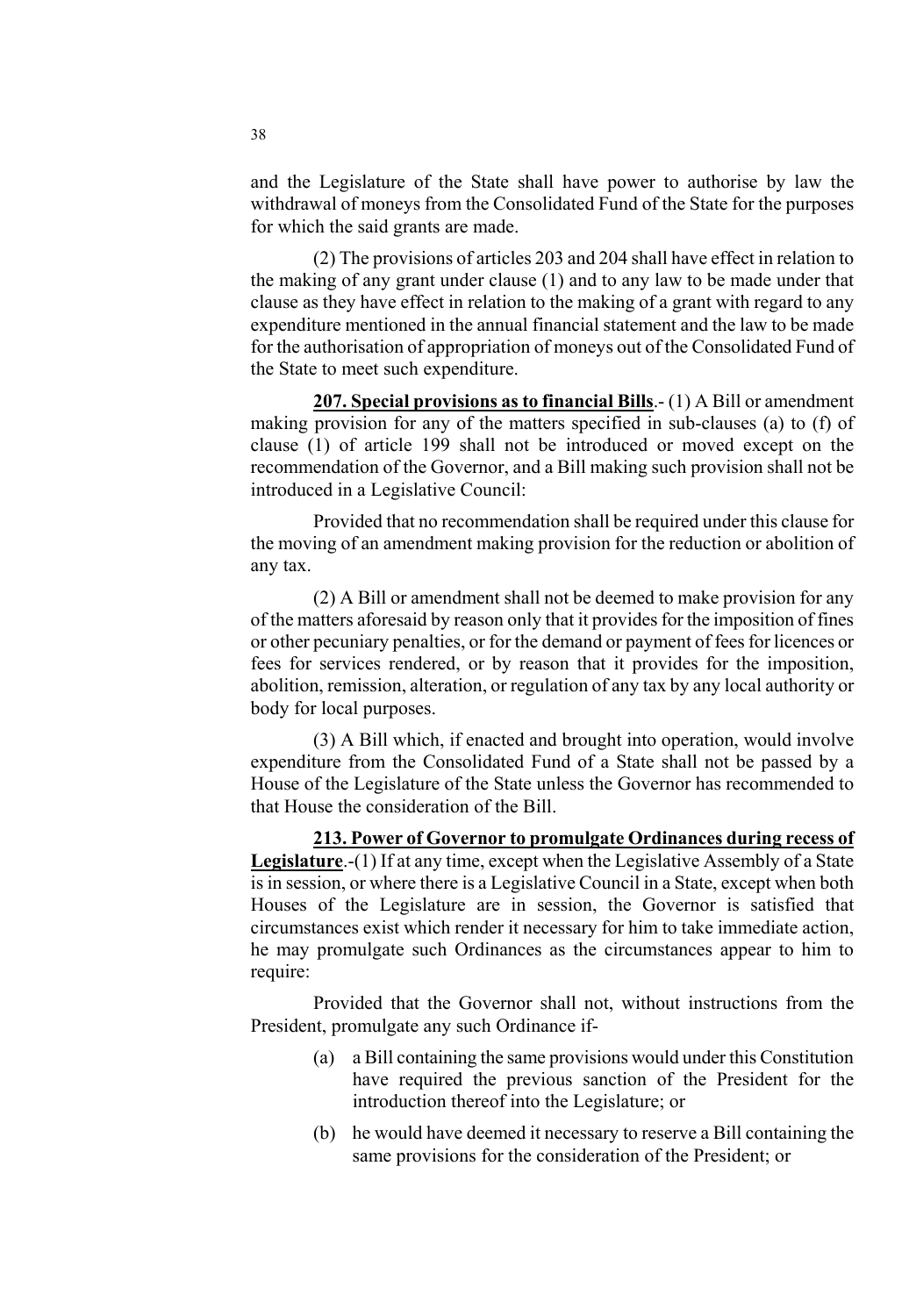and the Legislature of the State shall have power to authorise by law the withdrawal of moneys from the Consolidated Fund of the State for the purposes for which the said grants are made.

(2) The provisions of articles 203 and 204 shall have effect in relation to the making of any grant under clause (1) and to any law to be made under that clause as they have effect in relation to the making of a grant with regard to any expenditure mentioned in the annual financial statement and the law to be made for the authorisation of appropriation of moneys out of the Consolidated Fund of the State to meet such expenditure.

**207. Special provisions as to financial Bills**.- (1) A Bill or amendment making provision for any of the matters specified in sub-clauses (a) to (f) of clause (1) of article 199 shall not be introduced or moved except on the recommendation of the Governor, and a Bill making such provision shall not be introduced in a Legislative Council:

Provided that no recommendation shall be required under this clause for the moving of an amendment making provision for the reduction or abolition of any tax.

(2) A Bill or amendment shall not be deemed to make provision for any of the matters aforesaid by reason only that it provides for the imposition of fines or other pecuniary penalties, or for the demand or payment of fees for licences or fees for services rendered, or by reason that it provides for the imposition, abolition, remission, alteration, or regulation of any tax by any local authority or body for local purposes.

(3) A Bill which, if enacted and brought into operation, would involve expenditure from the Consolidated Fund of a State shall not be passed by a House of the Legislature of the State unless the Governor has recommended to that House the consideration of the Bill.

**213. Power of Governor to promulgate Ordinances during recess of Legislature**.-(1) If at any time, except when the Legislative Assembly of a State is in session, or where there is a Legislative Council in a State, except when both Houses of the Legislature are in session, the Governor is satisfied that circumstances exist which render it necessary for him to take immediate action, he may promulgate such Ordinances as the circumstances appear to him to require:

Provided that the Governor shall not, without instructions from the President, promulgate any such Ordinance if-

(a) a Bill containing the same provisions would under this Constitution have required the previous sanction of the President for the introduction thereof into the Legislature; or

(b) he would have deemed it necessary to reserve a Bill containing the same provisions for the consideration of the President; or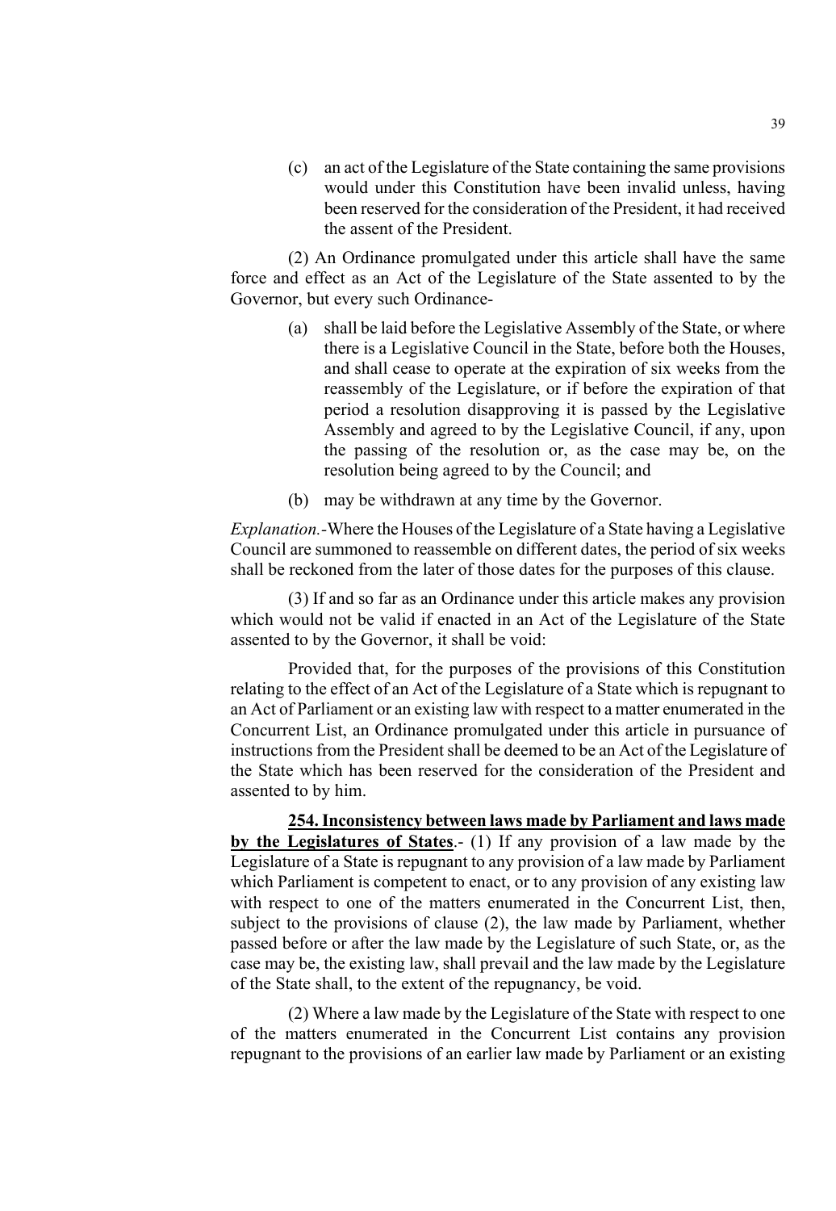(c) an act of the Legislature of the State containing the same provisions would under this Constitution have been invalid unless, having been reserved for the consideration of the President, it had received the assent of the President.

(2) An Ordinance promulgated under this article shall have the same force and effect as an Act of the Legislature of the State assented to by the Governor, but every such Ordinance-

(a) shall be laid before the Legislative Assembly of the State, or where there is a Legislative Council in the State, before both the Houses, and shall cease to operate at the expiration of six weeks from the reassembly of the Legislature, or if before the expiration of that period a resolution disapproving it is passed by the Legislative Assembly and agreed to by the Legislative Council, if any, upon the passing of the resolution or, as the case may be, on the resolution being agreed to by the Council; and

(b) may be withdrawn at any time by the Governor.

*Explanation.*-Where the Houses of the Legislature of a State having a Legislative Council are summoned to reassemble on different dates, the period of six weeks shall be reckoned from the later of those dates for the purposes of this clause.

(3) If and so far as an Ordinance under this article makes any provision which would not be valid if enacted in an Act of the Legislature of the State assented to by the Governor, it shall be void:

Provided that, for the purposes of the provisions of this Constitution relating to the effect of an Act of the Legislature of a State which is repugnant to an Act of Parliament or an existing law with respect to a matter enumerated in the Concurrent List, an Ordinance promulgated under this article in pursuance of instructions from the President shall be deemed to be an Act of the Legislature of the State which has been reserved for the consideration of the President and assented to by him.

**254. Inconsistency between laws made by Parliament and laws made by the Legislatures of States**.- (1) If any provision of a law made by the Legislature of a State is repugnant to any provision of a law made by Parliament which Parliament is competent to enact, or to any provision of any existing law with respect to one of the matters enumerated in the Concurrent List, then, subject to the provisions of clause (2), the law made by Parliament, whether passed before or after the law made by the Legislature of such State, or, as the case may be, the existing law, shall prevail and the law made by the Legislature of the State shall, to the extent of the repugnancy, be void.

(2) Where a law made by the Legislature of the State with respect to one of the matters enumerated in the Concurrent List contains any provision repugnant to the provisions of an earlier law made by Parliament or an existing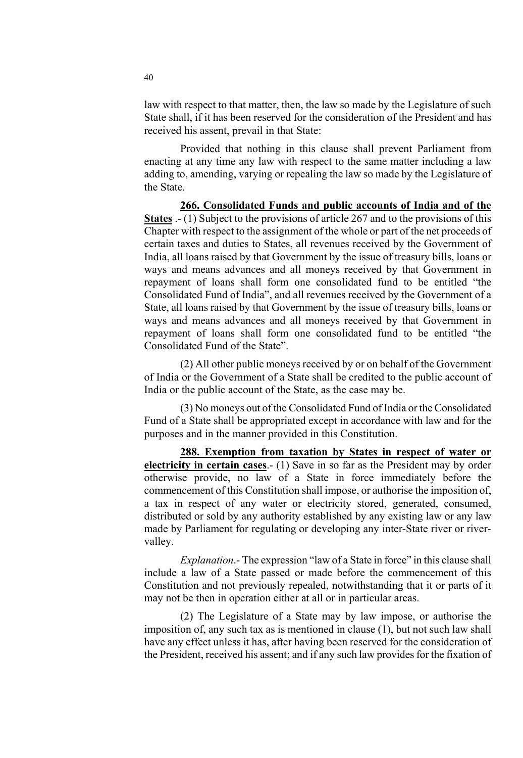law with respect to that matter, then, the law so made by the Legislature of such State shall, if it has been reserved for the consideration of the President and has received his assent, prevail in that State:

Provided that nothing in this clause shall prevent Parliament from enacting at any time any law with respect to the same matter including a law adding to, amending, varying or repealing the law so made by the Legislature of the State.

**266. Consolidated Funds and public accounts of India and of the States** .- (1) Subject to the provisions of article 267 and to the provisions of this Chapter with respect to the assignment of the whole or part of the net proceeds of certain taxes and duties to States, all revenues received by the Government of India, all loans raised by that Government by the issue of treasury bills, loans or ways and means advances and all moneys received by that Government in repayment of loans shall form one consolidated fund to be entitled "the Consolidated Fund of India", and all revenues received by the Government of a State, all loans raised by that Government by the issue of treasury bills, loans or ways and means advances and all moneys received by that Government in repayment of loans shall form one consolidated fund to be entitled "the Consolidated Fund of the State".

(2) All other public moneys received by or on behalf of the Government of India or the Government of a State shall be credited to the public account of India or the public account of the State, as the case may be.

(3) No moneys out of the Consolidated Fund of India or the Consolidated Fund of a State shall be appropriated except in accordance with law and for the purposes and in the manner provided in this Constitution.

**288. Exemption from taxation by States in respect of water or electricity in certain cases**.- (1) Save in so far as the President may by order otherwise provide, no law of a State in force immediately before the commencement of this Constitution shall impose, or authorise the imposition of, a tax in respect of any water or electricity stored, generated, consumed, distributed or sold by any authority established by any existing law or any law made by Parliament for regulating or developing any inter-State river or river-valley.

*Explanation*.- The expression "law of a State in force" in this clause shall include a law of a State passed or made before the commencement of this Constitution and not previously repealed, notwithstanding that it or parts of it may not be then in operation either at all or in particular areas.

(2) The Legislature of a State may by law impose, or authorise the imposition of, any such tax as is mentioned in clause (1), but not such law shall have any effect unless it has, after having been reserved for the consideration of the President, received his assent; and if any such law provides for the fixation of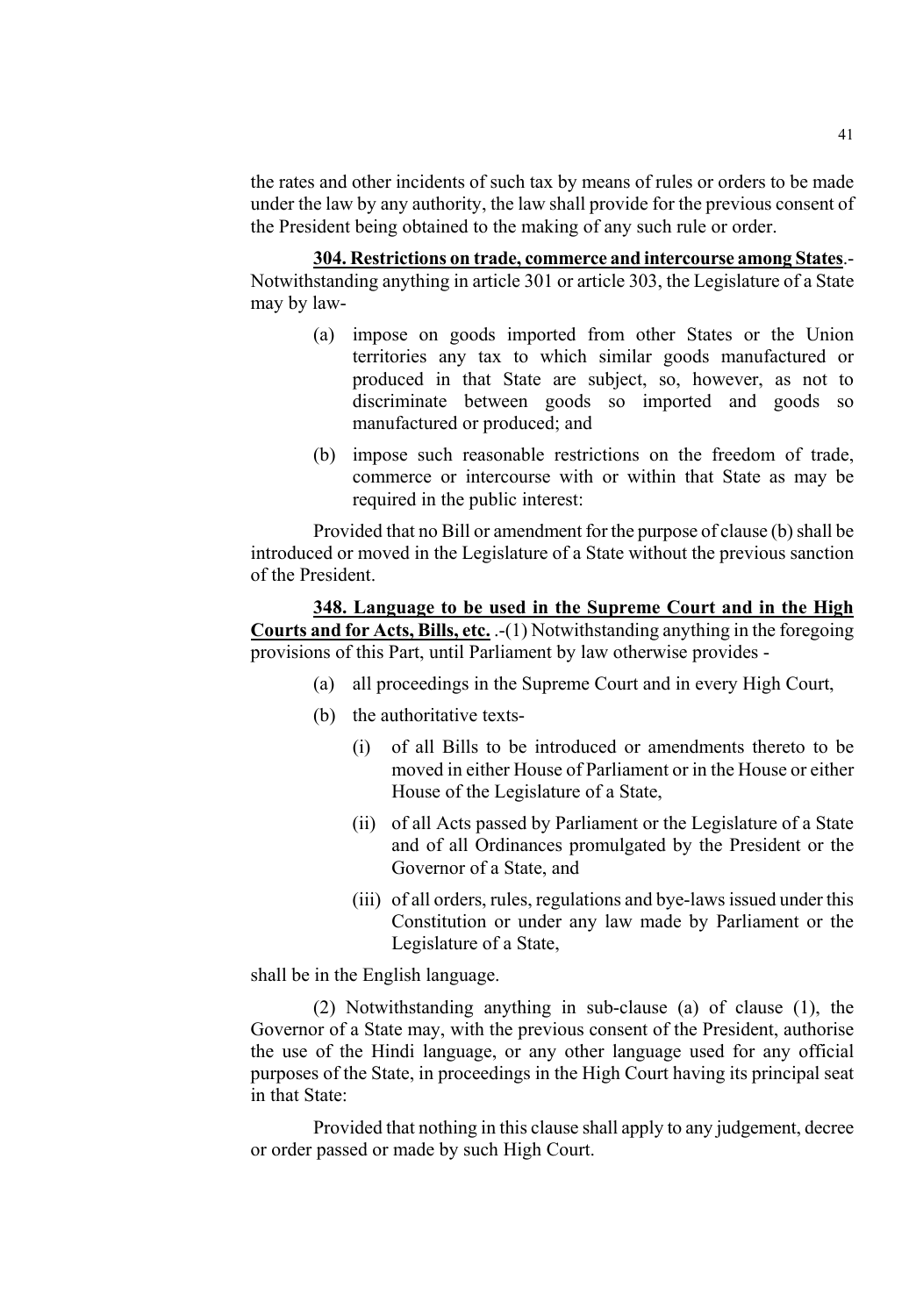the rates and other incidents of such tax by means of rules or orders to be made under the law by any authority, the law shall provide for the previous consent of the President being obtained to the making of any such rule or order.

**304. Restrictions on trade, commerce and intercourse among States**.- Notwithstanding anything in article 301 or article 303, the Legislature of a State may by law-

(a) impose on goods imported from other States or the Union territories any tax to which similar goods manufactured or produced in that State are subject, so, however, as not to discriminate between goods so imported and goods so manufactured or produced; and

(b) impose such reasonable restrictions on the freedom of trade, commerce or intercourse with or within that State as may be required in the public interest:

Provided that no Bill or amendment for the purpose of clause (b) shall be introduced or moved in the Legislature of a State without the previous sanction of the President.

**348. Language to be used in the Supreme Court and in the High Courts and for Acts, Bills, etc.** .-(1) Notwithstanding anything in the foregoing provisions of this Part, until Parliament by law otherwise provides -

(a) all proceedings in the Supreme Court and in every High Court,

(b) the authoritative texts-

(i) of all Bills to be introduced or amendments thereto to be moved in either House of Parliament or in the House or either House of the Legislature of a State,

(ii) of all Acts passed by Parliament or the Legislature of a State and of all Ordinances promulgated by the President or the Governor of a State, and

(iii) of all orders, rules, regulations and bye-laws issued under this Constitution or under any law made by Parliament or the Legislature of a State,

shall be in the English language.

(2) Notwithstanding anything in sub-clause (a) of clause (1), the Governor of a State may, with the previous consent of the President, authorise the use of the Hindi language, or any other language used for any official purposes of the State, in proceedings in the High Court having its principal seat in that State:

Provided that nothing in this clause shall apply to any judgement, decree or order passed or made by such High Court.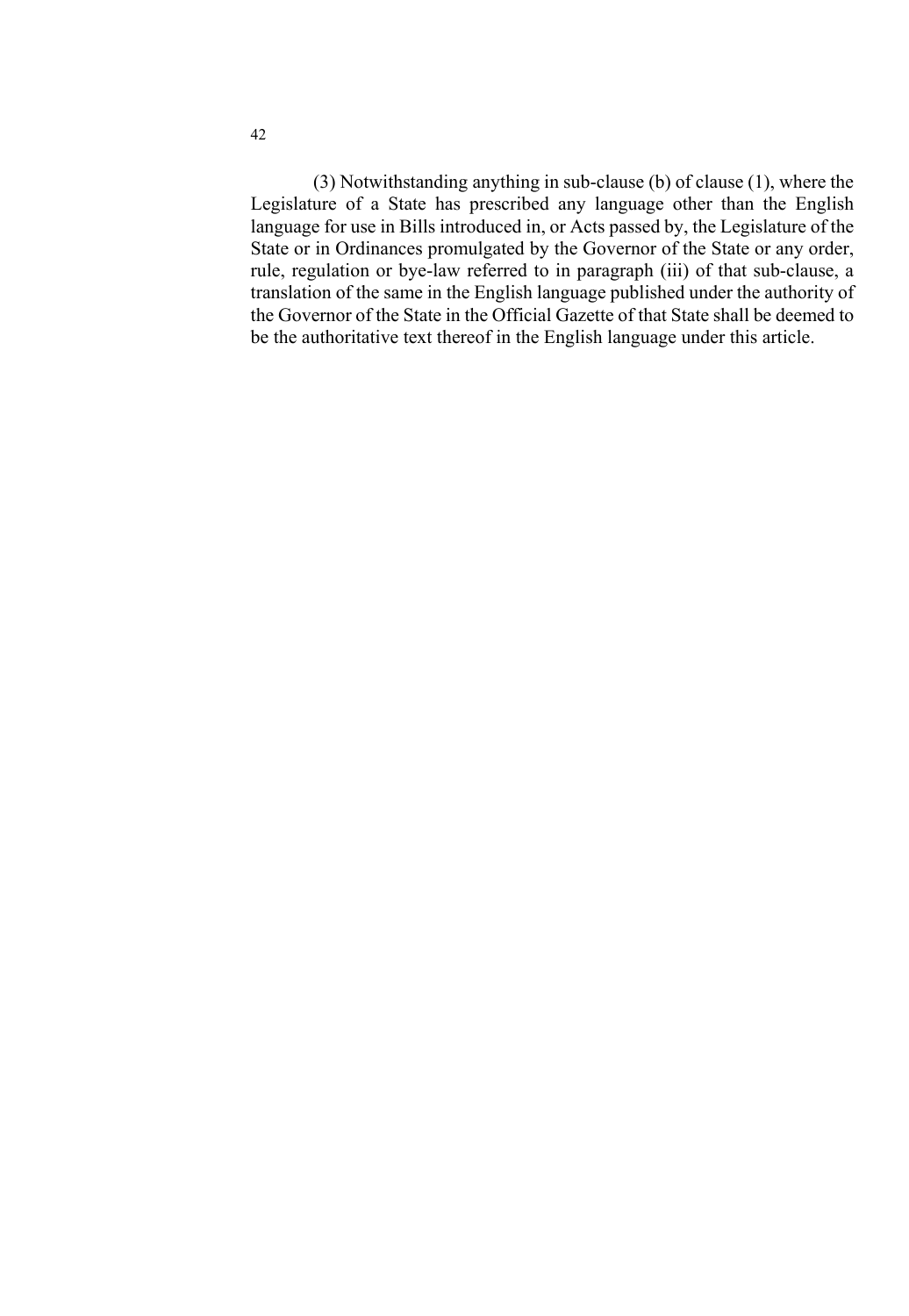(3) Notwithstanding anything in sub-clause (b) of clause (1), where the Legislature of a State has prescribed any language other than the English language for use in Bills introduced in, or Acts passed by, the Legislature of the State or in Ordinances promulgated by the Governor of the State or any order, rule, regulation or bye-law referred to in paragraph (iii) of that sub-clause, a translation of the same in the English language published under the authority of the Governor of the State in the Official Gazette of that State shall be deemed to be the authoritative text thereof in the English language under this article.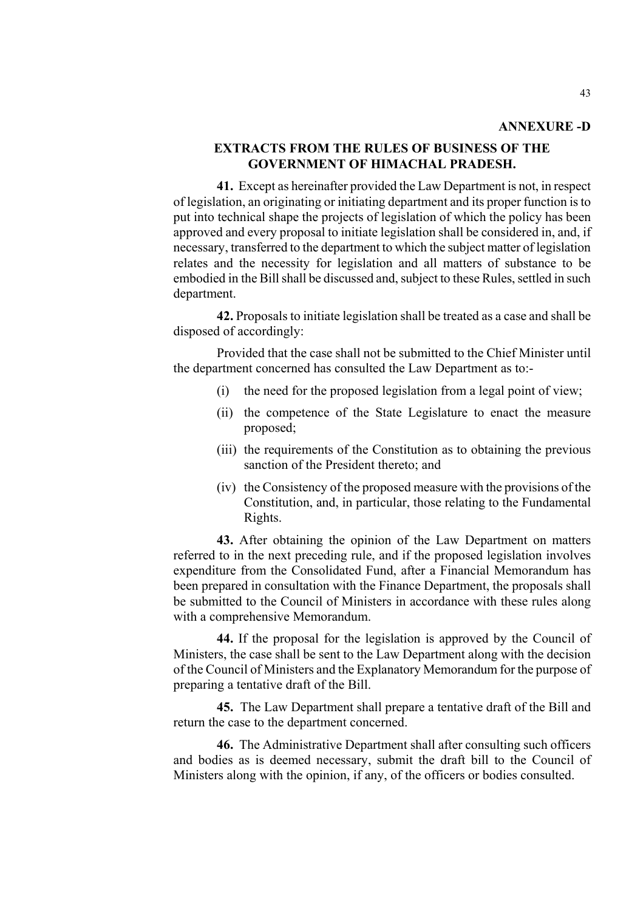**ANNEXURE -D**

## EXTRACTS FROM THE RULES OF BUSINESS OF THE GOVERNMENT OF HIMACHAL PRADESH.

**41.** Except as hereinafter provided the Law Department is not, in respect of legislation, an originating or initiating department and its proper function is to put into technical shape the projects of legislation of which the policy has been approved and every proposal to initiate legislation shall be considered in, and, if necessary, transferred to the department to which the subject matter of legislation relates and the necessity for legislation and all matters of substance to be embodied in the Bill shall be discussed and, subject to these Rules, settled in such department.

**42.** Proposals to initiate legislation shall be treated as a case and shall be disposed of accordingly:

Provided that the case shall not be submitted to the Chief Minister until the department concerned has consulted the Law Department as to:-

- (i) the need for the proposed legislation from a legal point of view;
- (ii) the competence of the State Legislature to enact the measure proposed;
- (iii) the requirements of the Constitution as to obtaining the previous sanction of the President thereto; and
- (iv) the Consistency of the proposed measure with the provisions of the Constitution, and, in particular, those relating to the Fundamental Rights.

**43.** After obtaining the opinion of the Law Department on matters referred to in the next preceding rule, and if the proposed legislation involves expenditure from the Consolidated Fund, after a Financial Memorandum has been prepared in consultation with the Finance Department, the proposals shall be submitted to the Council of Ministers in accordance with these rules along with a comprehensive Memorandum.

**44.** If the proposal for the legislation is approved by the Council of Ministers, the case shall be sent to the Law Department along with the decision of the Council of Ministers and the Explanatory Memorandum for the purpose of preparing a tentative draft of the Bill.

**45.** The Law Department shall prepare a tentative draft of the Bill and return the case to the department concerned.

**46.** The Administrative Department shall after consulting such officers and bodies as is deemed necessary, submit the draft bill to the Council of Ministers along with the opinion, if any, of the officers or bodies consulted.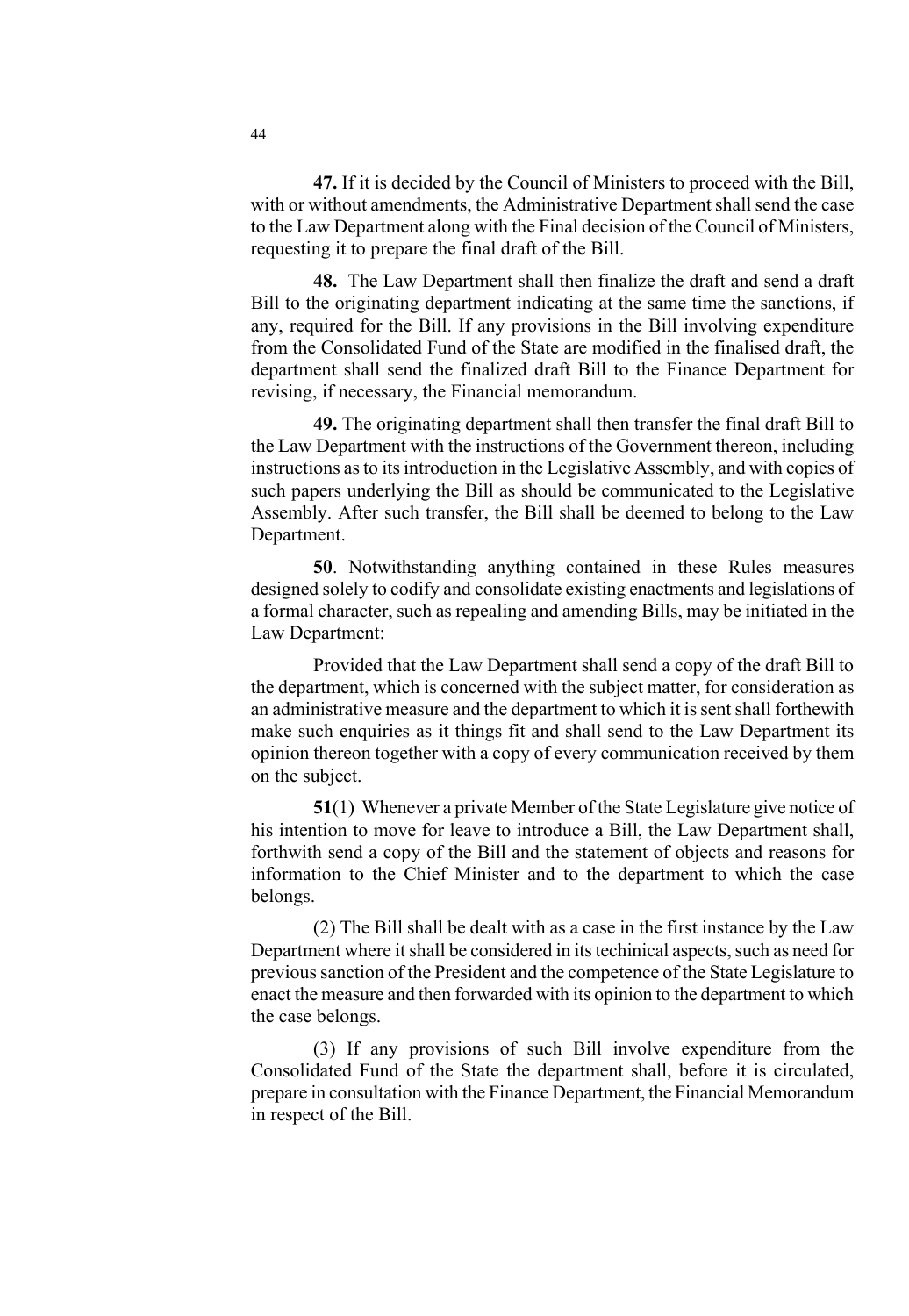**47.** If it is decided by the Council of Ministers to proceed with the Bill, with or without amendments, the Administrative Department shall send the case to the Law Department along with the Final decision of the Council of Ministers, requesting it to prepare the final draft of the Bill.

**48.** The Law Department shall then finalize the draft and send a draft Bill to the originating department indicating at the same time the sanctions, if any, required for the Bill. If any provisions in the Bill involving expenditure from the Consolidated Fund of the State are modified in the finalised draft, the department shall send the finalized draft Bill to the Finance Department for revising, if necessary, the Financial memorandum.

**49.** The originating department shall then transfer the final draft Bill to the Law Department with the instructions of the Government thereon, including instructions as to its introduction in the Legislative Assembly, and with copies of such papers underlying the Bill as should be communicated to the Legislative Assembly. After such transfer, the Bill shall be deemed to belong to the Law Department.

**50**. Notwithstanding anything contained in these Rules measures designed solely to codify and consolidate existing enactments and legislations of a formal character, such as repealing and amending Bills, may be initiated in the Law Department:

Provided that the Law Department shall send a copy of the draft Bill to the department, which is concerned with the subject matter, for consideration as an administrative measure and the department to which it is sent shall forthewith make such enquiries as it things fit and shall send to the Law Department its opinion thereon together with a copy of every communication received by them on the subject.

**51**(1) Whenever a private Member of the State Legislature give notice of his intention to move for leave to introduce a Bill, the Law Department shall, forthwith send a copy of the Bill and the statement of objects and reasons for information to the Chief Minister and to the department to which the case belongs.

(2) The Bill shall be dealt with as a case in the first instance by the Law Department where it shall be considered in its techinical aspects, such as need for previous sanction of the President and the competence of the State Legislature to enact the measure and then forwarded with its opinion to the department to which the case belongs.

(3) If any provisions of such Bill involve expenditure from the Consolidated Fund of the State the department shall, before it is circulated, prepare in consultation with the Finance Department, the Financial Memorandum in respect of the Bill.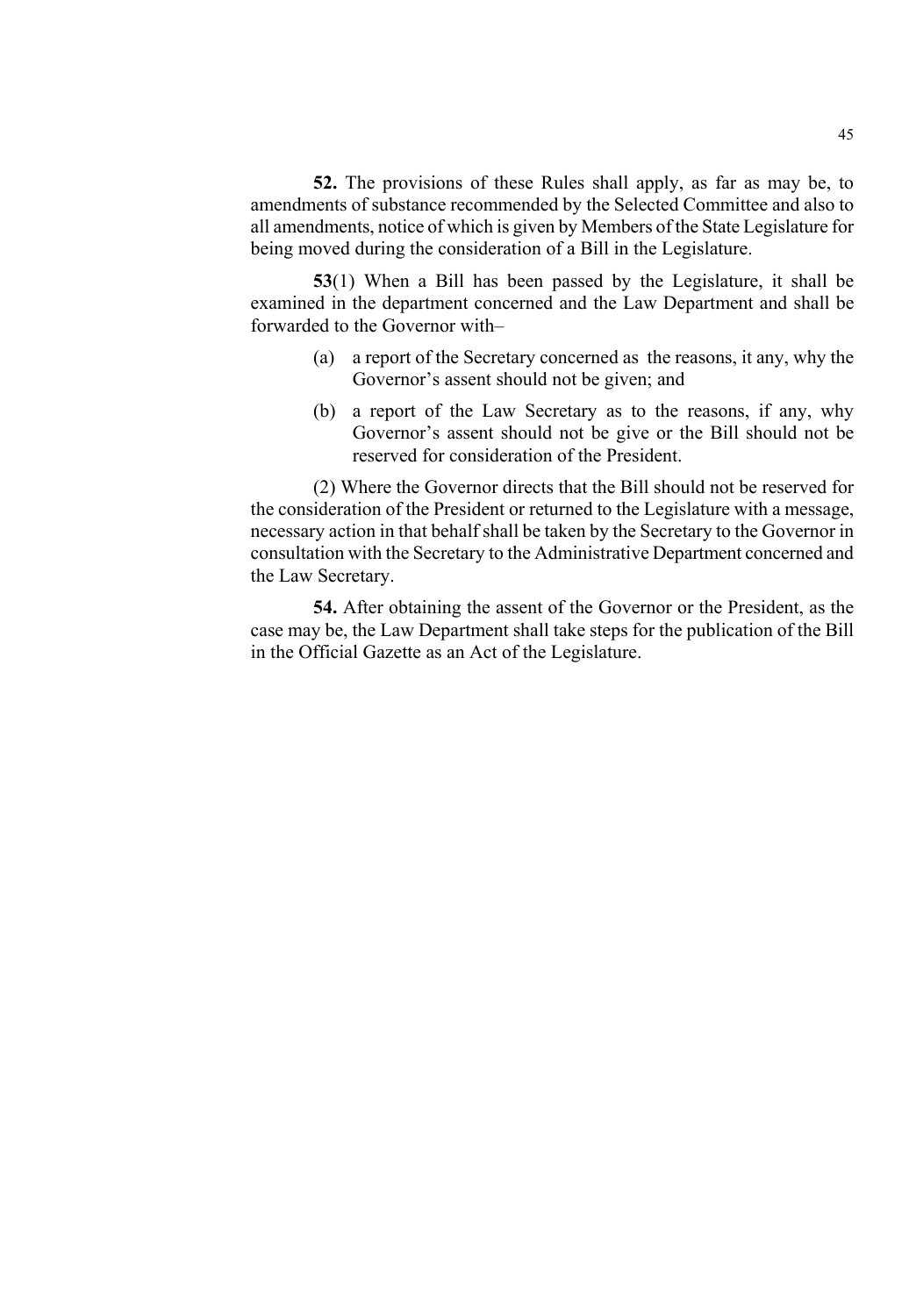**52.** The provisions of these Rules shall apply, as far as may be, to amendments of substance recommended by the Selected Committee and also to all amendments, notice of which is given by Members of the State Legislature for being moved during the consideration of a Bill in the Legislature.

**53**(1) When a Bill has been passed by the Legislature, it shall be examined in the department concerned and the Law Department and shall be forwarded to the Governor with–

(a) a report of the Secretary concerned as the reasons, it any, why the Governor's assent should not be given; and

(b) a report of the Law Secretary as to the reasons, if any, why Governor's assent should not be give or the Bill should not be reserved for consideration of the President.

(2) Where the Governor directs that the Bill should not be reserved for the consideration of the President or returned to the Legislature with a message, necessary action in that behalf shall be taken by the Secretary to the Governor in consultation with the Secretary to the Administrative Department concerned and the Law Secretary.

**54.** After obtaining the assent of the Governor or the President, as the case may be, the Law Department shall take steps for the publication of the Bill in the Official Gazette as an Act of the Legislature.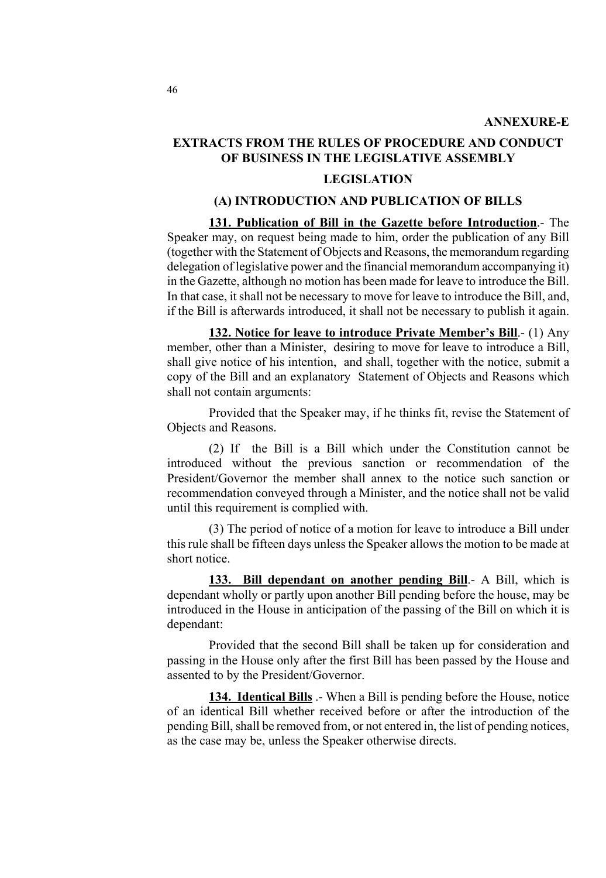**ANNEXURE-E**

## EXTRACTS FROM THE RULES OF PROCEDURE AND CONDUCT OF BUSINESS IN THE LEGISLATIVE ASSEMBLY

## LEGISLATION

### (A) INTRODUCTION AND PUBLICATION OF BILLS

**131. Publication of Bill in the Gazette before Introduction**.- The Speaker may, on request being made to him, order the publication of any Bill (together with the Statement of Objects and Reasons, the memorandum regarding delegation of legislative power and the financial memorandum accompanying it) in the Gazette, although no motion has been made for leave to introduce the Bill. In that case, it shall not be necessary to move for leave to introduce the Bill, and, if the Bill is afterwards introduced, it shall not be necessary to publish it again.

**132. Notice for leave to introduce Private Member's Bill**.- (1) Any member, other than a Minister, desiring to move for leave to introduce a Bill, shall give notice of his intention, and shall, together with the notice, submit a copy of the Bill and an explanatory Statement of Objects and Reasons which shall not contain arguments:

Provided that the Speaker may, if he thinks fit, revise the Statement of Objects and Reasons.

(2) If the Bill is a Bill which under the Constitution cannot be introduced without the previous sanction or recommendation of the President/Governor the member shall annex to the notice such sanction or recommendation conveyed through a Minister, and the notice shall not be valid until this requirement is complied with.

(3) The period of notice of a motion for leave to introduce a Bill under this rule shall be fifteen days unless the Speaker allows the motion to be made at short notice.

**133. Bill dependant on another pending Bill**.- A Bill, which is dependant wholly or partly upon another Bill pending before the house, may be introduced in the House in anticipation of the passing of the Bill on which it is dependant:

Provided that the second Bill shall be taken up for consideration and passing in the House only after the first Bill has been passed by the House and assented to by the President/Governor.

**134. Identical Bills** .- When a Bill is pending before the House, notice of an identical Bill whether received before or after the introduction of the pending Bill, shall be removed from, or not entered in, the list of pending notices, as the case may be, unless the Speaker otherwise directs.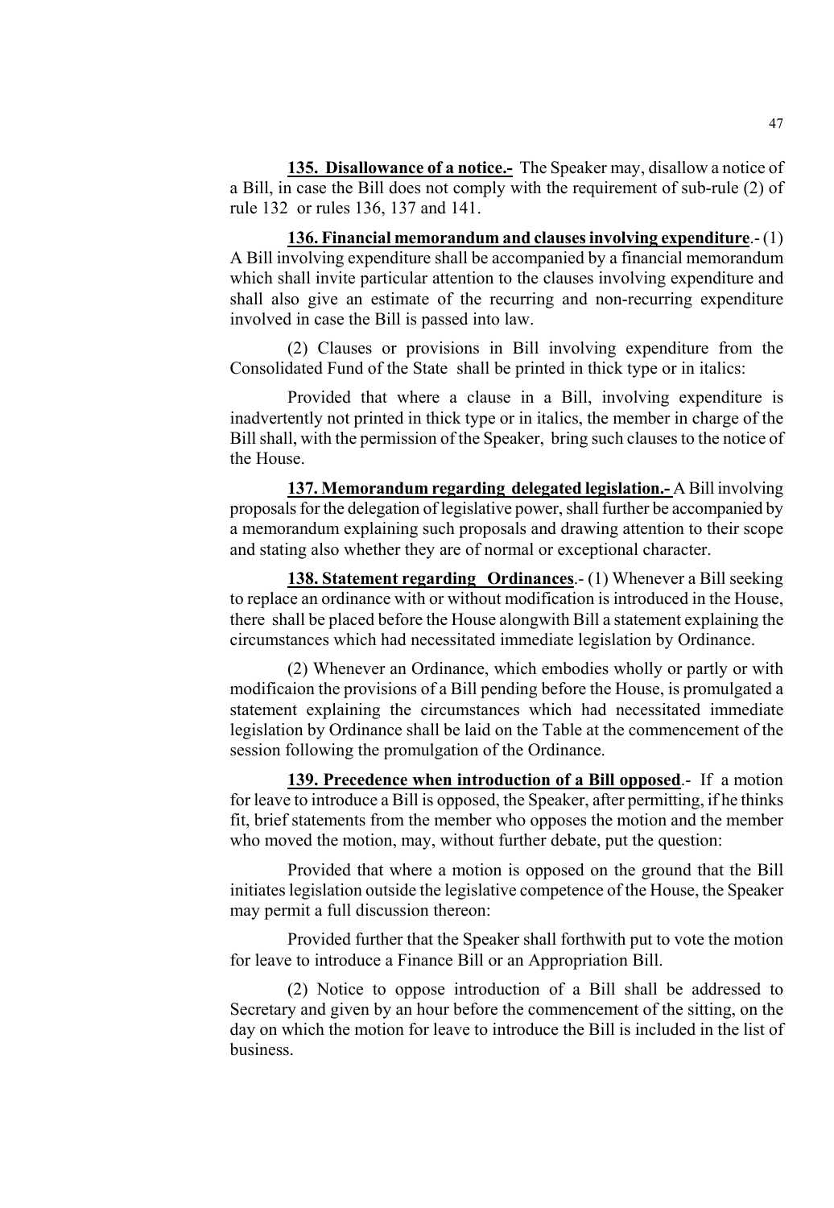**135. Disallowance of a notice.-** The Speaker may, disallow a notice of a Bill, in case the Bill does not comply with the requirement of sub-rule (2) of rule 132 or rules 136, 137 and 141.

**136. Financial memorandum and clauses involving expenditure**.- (1) A Bill involving expenditure shall be accompanied by a financial memorandum which shall invite particular attention to the clauses involving expenditure and shall also give an estimate of the recurring and non-recurring expenditure involved in case the Bill is passed into law.

(2) Clauses or provisions in Bill involving expenditure from the Consolidated Fund of the State shall be printed in thick type or in italics:

Provided that where a clause in a Bill, involving expenditure is inadvertently not printed in thick type or in italics, the member in charge of the Bill shall, with the permission of the Speaker, bring such clauses to the notice of the House.

**137. Memorandum regarding delegated legislation.-** A Bill involving proposals for the delegation of legislative power, shall further be accompanied by a memorandum explaining such proposals and drawing attention to their scope and stating also whether they are of normal or exceptional character.

**138. Statement regarding Ordinances**.- (1) Whenever a Bill seeking to replace an ordinance with or without modification is introduced in the House, there shall be placed before the House alongwith Bill a statement explaining the circumstances which had necessitated immediate legislation by Ordinance.

(2) Whenever an Ordinance, which embodies wholly or partly or with modificaion the provisions of a Bill pending before the House, is promulgated a statement explaining the circumstances which had necessitated immediate legislation by Ordinance shall be laid on the Table at the commencement of the session following the promulgation of the Ordinance.

**139. Precedence when introduction of a Bill opposed**.- If a motion for leave to introduce a Bill is opposed, the Speaker, after permitting, if he thinks fit, brief statements from the member who opposes the motion and the member who moved the motion, may, without further debate, put the question:

Provided that where a motion is opposed on the ground that the Bill initiates legislation outside the legislative competence of the House, the Speaker may permit a full discussion thereon:

Provided further that the Speaker shall forthwith put to vote the motion for leave to introduce a Finance Bill or an Appropriation Bill.

(2) Notice to oppose introduction of a Bill shall be addressed to Secretary and given by an hour before the commencement of the sitting, on the day on which the motion for leave to introduce the Bill is included in the list of business.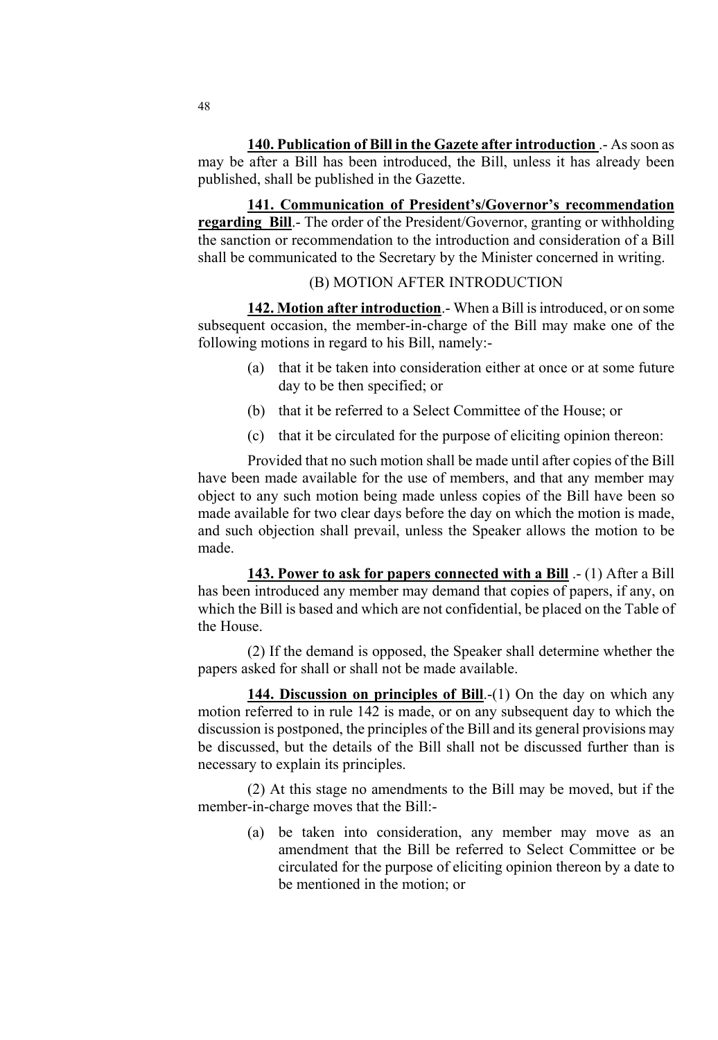**140. Publication of Bill in the Gazete after introduction** .- As soon as may be after a Bill has been introduced, the Bill, unless it has already been published, shall be published in the Gazette.

**141. Communication of President's/Governor's recommendation regarding Bill**.- The order of the President/Governor, granting or withholding the sanction or recommendation to the introduction and consideration of a Bill shall be communicated to the Secretary by the Minister concerned in writing.

(B) MOTION AFTER INTRODUCTION

**142. Motion after introduction**.- When a Bill is introduced, or on some subsequent occasion, the member-in-charge of the Bill may make one of the following motions in regard to his Bill, namely:-

(a) that it be taken into consideration either at once or at some future day to be then specified; or

(b) that it be referred to a Select Committee of the House; or

(c) that it be circulated for the purpose of eliciting opinion thereon:

Provided that no such motion shall be made until after copies of the Bill have been made available for the use of members, and that any member may object to any such motion being made unless copies of the Bill have been so made available for two clear days before the day on which the motion is made, and such objection shall prevail, unless the Speaker allows the motion to be made.

**143. Power to ask for papers connected with a Bill** .- (1) After a Bill has been introduced any member may demand that copies of papers, if any, on which the Bill is based and which are not confidential, be placed on the Table of the House.

(2) If the demand is opposed, the Speaker shall determine whether the papers asked for shall or shall not be made available.

**144. Discussion on principles of Bill**.-(1) On the day on which any motion referred to in rule 142 is made, or on any subsequent day to which the discussion is postponed, the principles of the Bill and its general provisions may be discussed, but the details of the Bill shall not be discussed further than is necessary to explain its principles.

(2) At this stage no amendments to the Bill may be moved, but if the member-in-charge moves that the Bill:-

(a) be taken into consideration, any member may move as an amendment that the Bill be referred to Select Committee or be circulated for the purpose of eliciting opinion thereon by a date to be mentioned in the motion; or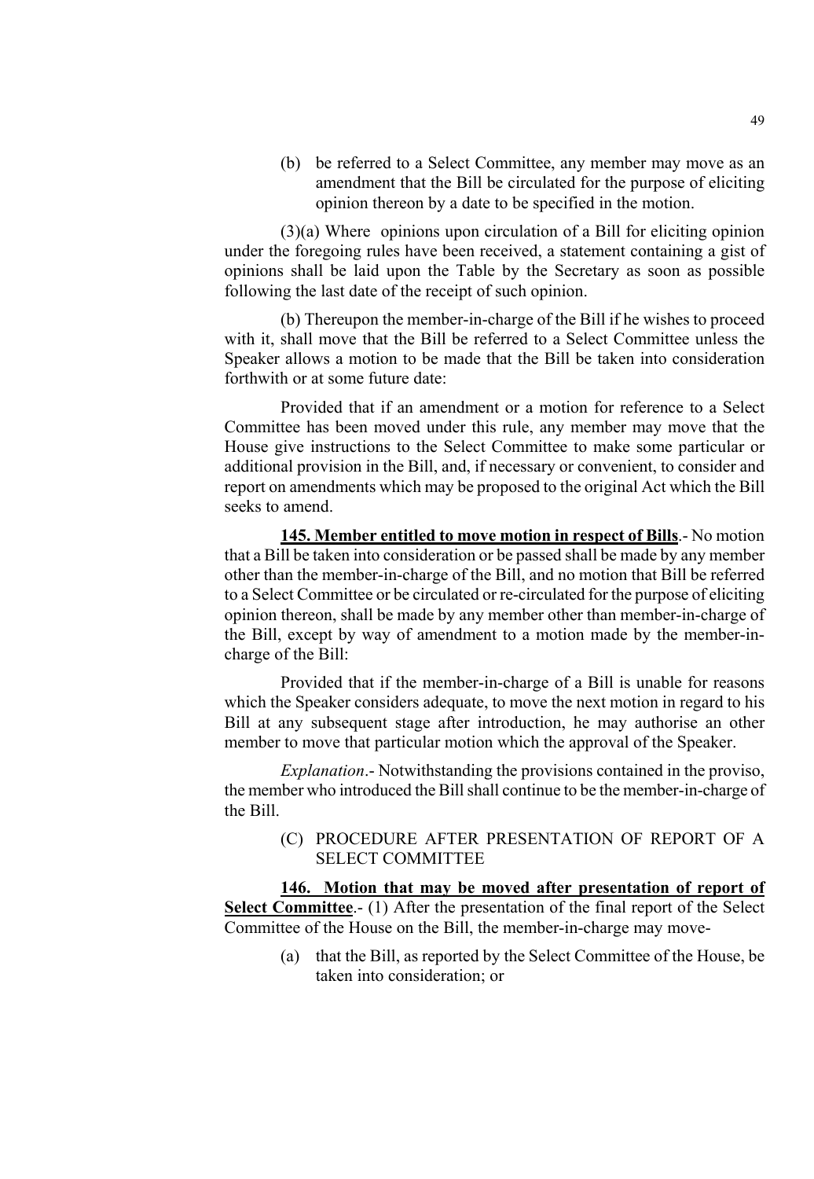(b) be referred to a Select Committee, any member may move as an amendment that the Bill be circulated for the purpose of eliciting opinion thereon by a date to be specified in the motion.

(3)(a) Where opinions upon circulation of a Bill for eliciting opinion under the foregoing rules have been received, a statement containing a gist of opinions shall be laid upon the Table by the Secretary as soon as possible following the last date of the receipt of such opinion.

(b) Thereupon the member-in-charge of the Bill if he wishes to proceed with it, shall move that the Bill be referred to a Select Committee unless the Speaker allows a motion to be made that the Bill be taken into consideration forthwith or at some future date:

Provided that if an amendment or a motion for reference to a Select Committee has been moved under this rule, any member may move that the House give instructions to the Select Committee to make some particular or additional provision in the Bill, and, if necessary or convenient, to consider and report on amendments which may be proposed to the original Act which the Bill seeks to amend.

**145. Member entitled to move motion in respect of Bills**.- No motion that a Bill be taken into consideration or be passed shall be made by any member other than the member-in-charge of the Bill, and no motion that Bill be referred to a Select Committee or be circulated or re-circulated for the purpose of eliciting opinion thereon, shall be made by any member other than member-in-charge of the Bill, except by way of amendment to a motion made by the member-in-charge of the Bill:

Provided that if the member-in-charge of a Bill is unable for reasons which the Speaker considers adequate, to move the next motion in regard to his Bill at any subsequent stage after introduction, he may authorise an other member to move that particular motion which the approval of the Speaker.

*Explanation*.- Notwithstanding the provisions contained in the proviso, the member who introduced the Bill shall continue to be the member-in-charge of the Bill.

(C) PROCEDURE AFTER PRESENTATION OF REPORT OF A SELECT COMMITTEE

**146. Motion that may be moved after presentation of report of Select Committee**.- (1) After the presentation of the final report of the Select Committee of the House on the Bill, the member-in-charge may move-

(a) that the Bill, as reported by the Select Committee of the House, be taken into consideration; or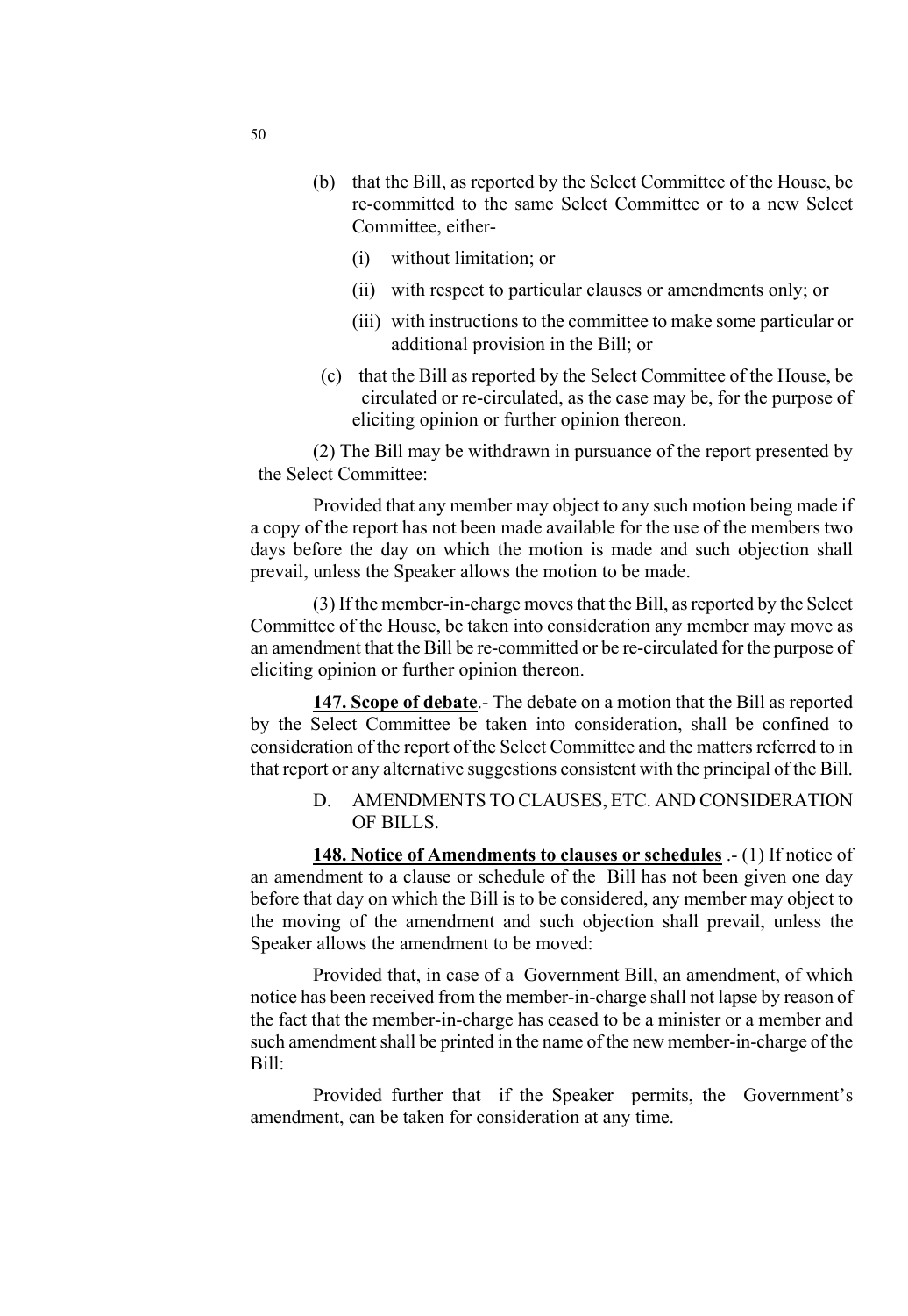(b) that the Bill, as reported by the Select Committee of the House, be re-committed to the same Select Committee or to a new Select Committee, either-

   (i) without limitation; or

   (ii) with respect to particular clauses or amendments only; or

   (iii) with instructions to the committee to make some particular or additional provision in the Bill; or

(c) that the Bill as reported by the Select Committee of the House, be circulated or re-circulated, as the case may be, for the purpose of eliciting opinion or further opinion thereon.

(2) The Bill may be withdrawn in pursuance of the report presented by the Select Committee:

Provided that any member may object to any such motion being made if a copy of the report has not been made available for the use of the members two days before the day on which the motion is made and such objection shall prevail, unless the Speaker allows the motion to be made.

(3) If the member-in-charge moves that the Bill, as reported by the Select Committee of the House, be taken into consideration any member may move as an amendment that the Bill be re-committed or be re-circulated for the purpose of eliciting opinion or further opinion thereon.

**147. Scope of debate**.- The debate on a motion that the Bill as reported by the Select Committee be taken into consideration, shall be confined to consideration of the report of the Select Committee and the matters referred to in that report or any alternative suggestions consistent with the principal of the Bill.

### D. AMENDMENTS TO CLAUSES, ETC. AND CONSIDERATION OF BILLS.

**148. Notice of Amendments to clauses or schedules** .- (1) If notice of an amendment to a clause or schedule of the Bill has not been given one day before that day on which the Bill is to be considered, any member may object to the moving of the amendment and such objection shall prevail, unless the Speaker allows the amendment to be moved:

Provided that, in case of a Government Bill, an amendment, of which notice has been received from the member-in-charge shall not lapse by reason of the fact that the member-in-charge has ceased to be a minister or a member and such amendment shall be printed in the name of the new member-in-charge of the Bill:

Provided further that if the Speaker permits, the Government's amendment, can be taken for consideration at any time.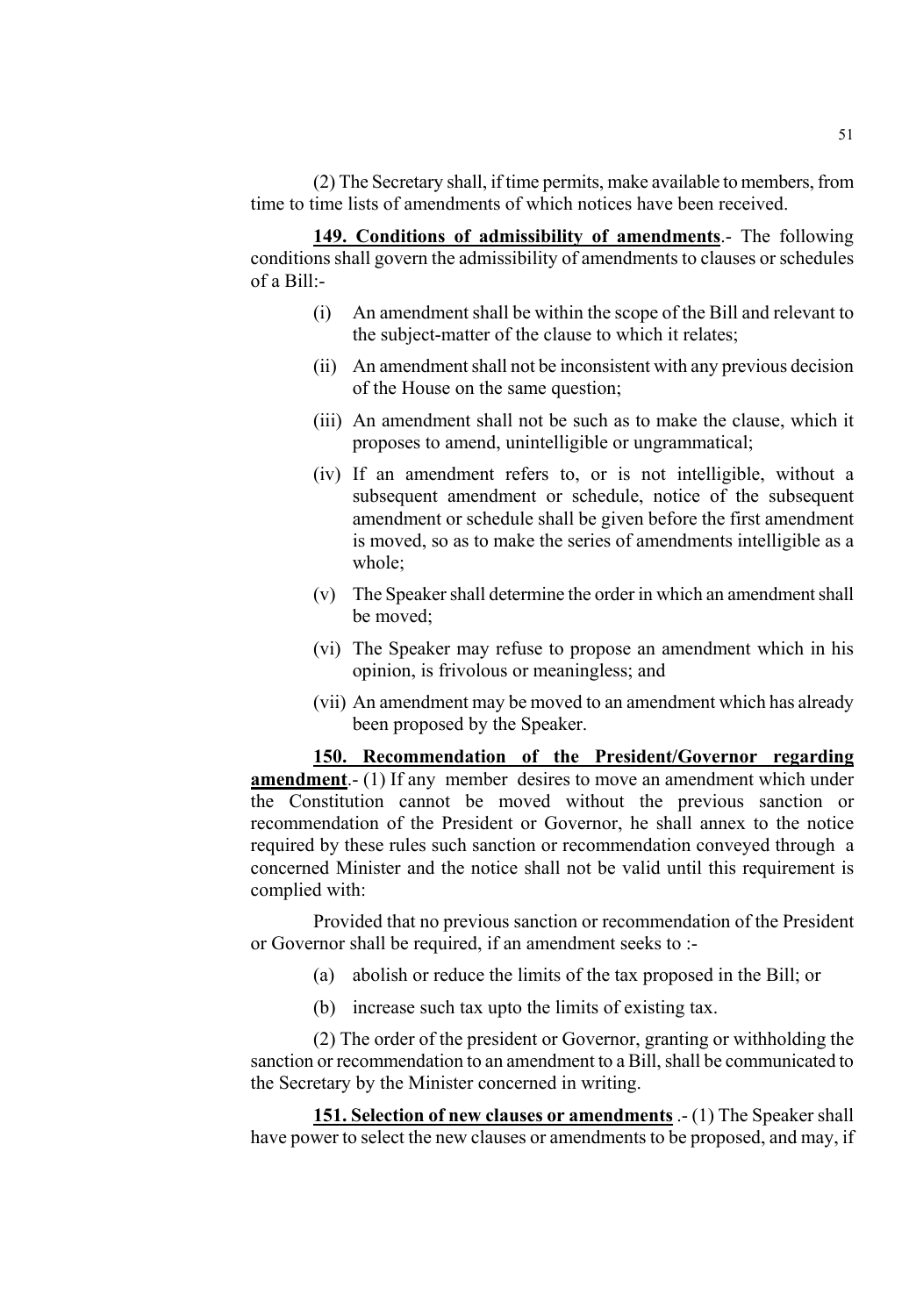(2) The Secretary shall, if time permits, make available to members, from time to time lists of amendments of which notices have been received.

**149. Conditions of admissibility of amendments**.- The following conditions shall govern the admissibility of amendments to clauses or schedules of a Bill:-

(i) An amendment shall be within the scope of the Bill and relevant to the subject-matter of the clause to which it relates;

(ii) An amendment shall not be inconsistent with any previous decision of the House on the same question;

(iii) An amendment shall not be such as to make the clause, which it proposes to amend, unintelligible or ungrammatical;

(iv) If an amendment refers to, or is not intelligible, without a subsequent amendment or schedule, notice of the subsequent amendment or schedule shall be given before the first amendment is moved, so as to make the series of amendments intelligible as a whole;

(v) The Speaker shall determine the order in which an amendment shall be moved;

(vi) The Speaker may refuse to propose an amendment which in his opinion, is frivolous or meaningless; and

(vii) An amendment may be moved to an amendment which has already been proposed by the Speaker.

**150. Recommendation of the President/Governor regarding amendment**.- (1) If any member desires to move an amendment which under the Constitution cannot be moved without the previous sanction or recommendation of the President or Governor, he shall annex to the notice required by these rules such sanction or recommendation conveyed through a concerned Minister and the notice shall not be valid until this requirement is complied with:

Provided that no previous sanction or recommendation of the President or Governor shall be required, if an amendment seeks to :-

(a) abolish or reduce the limits of the tax proposed in the Bill; or

(b) increase such tax upto the limits of existing tax.

(2) The order of the president or Governor, granting or withholding the sanction or recommendation to an amendment to a Bill, shall be communicated to the Secretary by the Minister concerned in writing.

**151. Selection of new clauses or amendments** .- (1) The Speaker shall have power to select the new clauses or amendments to be proposed, and may, if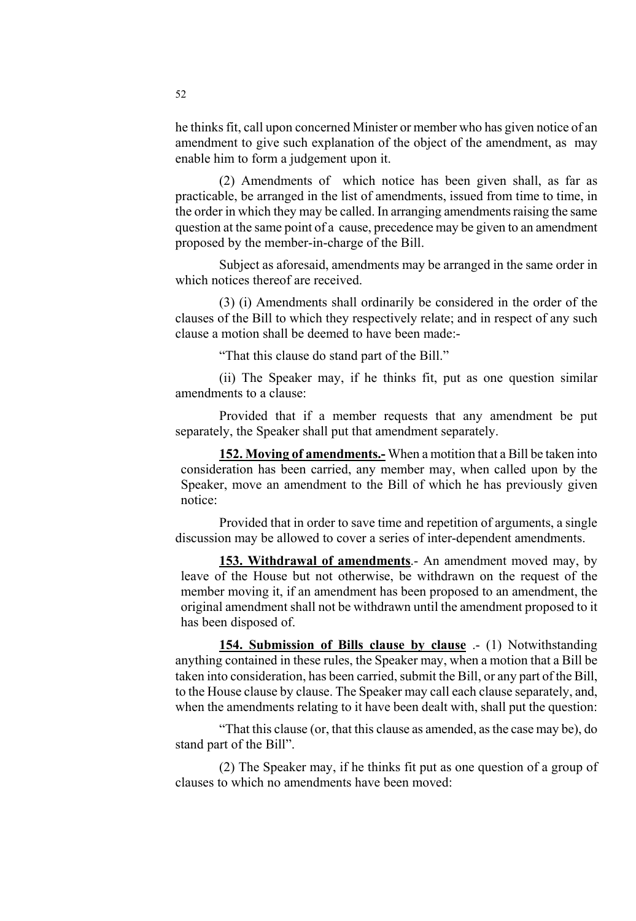he thinks fit, call upon concerned Minister or member who has given notice of an amendment to give such explanation of the object of the amendment, as may enable him to form a judgement upon it.

(2) Amendments of which notice has been given shall, as far as practicable, be arranged in the list of amendments, issued from time to time, in the order in which they may be called. In arranging amendments raising the same question at the same point of a cause, precedence may be given to an amendment proposed by the member-in-charge of the Bill.

Subject as aforesaid, amendments may be arranged in the same order in which notices thereof are received.

(3) (i) Amendments shall ordinarily be considered in the order of the clauses of the Bill to which they respectively relate; and in respect of any such clause a motion shall be deemed to have been made:-

"That this clause do stand part of the Bill."

(ii) The Speaker may, if he thinks fit, put as one question similar amendments to a clause:

Provided that if a member requests that any amendment be put separately, the Speaker shall put that amendment separately.

**152. Moving of amendments.-** When a motition that a Bill be taken into consideration has been carried, any member may, when called upon by the Speaker, move an amendment to the Bill of which he has previously given notice:

Provided that in order to save time and repetition of arguments, a single discussion may be allowed to cover a series of inter-dependent amendments.

**153. Withdrawal of amendments**.- An amendment moved may, by leave of the House but not otherwise, be withdrawn on the request of the member moving it, if an amendment has been proposed to an amendment, the original amendment shall not be withdrawn until the amendment proposed to it has been disposed of.

**154. Submission of Bills clause by clause** .- (1) Notwithstanding anything contained in these rules, the Speaker may, when a motion that a Bill be taken into consideration, has been carried, submit the Bill, or any part of the Bill, to the House clause by clause. The Speaker may call each clause separately, and, when the amendments relating to it have been dealt with, shall put the question:

"That this clause (or, that this clause as amended, as the case may be), do stand part of the Bill".

(2) The Speaker may, if he thinks fit put as one question of a group of clauses to which no amendments have been moved: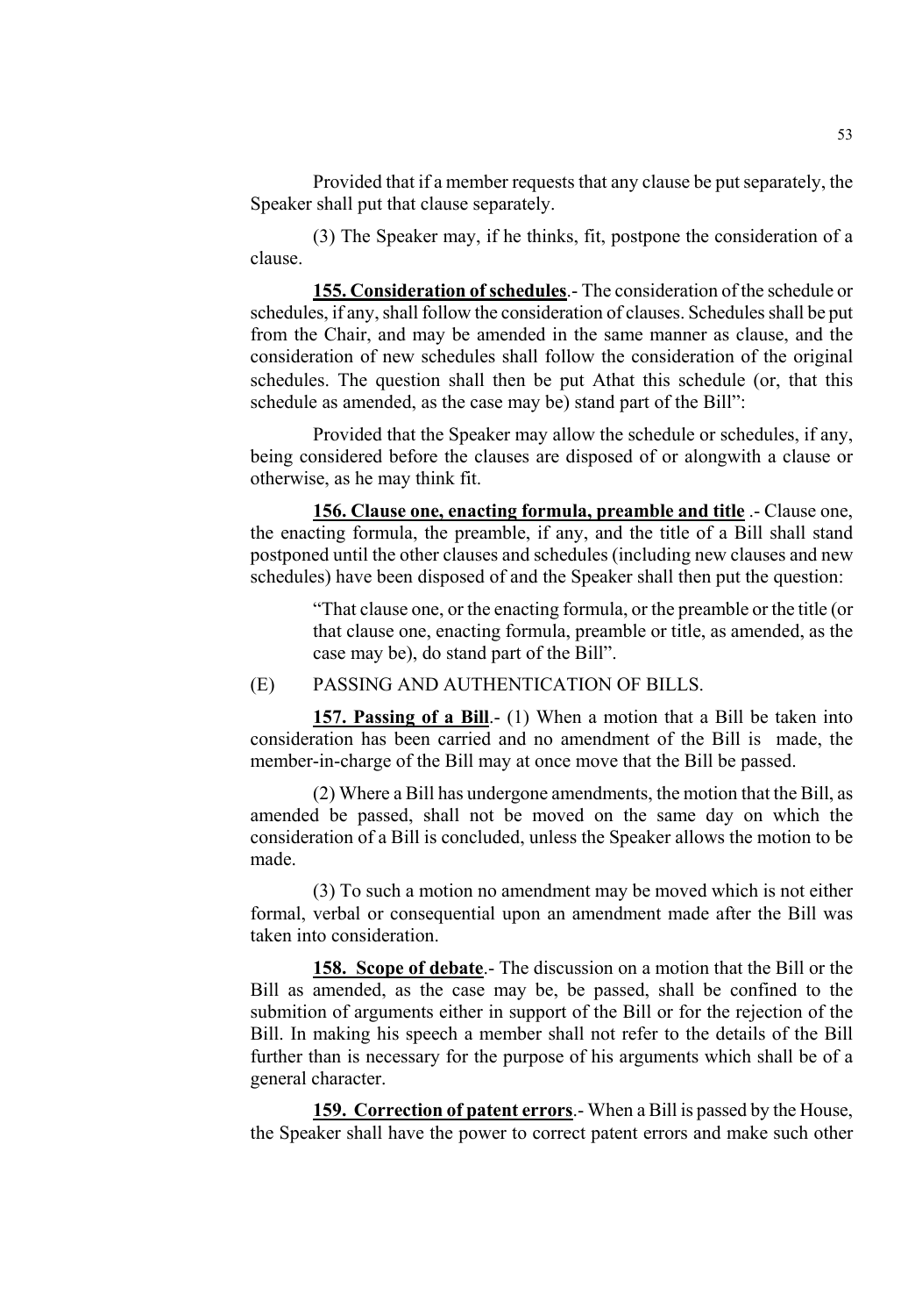Provided that if a member requests that any clause be put separately, the Speaker shall put that clause separately.

(3) The Speaker may, if he thinks, fit, postpone the consideration of a clause.

**155. Consideration of schedules**.- The consideration of the schedule or schedules, if any, shall follow the consideration of clauses. Schedules shall be put from the Chair, and may be amended in the same manner as clause, and the consideration of new schedules shall follow the consideration of the original schedules. The question shall then be put Athat this schedule (or, that this schedule as amended, as the case may be) stand part of the Bill":

Provided that the Speaker may allow the schedule or schedules, if any, being considered before the clauses are disposed of or alongwith a clause or otherwise, as he may think fit.

**156. Clause one, enacting formula, preamble and title** .- Clause one, the enacting formula, the preamble, if any, and the title of a Bill shall stand postponed until the other clauses and schedules (including new clauses and new schedules) have been disposed of and the Speaker shall then put the question:

> "That clause one, or the enacting formula, or the preamble or the title (or that clause one, enacting formula, preamble or title, as amended, as the case may be), do stand part of the Bill".

(E) PASSING AND AUTHENTICATION OF BILLS.

**157. Passing of a Bill**.- (1) When a motion that a Bill be taken into consideration has been carried and no amendment of the Bill is made, the member-in-charge of the Bill may at once move that the Bill be passed.

(2) Where a Bill has undergone amendments, the motion that the Bill, as amended be passed, shall not be moved on the same day on which the consideration of a Bill is concluded, unless the Speaker allows the motion to be made.

(3) To such a motion no amendment may be moved which is not either formal, verbal or consequential upon an amendment made after the Bill was taken into consideration.

**158. Scope of debate**.- The discussion on a motion that the Bill or the Bill as amended, as the case may be, be passed, shall be confined to the submition of arguments either in support of the Bill or for the rejection of the Bill. In making his speech a member shall not refer to the details of the Bill further than is necessary for the purpose of his arguments which shall be of a general character.

**159. Correction of patent errors**.- When a Bill is passed by the House, the Speaker shall have the power to correct patent errors and make such other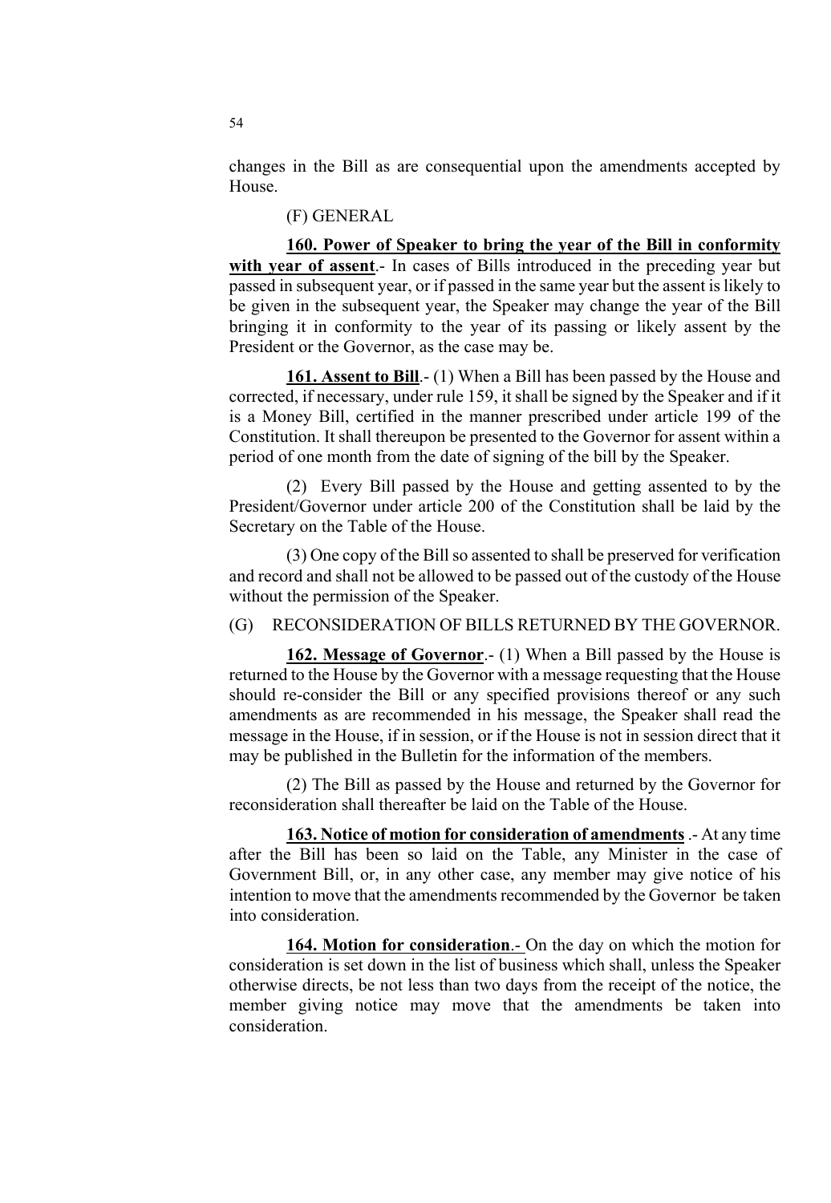changes in the Bill as are consequential upon the amendments accepted by House.

(F) GENERAL

**160. Power of Speaker to bring the year of the Bill in conformity with year of assent**.- In cases of Bills introduced in the preceding year but passed in subsequent year, or if passed in the same year but the assent is likely to be given in the subsequent year, the Speaker may change the year of the Bill bringing it in conformity to the year of its passing or likely assent by the President or the Governor, as the case may be.

**161. Assent to Bill**.- (1) When a Bill has been passed by the House and corrected, if necessary, under rule 159, it shall be signed by the Speaker and if it is a Money Bill, certified in the manner prescribed under article 199 of the Constitution. It shall thereupon be presented to the Governor for assent within a period of one month from the date of signing of the bill by the Speaker.

(2) Every Bill passed by the House and getting assented to by the President/Governor under article 200 of the Constitution shall be laid by the Secretary on the Table of the House.

(3) One copy of the Bill so assented to shall be preserved for verification and record and shall not be allowed to be passed out of the custody of the House without the permission of the Speaker.

(G) RECONSIDERATION OF BILLS RETURNED BY THE GOVERNOR.

**162. Message of Governor**.- (1) When a Bill passed by the House is returned to the House by the Governor with a message requesting that the House should re-consider the Bill or any specified provisions thereof or any such amendments as are recommended in his message, the Speaker shall read the message in the House, if in session, or if the House is not in session direct that it may be published in the Bulletin for the information of the members.

(2) The Bill as passed by the House and returned by the Governor for reconsideration shall thereafter be laid on the Table of the House.

**163. Notice of motion for consideration of amendments** .- At any time after the Bill has been so laid on the Table, any Minister in the case of Government Bill, or, in any other case, any member may give notice of his intention to move that the amendments recommended by the Governor be taken into consideration.

**164. Motion for consideration**.- On the day on which the motion for consideration is set down in the list of business which shall, unless the Speaker otherwise directs, be not less than two days from the receipt of the notice, the member giving notice may move that the amendments be taken into consideration.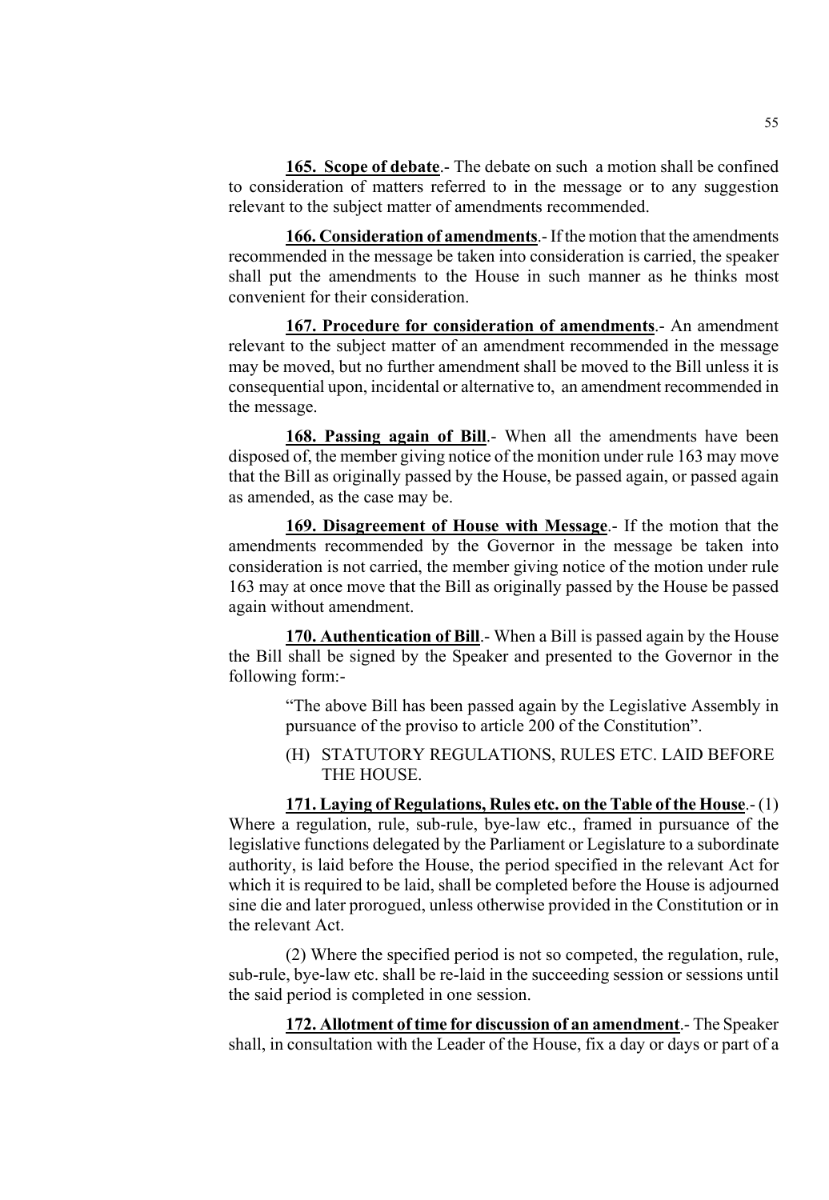**165. Scope of debate**.- The debate on such a motion shall be confined to consideration of matters referred to in the message or to any suggestion relevant to the subject matter of amendments recommended.

**166. Consideration of amendments**.- If the motion that the amendments recommended in the message be taken into consideration is carried, the speaker shall put the amendments to the House in such manner as he thinks most convenient for their consideration.

**167. Procedure for consideration of amendments**.- An amendment relevant to the subject matter of an amendment recommended in the message may be moved, but no further amendment shall be moved to the Bill unless it is consequential upon, incidental or alternative to, an amendment recommended in the message.

**168. Passing again of Bill**.- When all the amendments have been disposed of, the member giving notice of the monition under rule 163 may move that the Bill as originally passed by the House, be passed again, or passed again as amended, as the case may be.

**169. Disagreement of House with Message**.- If the motion that the amendments recommended by the Governor in the message be taken into consideration is not carried, the member giving notice of the motion under rule 163 may at once move that the Bill as originally passed by the House be passed again without amendment.

**170. Authentication of Bill**.- When a Bill is passed again by the House the Bill shall be signed by the Speaker and presented to the Governor in the following form:-

> "The above Bill has been passed again by the Legislative Assembly in pursuance of the proviso to article 200 of the Constitution".

(H) STATUTORY REGULATIONS, RULES ETC. LAID BEFORE THE HOUSE.

**171. Laying of Regulations, Rules etc. on the Table of the House**.- (1) Where a regulation, rule, sub-rule, bye-law etc., framed in pursuance of the legislative functions delegated by the Parliament or Legislature to a subordinate authority, is laid before the House, the period specified in the relevant Act for which it is required to be laid, shall be completed before the House is adjourned sine die and later prorogued, unless otherwise provided in the Constitution or in the relevant Act.

(2) Where the specified period is not so competed, the regulation, rule, sub-rule, bye-law etc. shall be re-laid in the succeeding session or sessions until the said period is completed in one session.

**172. Allotment of time for discussion of an amendment**.- The Speaker shall, in consultation with the Leader of the House, fix a day or days or part of a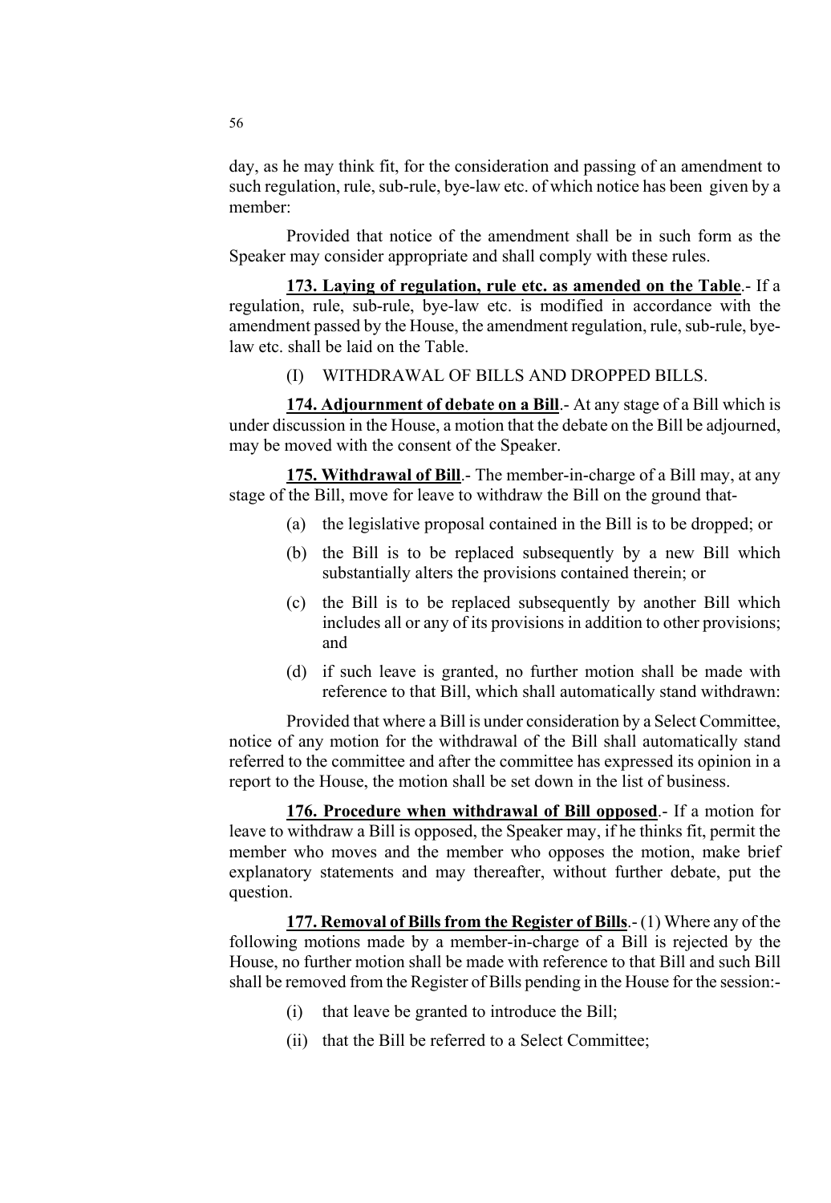day, as he may think fit, for the consideration and passing of an amendment to such regulation, rule, sub-rule, bye-law etc. of which notice has been given by a member:

Provided that notice of the amendment shall be in such form as the Speaker may consider appropriate and shall comply with these rules.

**173. Laying of regulation, rule etc. as amended on the Table**.- If a regulation, rule, sub-rule, bye-law etc. is modified in accordance with the amendment passed by the House, the amendment regulation, rule, sub-rule, bye-law etc. shall be laid on the Table.

(I) WITHDRAWAL OF BILLS AND DROPPED BILLS.

**174. Adjournment of debate on a Bill**.- At any stage of a Bill which is under discussion in the House, a motion that the debate on the Bill be adjourned, may be moved with the consent of the Speaker.

**175. Withdrawal of Bill**.- The member-in-charge of a Bill may, at any stage of the Bill, move for leave to withdraw the Bill on the ground that-

(a) the legislative proposal contained in the Bill is to be dropped; or

(b) the Bill is to be replaced subsequently by a new Bill which substantially alters the provisions contained therein; or

(c) the Bill is to be replaced subsequently by another Bill which includes all or any of its provisions in addition to other provisions; and

(d) if such leave is granted, no further motion shall be made with reference to that Bill, which shall automatically stand withdrawn:

Provided that where a Bill is under consideration by a Select Committee, notice of any motion for the withdrawal of the Bill shall automatically stand referred to the committee and after the committee has expressed its opinion in a report to the House, the motion shall be set down in the list of business.

**176. Procedure when withdrawal of Bill opposed**.- If a motion for leave to withdraw a Bill is opposed, the Speaker may, if he thinks fit, permit the member who moves and the member who opposes the motion, make brief explanatory statements and may thereafter, without further debate, put the question.

**177. Removal of Bills from the Register of Bills**.- (1) Where any of the following motions made by a member-in-charge of a Bill is rejected by the House, no further motion shall be made with reference to that Bill and such Bill shall be removed from the Register of Bills pending in the House for the session:-

(i) that leave be granted to introduce the Bill;

(ii) that the Bill be referred to a Select Committee;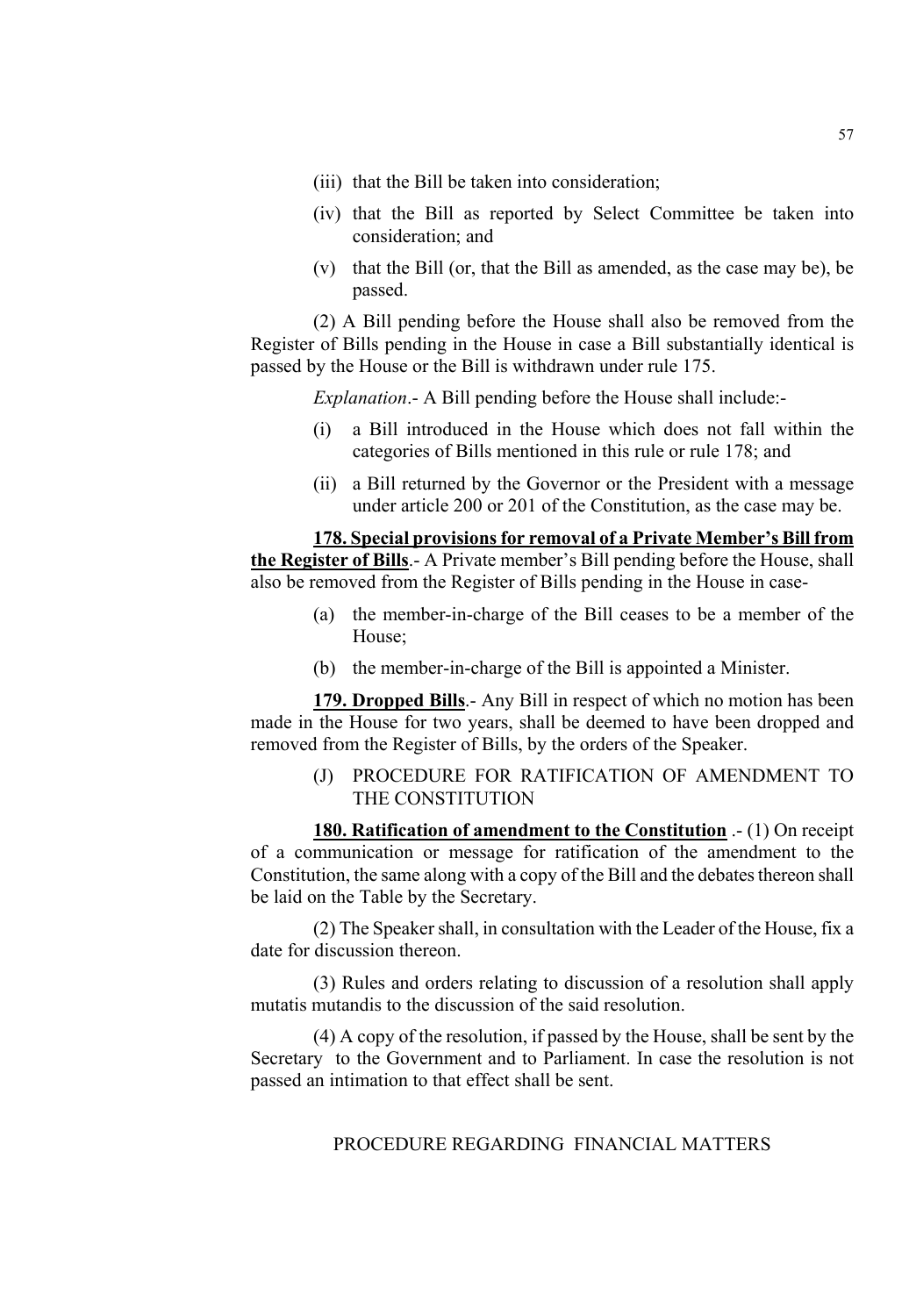(iii) that the Bill be taken into consideration;

(iv) that the Bill as reported by Select Committee be taken into consideration; and

(v) that the Bill (or, that the Bill as amended, as the case may be), be passed.

(2) A Bill pending before the House shall also be removed from the Register of Bills pending in the House in case a Bill substantially identical is passed by the House or the Bill is withdrawn under rule 175.

*Explanation*.- A Bill pending before the House shall include:-

(i) a Bill introduced in the House which does not fall within the categories of Bills mentioned in this rule or rule 178; and

(ii) a Bill returned by the Governor or the President with a message under article 200 or 201 of the Constitution, as the case may be.

**178. Special provisions for removal of a Private Member's Bill from the Register of Bills**.- A Private member's Bill pending before the House, shall also be removed from the Register of Bills pending in the House in case-

(a) the member-in-charge of the Bill ceases to be a member of the House;

(b) the member-in-charge of the Bill is appointed a Minister.

**179. Dropped Bills**.- Any Bill in respect of which no motion has been made in the House for two years, shall be deemed to have been dropped and removed from the Register of Bills, by the orders of the Speaker.

### (J) PROCEDURE FOR RATIFICATION OF AMENDMENT TO THE CONSTITUTION

**180. Ratification of amendment to the Constitution** .- (1) On receipt of a communication or message for ratification of the amendment to the Constitution, the same along with a copy of the Bill and the debates thereon shall be laid on the Table by the Secretary.

(2) The Speaker shall, in consultation with the Leader of the House, fix a date for discussion thereon.

(3) Rules and orders relating to discussion of a resolution shall apply mutatis mutandis to the discussion of the said resolution.

(4) A copy of the resolution, if passed by the House, shall be sent by the Secretary to the Government and to Parliament. In case the resolution is not passed an intimation to that effect shall be sent.

## PROCEDURE REGARDING FINANCIAL MATTERS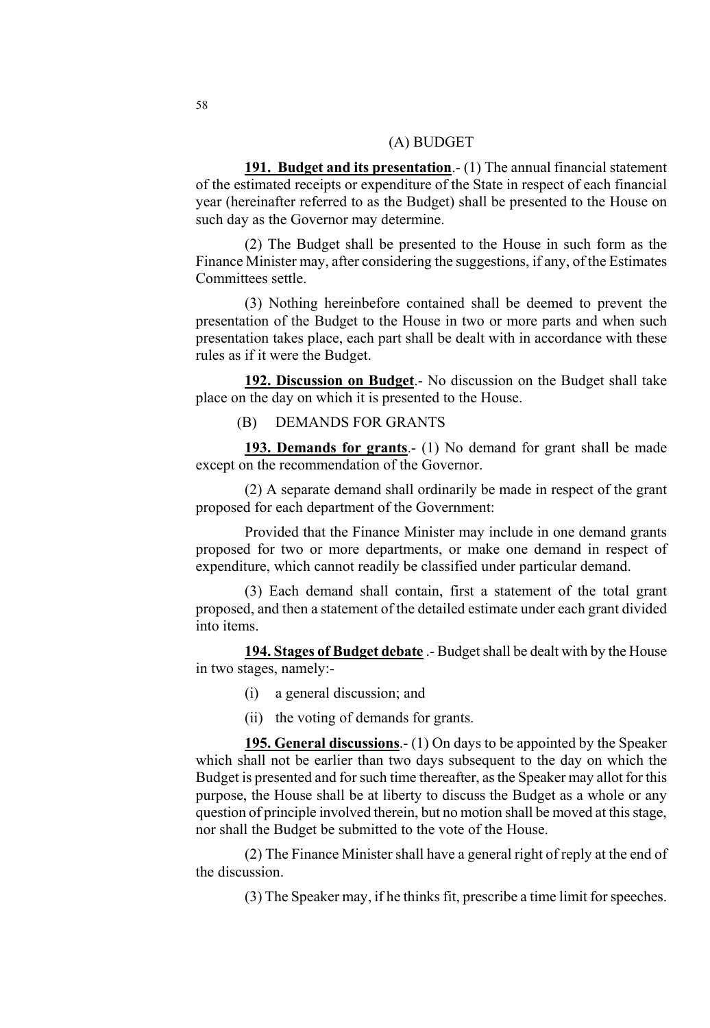## (A) BUDGET

**191. Budget and its presentation**.- (1) The annual financial statement of the estimated receipts or expenditure of the State in respect of each financial year (hereinafter referred to as the Budget) shall be presented to the House on such day as the Governor may determine.

(2) The Budget shall be presented to the House in such form as the Finance Minister may, after considering the suggestions, if any, of the Estimates Committees settle.

(3) Nothing hereinbefore contained shall be deemed to prevent the presentation of the Budget to the House in two or more parts and when such presentation takes place, each part shall be dealt with in accordance with these rules as if it were the Budget.

**192. Discussion on Budget**.- No discussion on the Budget shall take place on the day on which it is presented to the House.

## (B) DEMANDS FOR GRANTS

**193. Demands for grants**.- (1) No demand for grant shall be made except on the recommendation of the Governor.

(2) A separate demand shall ordinarily be made in respect of the grant proposed for each department of the Government:

Provided that the Finance Minister may include in one demand grants proposed for two or more departments, or make one demand in respect of expenditure, which cannot readily be classified under particular demand.

(3) Each demand shall contain, first a statement of the total grant proposed, and then a statement of the detailed estimate under each grant divided into items.

**194. Stages of Budget debate** .- Budget shall be dealt with by the House in two stages, namely:-

(i) a general discussion; and

(ii) the voting of demands for grants.

**195. General discussions**.- (1) On days to be appointed by the Speaker which shall not be earlier than two days subsequent to the day on which the Budget is presented and for such time thereafter, as the Speaker may allot for this purpose, the House shall be at liberty to discuss the Budget as a whole or any question of principle involved therein, but no motion shall be moved at this stage, nor shall the Budget be submitted to the vote of the House.

(2) The Finance Minister shall have a general right of reply at the end of the discussion.

(3) The Speaker may, if he thinks fit, prescribe a time limit for speeches.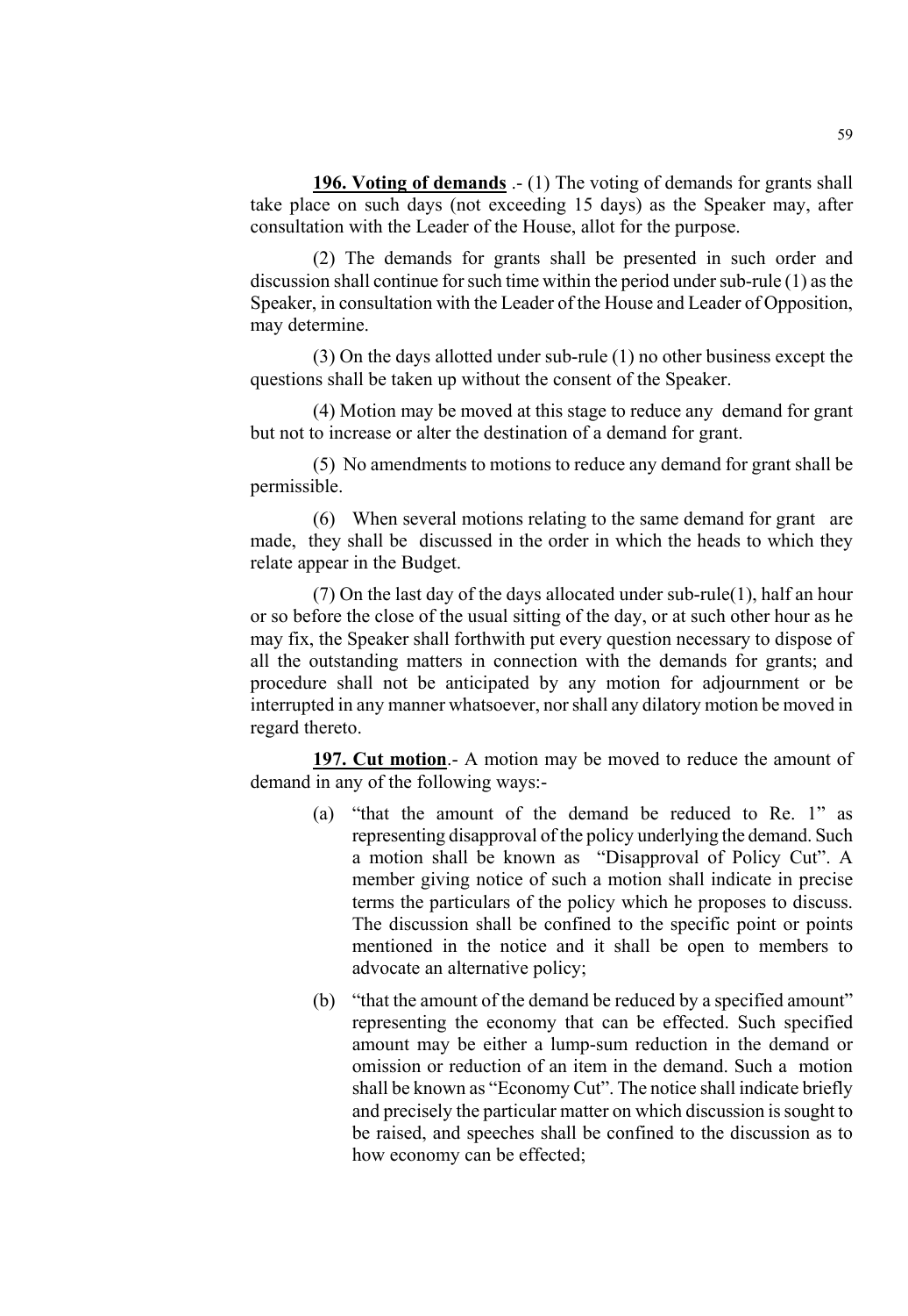**196. Voting of demands** .- (1) The voting of demands for grants shall take place on such days (not exceeding 15 days) as the Speaker may, after consultation with the Leader of the House, allot for the purpose.

(2) The demands for grants shall be presented in such order and discussion shall continue for such time within the period under sub-rule (1) as the Speaker, in consultation with the Leader of the House and Leader of Opposition, may determine.

(3) On the days allotted under sub-rule (1) no other business except the questions shall be taken up without the consent of the Speaker.

(4) Motion may be moved at this stage to reduce any demand for grant but not to increase or alter the destination of a demand for grant.

(5) No amendments to motions to reduce any demand for grant shall be permissible.

(6) When several motions relating to the same demand for grant are made, they shall be discussed in the order in which the heads to which they relate appear in the Budget.

(7) On the last day of the days allocated under sub-rule(1), half an hour or so before the close of the usual sitting of the day, or at such other hour as he may fix, the Speaker shall forthwith put every question necessary to dispose of all the outstanding matters in connection with the demands for grants; and procedure shall not be anticipated by any motion for adjournment or be interrupted in any manner whatsoever, nor shall any dilatory motion be moved in regard thereto.

**197. Cut motion**.- A motion may be moved to reduce the amount of demand in any of the following ways:-

(a) "that the amount of the demand be reduced to Re. 1" as representing disapproval of the policy underlying the demand. Such a motion shall be known as "Disapproval of Policy Cut". A member giving notice of such a motion shall indicate in precise terms the particulars of the policy which he proposes to discuss. The discussion shall be confined to the specific point or points mentioned in the notice and it shall be open to members to advocate an alternative policy;

(b) "that the amount of the demand be reduced by a specified amount" representing the economy that can be effected. Such specified amount may be either a lump-sum reduction in the demand or omission or reduction of an item in the demand. Such a motion shall be known as "Economy Cut". The notice shall indicate briefly and precisely the particular matter on which discussion is sought to be raised, and speeches shall be confined to the discussion as to how economy can be effected;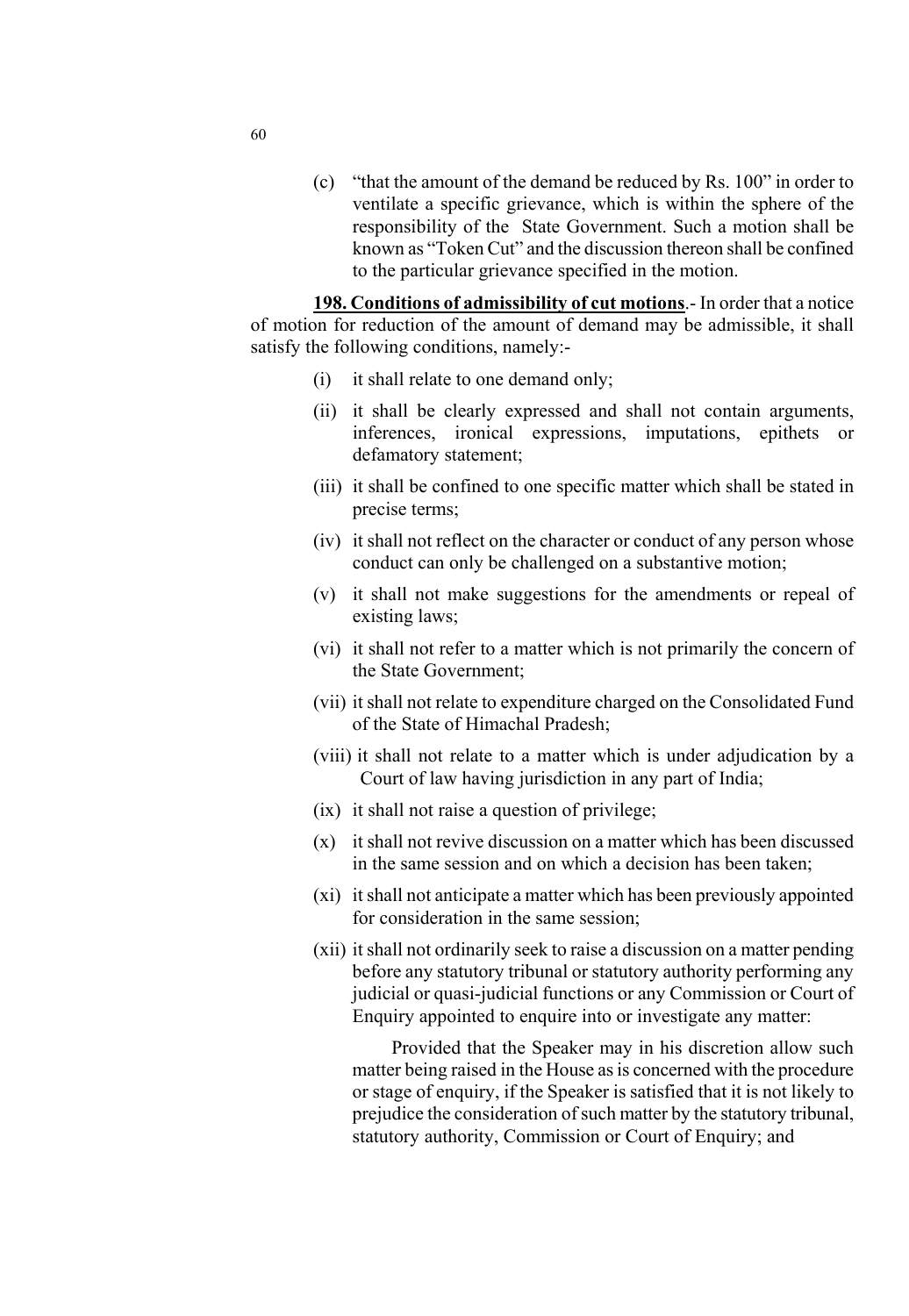(c) "that the amount of the demand be reduced by Rs. 100" in order to ventilate a specific grievance, which is within the sphere of the responsibility of the State Government. Such a motion shall be known as "Token Cut" and the discussion thereon shall be confined to the particular grievance specified in the motion.

**198. Conditions of admissibility of cut motions**.- In order that a notice of motion for reduction of the amount of demand may be admissible, it shall satisfy the following conditions, namely:-

(i) it shall relate to one demand only;

(ii) it shall be clearly expressed and shall not contain arguments, inferences, ironical expressions, imputations, epithets or defamatory statement;

(iii) it shall be confined to one specific matter which shall be stated in precise terms;

(iv) it shall not reflect on the character or conduct of any person whose conduct can only be challenged on a substantive motion;

(v) it shall not make suggestions for the amendments or repeal of existing laws;

(vi) it shall not refer to a matter which is not primarily the concern of the State Government;

(vii) it shall not relate to expenditure charged on the Consolidated Fund of the State of Himachal Pradesh;

(viii) it shall not relate to a matter which is under adjudication by a Court of law having jurisdiction in any part of India;

(ix) it shall not raise a question of privilege;

(x) it shall not revive discussion on a matter which has been discussed in the same session and on which a decision has been taken;

(xi) it shall not anticipate a matter which has been previously appointed for consideration in the same session;

(xii) it shall not ordinarily seek to raise a discussion on a matter pending before any statutory tribunal or statutory authority performing any judicial or quasi-judicial functions or any Commission or Court of Enquiry appointed to enquire into or investigate any matter:

Provided that the Speaker may in his discretion allow such matter being raised in the House as is concerned with the procedure or stage of enquiry, if the Speaker is satisfied that it is not likely to prejudice the consideration of such matter by the statutory tribunal, statutory authority, Commission or Court of Enquiry; and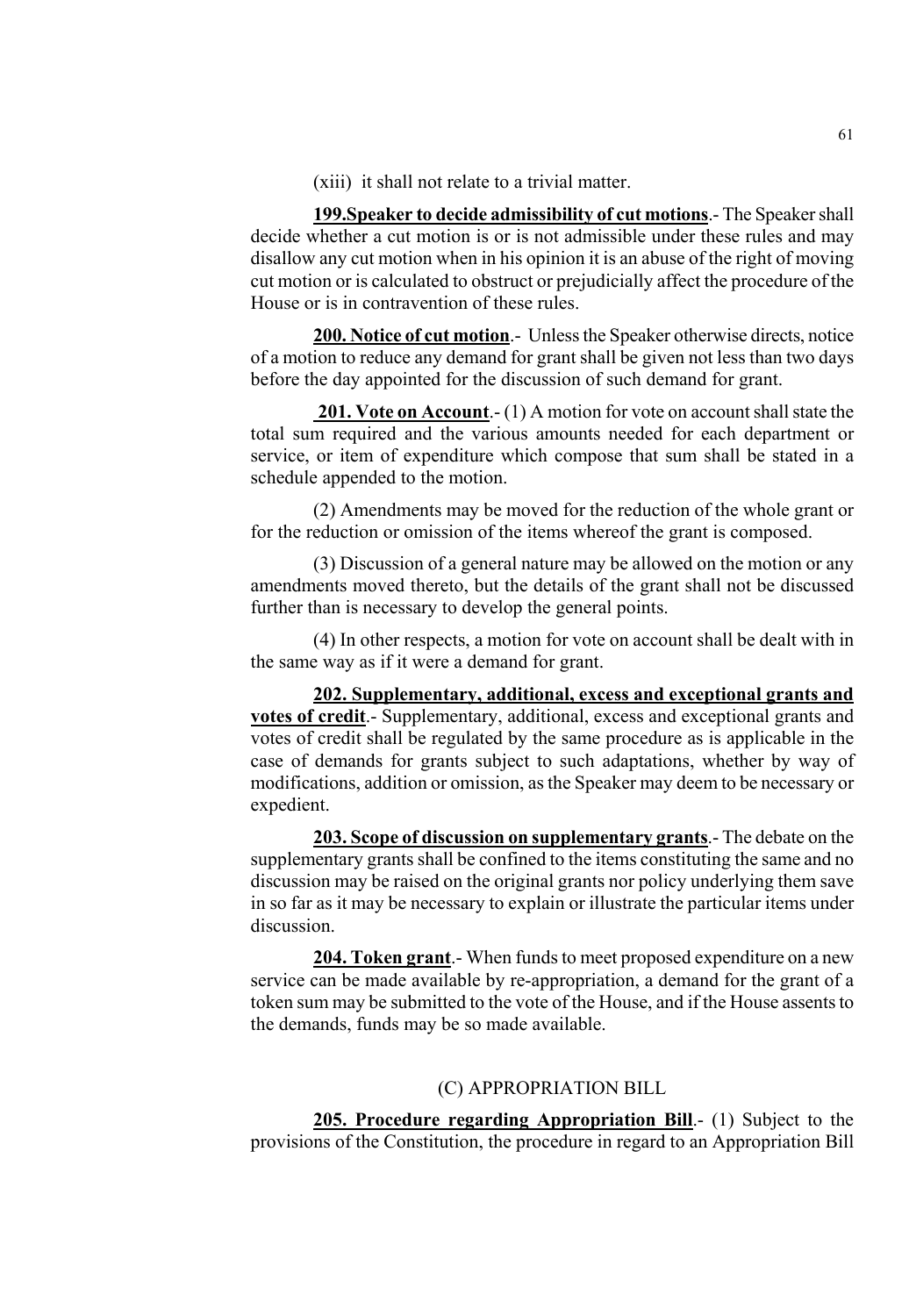(xiii) it shall not relate to a trivial matter.

**199.Speaker to decide admissibility of cut motions**.- The Speaker shall decide whether a cut motion is or is not admissible under these rules and may disallow any cut motion when in his opinion it is an abuse of the right of moving cut motion or is calculated to obstruct or prejudicially affect the procedure of the House or is in contravention of these rules.

**200. Notice of cut motion**.- Unless the Speaker otherwise directs, notice of a motion to reduce any demand for grant shall be given not less than two days before the day appointed for the discussion of such demand for grant.

**201. Vote on Account**.- (1) A motion for vote on account shall state the total sum required and the various amounts needed for each department or service, or item of expenditure which compose that sum shall be stated in a schedule appended to the motion.

(2) Amendments may be moved for the reduction of the whole grant or for the reduction or omission of the items whereof the grant is composed.

(3) Discussion of a general nature may be allowed on the motion or any amendments moved thereto, but the details of the grant shall not be discussed further than is necessary to develop the general points.

(4) In other respects, a motion for vote on account shall be dealt with in the same way as if it were a demand for grant.

**202. Supplementary, additional, excess and exceptional grants and votes of credit**.- Supplementary, additional, excess and exceptional grants and votes of credit shall be regulated by the same procedure as is applicable in the case of demands for grants subject to such adaptations, whether by way of modifications, addition or omission, as the Speaker may deem to be necessary or expedient.

**203. Scope of discussion on supplementary grants**.- The debate on the supplementary grants shall be confined to the items constituting the same and no discussion may be raised on the original grants nor policy underlying them save in so far as it may be necessary to explain or illustrate the particular items under discussion.

**204. Token grant**.- When funds to meet proposed expenditure on a new service can be made available by re-appropriation, a demand for the grant of a token sum may be submitted to the vote of the House, and if the House assents to the demands, funds may be so made available.

## (C) APPROPRIATION BILL

**205. Procedure regarding Appropriation Bill**.- (1) Subject to the provisions of the Constitution, the procedure in regard to an Appropriation Bill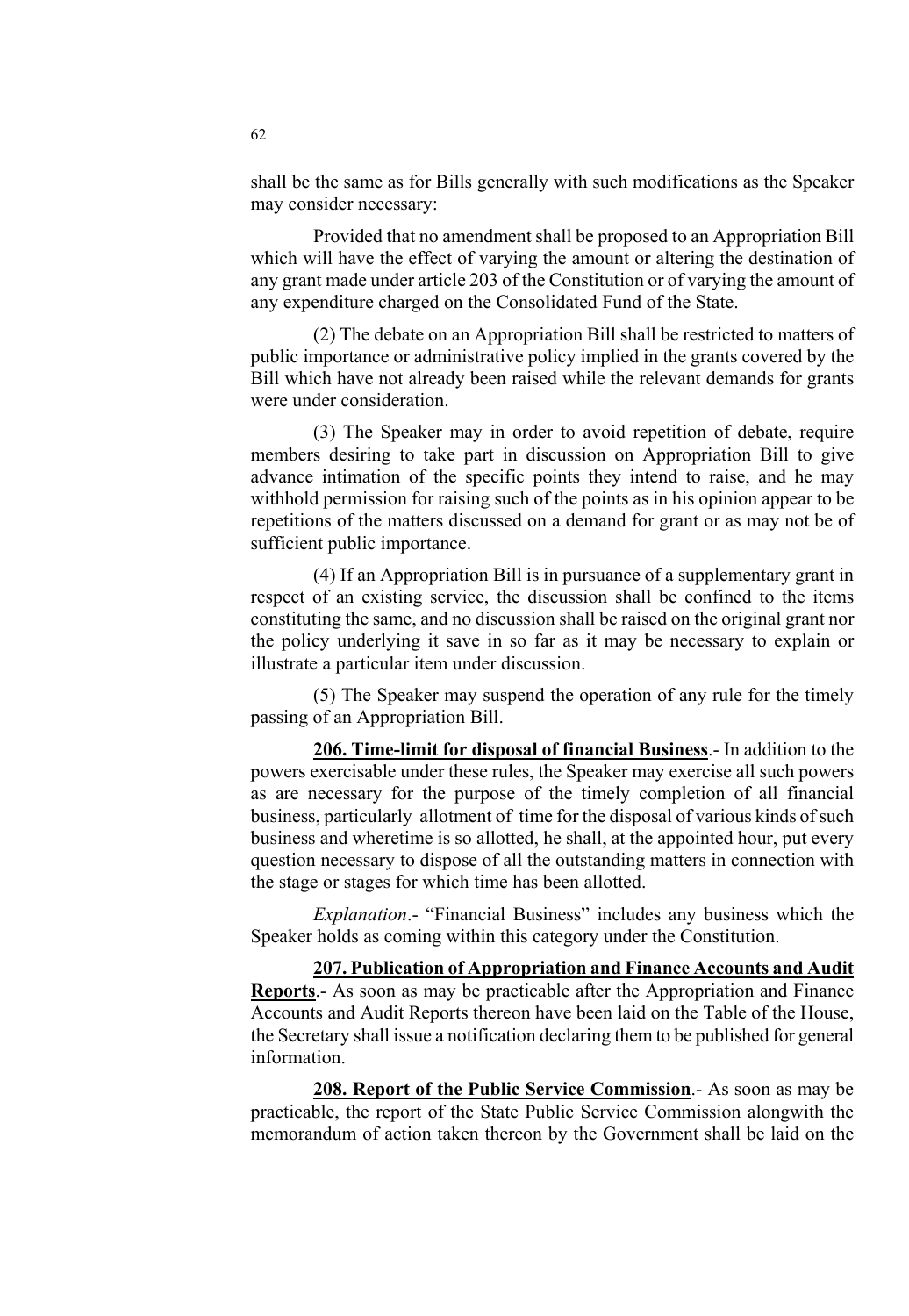shall be the same as for Bills generally with such modifications as the Speaker may consider necessary:

Provided that no amendment shall be proposed to an Appropriation Bill which will have the effect of varying the amount or altering the destination of any grant made under article 203 of the Constitution or of varying the amount of any expenditure charged on the Consolidated Fund of the State.

(2) The debate on an Appropriation Bill shall be restricted to matters of public importance or administrative policy implied in the grants covered by the Bill which have not already been raised while the relevant demands for grants were under consideration.

(3) The Speaker may in order to avoid repetition of debate, require members desiring to take part in discussion on Appropriation Bill to give advance intimation of the specific points they intend to raise, and he may withhold permission for raising such of the points as in his opinion appear to be repetitions of the matters discussed on a demand for grant or as may not be of sufficient public importance.

(4) If an Appropriation Bill is in pursuance of a supplementary grant in respect of an existing service, the discussion shall be confined to the items constituting the same, and no discussion shall be raised on the original grant nor the policy underlying it save in so far as it may be necessary to explain or illustrate a particular item under discussion.

(5) The Speaker may suspend the operation of any rule for the timely passing of an Appropriation Bill.

**206. Time-limit for disposal of financial Business**.- In addition to the powers exercisable under these rules, the Speaker may exercise all such powers as are necessary for the purpose of the timely completion of all financial business, particularly allotment of time for the disposal of various kinds of such business and wheretime is so allotted, he shall, at the appointed hour, put every question necessary to dispose of all the outstanding matters in connection with the stage or stages for which time has been allotted.

*Explanation*.- "Financial Business" includes any business which the Speaker holds as coming within this category under the Constitution.

**207. Publication of Appropriation and Finance Accounts and Audit Reports**.- As soon as may be practicable after the Appropriation and Finance Accounts and Audit Reports thereon have been laid on the Table of the House, the Secretary shall issue a notification declaring them to be published for general information.

**208. Report of the Public Service Commission**.- As soon as may be practicable, the report of the State Public Service Commission alongwith the memorandum of action taken thereon by the Government shall be laid on the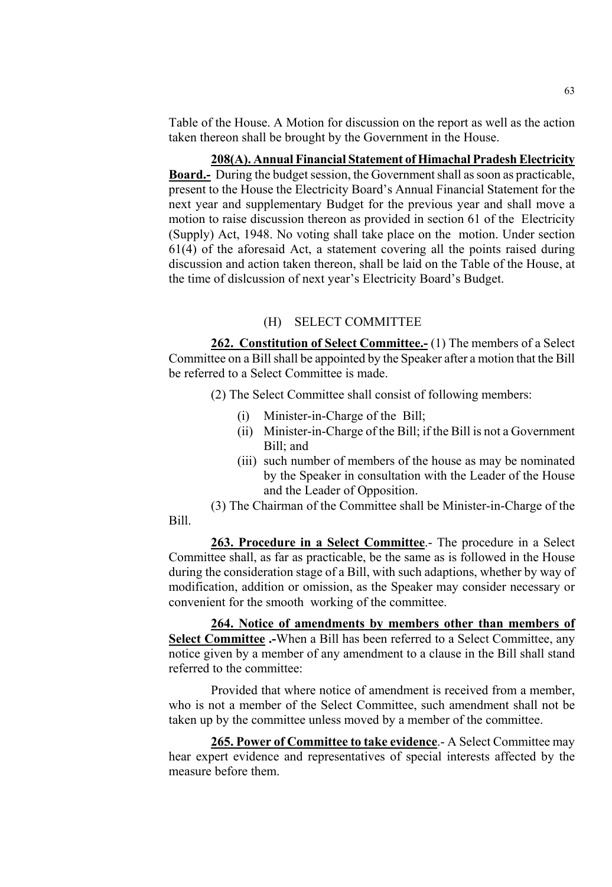Table of the House. A Motion for discussion on the report as well as the action taken thereon shall be brought by the Government in the House.

**208(A). Annual Financial Statement of Himachal Pradesh Electricity Board.-** During the budget session, the Government shall as soon as practicable, present to the House the Electricity Board's Annual Financial Statement for the next year and supplementary Budget for the previous year and shall move a motion to raise discussion thereon as provided in section 61 of the Electricity (Supply) Act, 1948. No voting shall take place on the motion. Under section 61(4) of the aforesaid Act, a statement covering all the points raised during discussion and action taken thereon, shall be laid on the Table of the House, at the time of dislcussion of next year's Electricity Board's Budget.

## (H) SELECT COMMITTEE

**262. Constitution of Select Committee.-** (1) The members of a Select Committee on a Bill shall be appointed by the Speaker after a motion that the Bill be referred to a Select Committee is made.

(2) The Select Committee shall consist of following members:

- (i) Minister-in-Charge of the Bill;
- (ii) Minister-in-Charge of the Bill; if the Bill is not a Government Bill; and
- (iii) such number of members of the house as may be nominated by the Speaker in consultation with the Leader of the House and the Leader of Opposition.

(3) The Chairman of the Committee shall be Minister-in-Charge of the Bill.

**263. Procedure in a Select Committee**.- The procedure in a Select Committee shall, as far as practicable, be the same as is followed in the House during the consideration stage of a Bill, with such adaptions, whether by way of modification, addition or omission, as the Speaker may consider necessary or convenient for the smooth working of the committee.

**264. Notice of amendments by members other than members of Select Committee .-**When a Bill has been referred to a Select Committee, any notice given by a member of any amendment to a clause in the Bill shall stand referred to the committee:

Provided that where notice of amendment is received from a member, who is not a member of the Select Committee, such amendment shall not be taken up by the committee unless moved by a member of the committee.

**265. Power of Committee to take evidence**.- A Select Committee may hear expert evidence and representatives of special interests affected by the measure before them.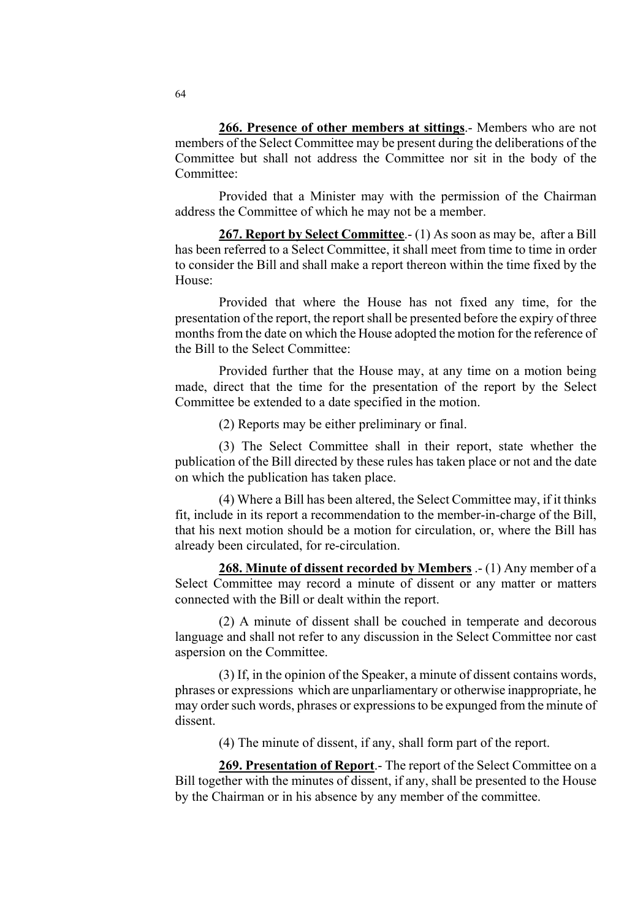**266. Presence of other members at sittings**.- Members who are not members of the Select Committee may be present during the deliberations of the Committee but shall not address the Committee nor sit in the body of the Committee:

Provided that a Minister may with the permission of the Chairman address the Committee of which he may not be a member.

**267. Report by Select Committee**.- (1) As soon as may be, after a Bill has been referred to a Select Committee, it shall meet from time to time in order to consider the Bill and shall make a report thereon within the time fixed by the House:

Provided that where the House has not fixed any time, for the presentation of the report, the report shall be presented before the expiry of three months from the date on which the House adopted the motion for the reference of the Bill to the Select Committee:

Provided further that the House may, at any time on a motion being made, direct that the time for the presentation of the report by the Select Committee be extended to a date specified in the motion.

(2) Reports may be either preliminary or final.

(3) The Select Committee shall in their report, state whether the publication of the Bill directed by these rules has taken place or not and the date on which the publication has taken place.

(4) Where a Bill has been altered, the Select Committee may, if it thinks fit, include in its report a recommendation to the member-in-charge of the Bill, that his next motion should be a motion for circulation, or, where the Bill has already been circulated, for re-circulation.

**268. Minute of dissent recorded by Members** .- (1) Any member of a Select Committee may record a minute of dissent or any matter or matters connected with the Bill or dealt within the report.

(2) A minute of dissent shall be couched in temperate and decorous language and shall not refer to any discussion in the Select Committee nor cast aspersion on the Committee.

(3) If, in the opinion of the Speaker, a minute of dissent contains words, phrases or expressions which are unparliamentary or otherwise inappropriate, he may order such words, phrases or expressions to be expunged from the minute of dissent.

(4) The minute of dissent, if any, shall form part of the report.

**269. Presentation of Report**.- The report of the Select Committee on a Bill together with the minutes of dissent, if any, shall be presented to the House by the Chairman or in his absence by any member of the committee.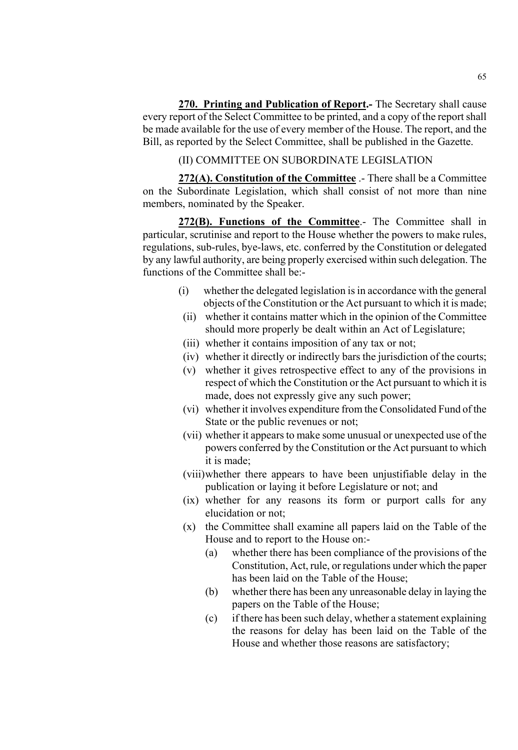**270. Printing and Publication of Report.-** The Secretary shall cause every report of the Select Committee to be printed, and a copy of the report shall be made available for the use of every member of the House. The report, and the Bill, as reported by the Select Committee, shall be published in the Gazette.

(II) COMMITTEE ON SUBORDINATE LEGISLATION

**272(A). Constitution of the Committee** .- There shall be a Committee on the Subordinate Legislation, which shall consist of not more than nine members, nominated by the Speaker.

**272(B). Functions of the Committee**.- The Committee shall in particular, scrutinise and report to the House whether the powers to make rules, regulations, sub-rules, bye-laws, etc. conferred by the Constitution or delegated by any lawful authority, are being properly exercised within such delegation. The functions of the Committee shall be:-

- (i) whether the delegated legislation is in accordance with the general objects of the Constitution or the Act pursuant to which it is made;
- (ii) whether it contains matter which in the opinion of the Committee should more properly be dealt within an Act of Legislature;
- (iii) whether it contains imposition of any tax or not;
- (iv) whether it directly or indirectly bars the jurisdiction of the courts;
- (v) whether it gives retrospective effect to any of the provisions in respect of which the Constitution or the Act pursuant to which it is made, does not expressly give any such power;
- (vi) whether it involves expenditure from the Consolidated Fund of the State or the public revenues or not;
- (vii) whether it appears to make some unusual or unexpected use of the powers conferred by the Constitution or the Act pursuant to which it is made;
- (viii) whether there appears to have been unjustifiable delay in the publication or laying it before Legislature or not; and
- (ix) whether for any reasons its form or purport calls for any elucidation or not;
- (x) the Committee shall examine all papers laid on the Table of the House and to report to the House on:-
  - (a) whether there has been compliance of the provisions of the Constitution, Act, rule, or regulations under which the paper has been laid on the Table of the House;
  - (b) whether there has been any unreasonable delay in laying the papers on the Table of the House;
  - (c) if there has been such delay, whether a statement explaining the reasons for delay has been laid on the Table of the House and whether those reasons are satisfactory;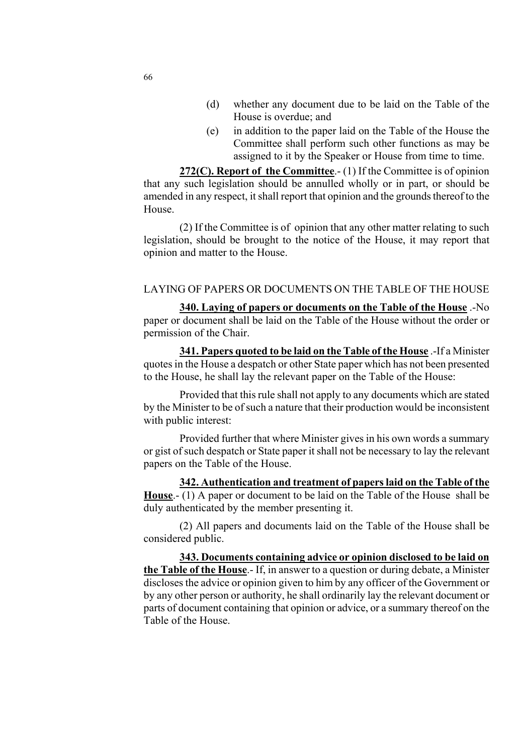(d) whether any document due to be laid on the Table of the House is overdue; and

(e) in addition to the paper laid on the Table of the House the Committee shall perform such other functions as may be assigned to it by the Speaker or House from time to time.

**272(C). Report of the Committee**.- (1) If the Committee is of opinion that any such legislation should be annulled wholly or in part, or should be amended in any respect, it shall report that opinion and the grounds thereof to the House.

(2) If the Committee is of opinion that any other matter relating to such legislation, should be brought to the notice of the House, it may report that opinion and matter to the House.

## LAYING OF PAPERS OR DOCUMENTS ON THE TABLE OF THE HOUSE

**340. Laying of papers or documents on the Table of the House** .-No paper or document shall be laid on the Table of the House without the order or permission of the Chair.

**341. Papers quoted to be laid on the Table of the House** .-If a Minister quotes in the House a despatch or other State paper which has not been presented to the House, he shall lay the relevant paper on the Table of the House:

Provided that this rule shall not apply to any documents which are stated by the Minister to be of such a nature that their production would be inconsistent with public interest:

Provided further that where Minister gives in his own words a summary or gist of such despatch or State paper it shall not be necessary to lay the relevant papers on the Table of the House.

**342. Authentication and treatment of papers laid on the Table of the House**.- (1) A paper or document to be laid on the Table of the House shall be duly authenticated by the member presenting it.

(2) All papers and documents laid on the Table of the House shall be considered public.

**343. Documents containing advice or opinion disclosed to be laid on the Table of the House**.- If, in answer to a question or during debate, a Minister discloses the advice or opinion given to him by any officer of the Government or by any other person or authority, he shall ordinarily lay the relevant document or parts of document containing that opinion or advice, or a summary thereof on the Table of the House.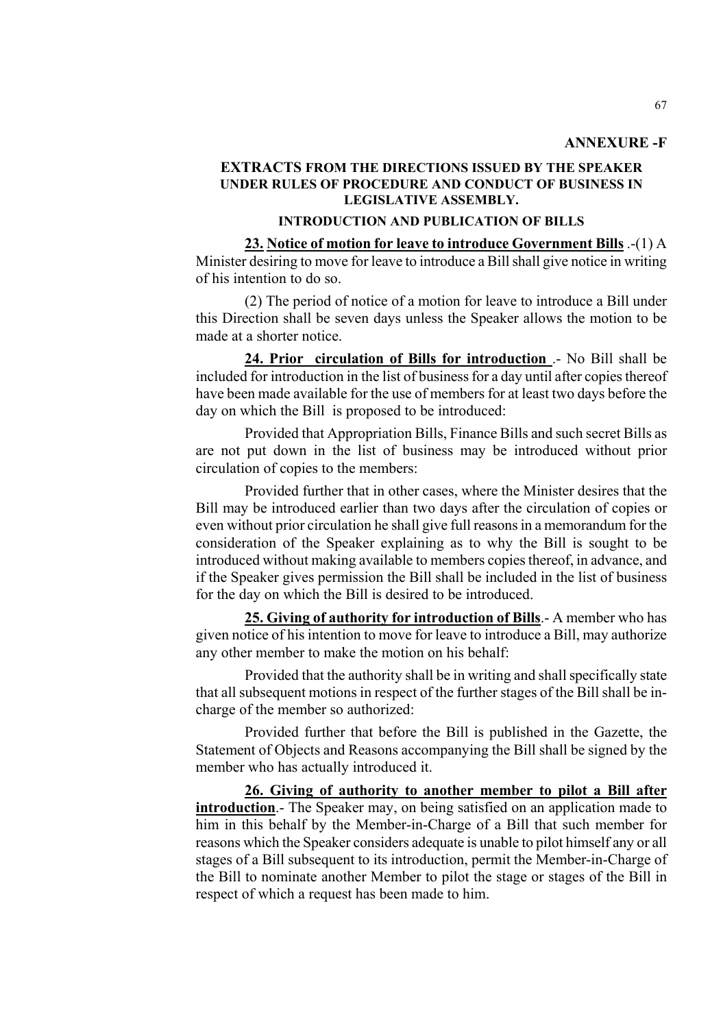**ANNEXURE -F**

### EXTRACTS FROM THE DIRECTIONS ISSUED BY THE SPEAKER UNDER RULES OF PROCEDURE AND CONDUCT OF BUSINESS IN LEGISLATIVE ASSEMBLY.

#### INTRODUCTION AND PUBLICATION OF BILLS

**23. Notice of motion for leave to introduce Government Bills** .-(1) A Minister desiring to move for leave to introduce a Bill shall give notice in writing of his intention to do so.

(2) The period of notice of a motion for leave to introduce a Bill under this Direction shall be seven days unless the Speaker allows the motion to be made at a shorter notice.

**24. Prior circulation of Bills for introduction** .- No Bill shall be included for introduction in the list of business for a day until after copies thereof have been made available for the use of members for at least two days before the day on which the Bill is proposed to be introduced:

Provided that Appropriation Bills, Finance Bills and such secret Bills as are not put down in the list of business may be introduced without prior circulation of copies to the members:

Provided further that in other cases, where the Minister desires that the Bill may be introduced earlier than two days after the circulation of copies or even without prior circulation he shall give full reasons in a memorandum for the consideration of the Speaker explaining as to why the Bill is sought to be introduced without making available to members copies thereof, in advance, and if the Speaker gives permission the Bill shall be included in the list of business for the day on which the Bill is desired to be introduced.

**25. Giving of authority for introduction of Bills**.- A member who has given notice of his intention to move for leave to introduce a Bill, may authorize any other member to make the motion on his behalf:

Provided that the authority shall be in writing and shall specifically state that all subsequent motions in respect of the further stages of the Bill shall be in-charge of the member so authorized:

Provided further that before the Bill is published in the Gazette, the Statement of Objects and Reasons accompanying the Bill shall be signed by the member who has actually introduced it.

**26. Giving of authority to another member to pilot a Bill after introduction**.- The Speaker may, on being satisfied on an application made to him in this behalf by the Member-in-Charge of a Bill that such member for reasons which the Speaker considers adequate is unable to pilot himself any or all stages of a Bill subsequent to its introduction, permit the Member-in-Charge of the Bill to nominate another Member to pilot the stage or stages of the Bill in respect of which a request has been made to him.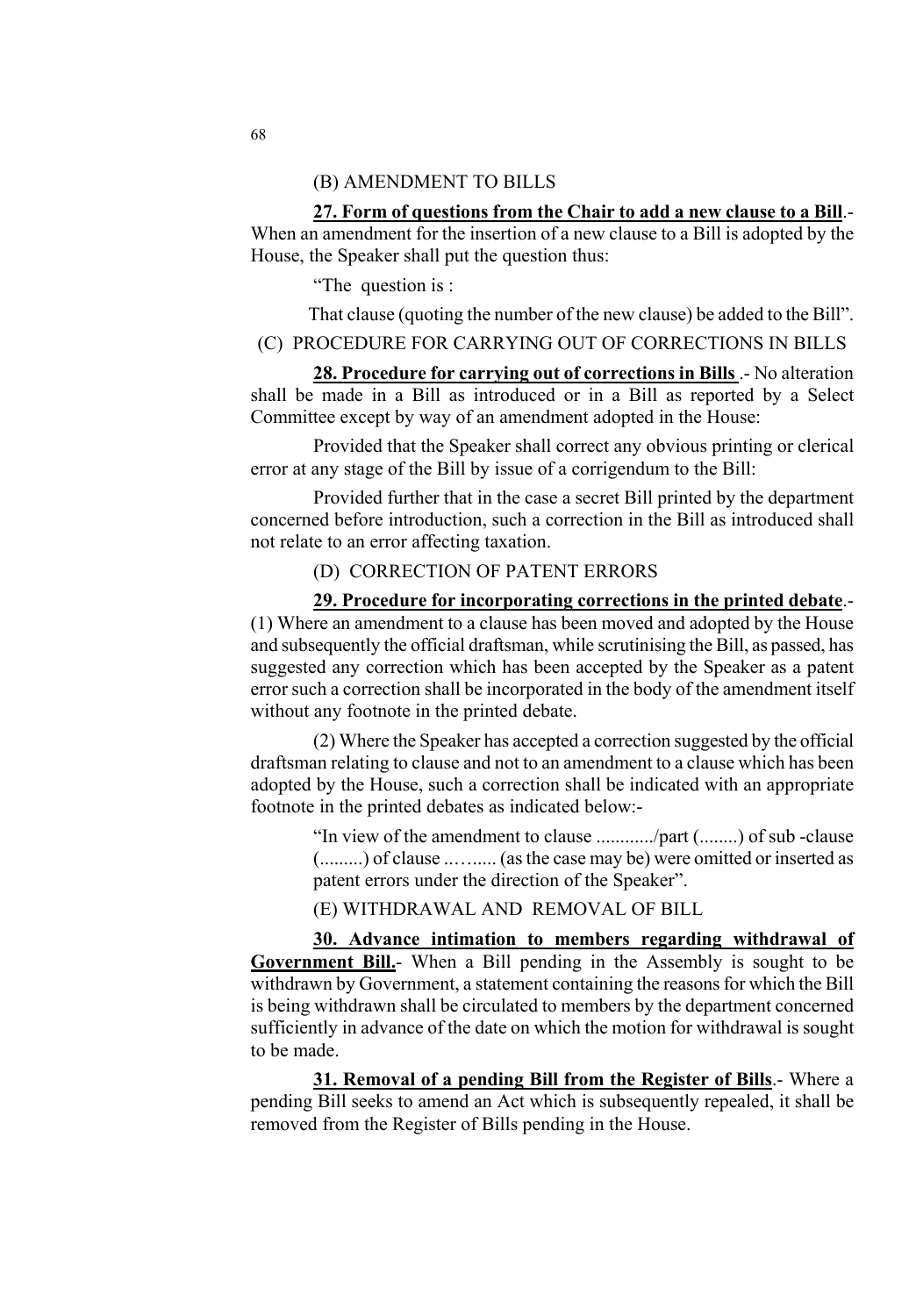### (B) AMENDMENT TO BILLS

**27. Form of questions from the Chair to add a new clause to a Bill**.- When an amendment for the insertion of a new clause to a Bill is adopted by the House, the Speaker shall put the question thus:

"The question is :

That clause (quoting the number of the new clause) be added to the Bill".

### (C) PROCEDURE FOR CARRYING OUT OF CORRECTIONS IN BILLS

**28. Procedure for carrying out of corrections in Bills** .- No alteration shall be made in a Bill as introduced or in a Bill as reported by a Select Committee except by way of an amendment adopted in the House:

Provided that the Speaker shall correct any obvious printing or clerical error at any stage of the Bill by issue of a corrigendum to the Bill:

Provided further that in the case a secret Bill printed by the department concerned before introduction, such a correction in the Bill as introduced shall not relate to an error affecting taxation.

### (D) CORRECTION OF PATENT ERRORS

**29. Procedure for incorporating corrections in the printed debate**.- (1) Where an amendment to a clause has been moved and adopted by the House and subsequently the official draftsman, while scrutinising the Bill, as passed, has suggested any correction which has been accepted by the Speaker as a patent error such a correction shall be incorporated in the body of the amendment itself without any footnote in the printed debate.

(2) Where the Speaker has accepted a correction suggested by the official draftsman relating to clause and not to an amendment to a clause which has been adopted by the House, such a correction shall be indicated with an appropriate footnote in the printed debates as indicated below:-

> "In view of the amendment to clause ............/part (........) of sub -clause (.........) of clause ..…...... (as the case may be) were omitted or inserted as patent errors under the direction of the Speaker".

### (E) WITHDRAWAL AND REMOVAL OF BILL

**30. Advance intimation to members regarding withdrawal of Government Bill.**- When a Bill pending in the Assembly is sought to be withdrawn by Government, a statement containing the reasons for which the Bill is being withdrawn shall be circulated to members by the department concerned sufficiently in advance of the date on which the motion for withdrawal is sought to be made.

**31. Removal of a pending Bill from the Register of Bills**.- Where a pending Bill seeks to amend an Act which is subsequently repealed, it shall be removed from the Register of Bills pending in the House.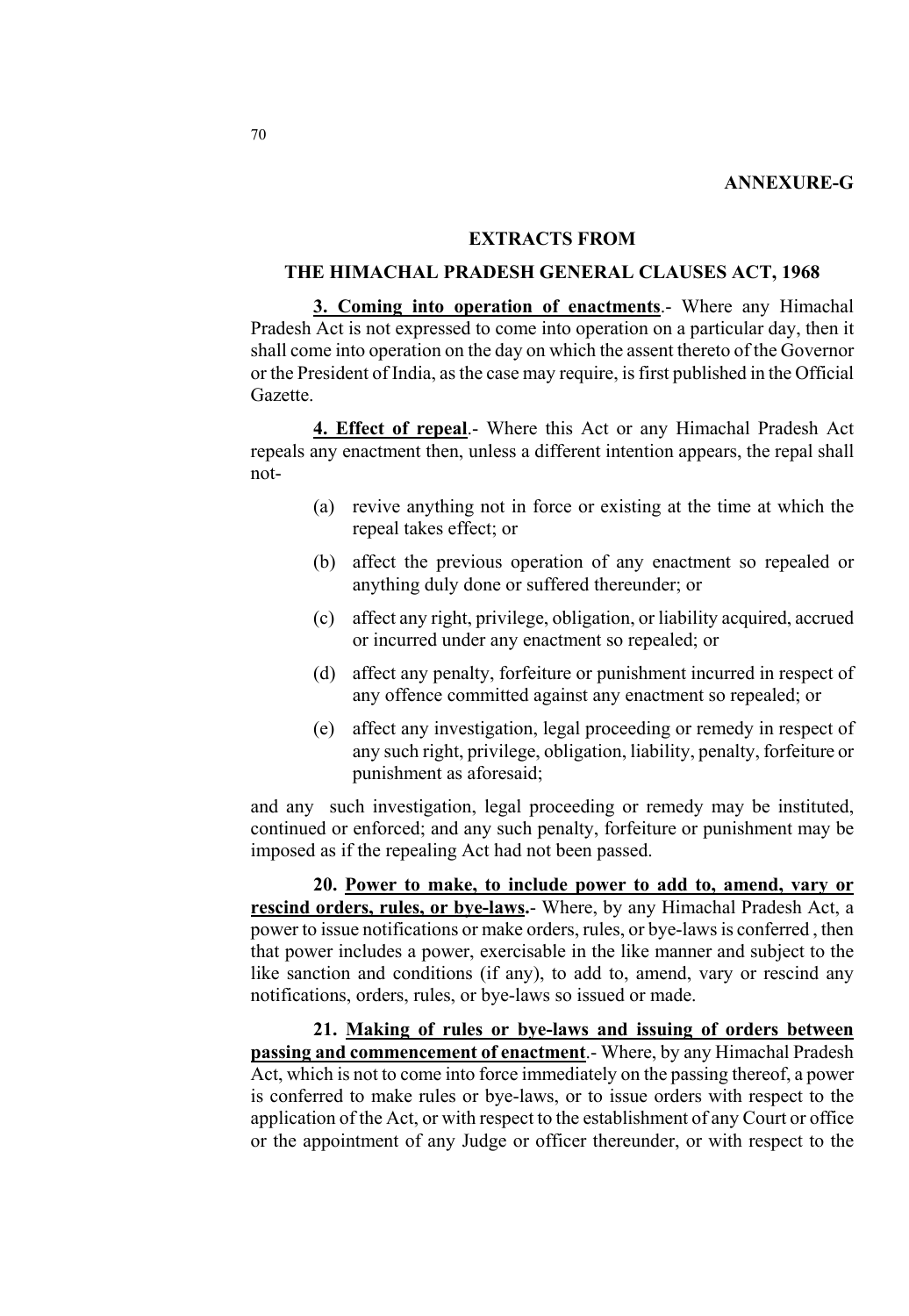**ANNEXURE-G**

## EXTRACTS FROM

## THE HIMACHAL PRADESH GENERAL CLAUSES ACT, 1968

**3. Coming into operation of enactments**.- Where any Himachal Pradesh Act is not expressed to come into operation on a particular day, then it shall come into operation on the day on which the assent thereto of the Governor or the President of India, as the case may require, is first published in the Official Gazette.

**4. Effect of repeal**.- Where this Act or any Himachal Pradesh Act repeals any enactment then, unless a different intention appears, the repal shall not-

(a) revive anything not in force or existing at the time at which the repeal takes effect; or

(b) affect the previous operation of any enactment so repealed or anything duly done or suffered thereunder; or

(c) affect any right, privilege, obligation, or liability acquired, accrued or incurred under any enactment so repealed; or

(d) affect any penalty, forfeiture or punishment incurred in respect of any offence committed against any enactment so repealed; or

(e) affect any investigation, legal proceeding or remedy in respect of any such right, privilege, obligation, liability, penalty, forfeiture or punishment as aforesaid;

and any such investigation, legal proceeding or remedy may be instituted, continued or enforced; and any such penalty, forfeiture or punishment may be imposed as if the repealing Act had not been passed.

**20. Power to make, to include power to add to, amend, vary or rescind orders, rules, or bye-laws.**- Where, by any Himachal Pradesh Act, a power to issue notifications or make orders, rules, or bye-laws is conferred , then that power includes a power, exercisable in the like manner and subject to the like sanction and conditions (if any), to add to, amend, vary or rescind any notifications, orders, rules, or bye-laws so issued or made.

**21. Making of rules or bye-laws and issuing of orders between passing and commencement of enactment**.- Where, by any Himachal Pradesh Act, which is not to come into force immediately on the passing thereof, a power is conferred to make rules or bye-laws, or to issue orders with respect to the application of the Act, or with respect to the establishment of any Court or office or the appointment of any Judge or officer thereunder, or with respect to the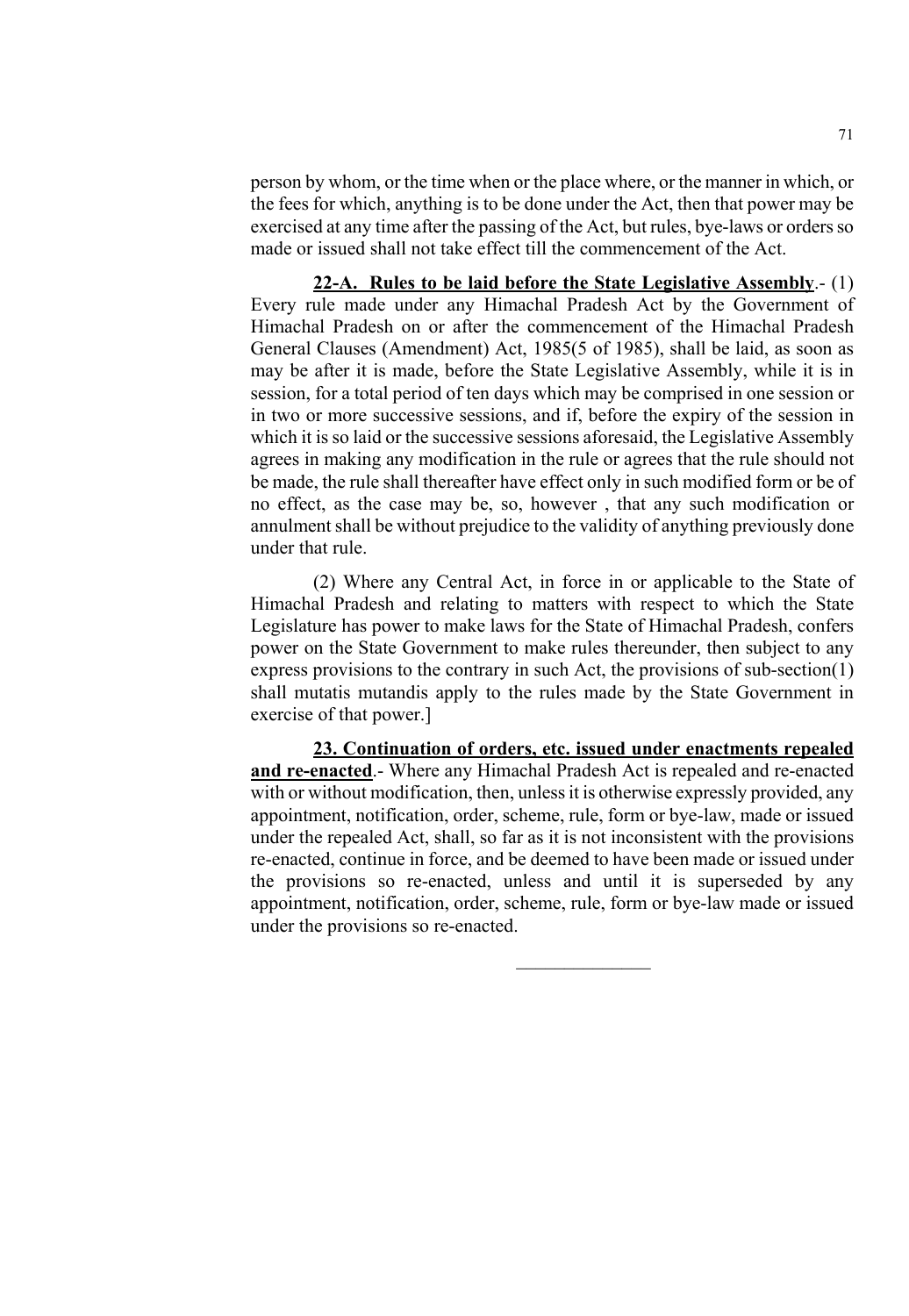person by whom, or the time when or the place where, or the manner in which, or the fees for which, anything is to be done under the Act, then that power may be exercised at any time after the passing of the Act, but rules, bye-laws or orders so made or issued shall not take effect till the commencement of the Act.

**22-A. Rules to be laid before the State Legislative Assembly**.- (1) Every rule made under any Himachal Pradesh Act by the Government of Himachal Pradesh on or after the commencement of the Himachal Pradesh General Clauses (Amendment) Act, 1985(5 of 1985), shall be laid, as soon as may be after it is made, before the State Legislative Assembly, while it is in session, for a total period of ten days which may be comprised in one session or in two or more successive sessions, and if, before the expiry of the session in which it is so laid or the successive sessions aforesaid, the Legislative Assembly agrees in making any modification in the rule or agrees that the rule should not be made, the rule shall thereafter have effect only in such modified form or be of no effect, as the case may be, so, however , that any such modification or annulment shall be without prejudice to the validity of anything previously done under that rule.

(2) Where any Central Act, in force in or applicable to the State of Himachal Pradesh and relating to matters with respect to which the State Legislature has power to make laws for the State of Himachal Pradesh, confers power on the State Government to make rules thereunder, then subject to any express provisions to the contrary in such Act, the provisions of sub-section(1) shall mutatis mutandis apply to the rules made by the State Government in exercise of that power.]

**23. Continuation of orders, etc. issued under enactments repealed and re-enacted**.- Where any Himachal Pradesh Act is repealed and re-enacted with or without modification, then, unless it is otherwise expressly provided, any appointment, notification, order, scheme, rule, form or bye-law, made or issued under the repealed Act, shall, so far as it is not inconsistent with the provisions re-enacted, continue in force, and be deemed to have been made or issued under the provisions so re-enacted, unless and until it is superseded by any appointment, notification, order, scheme, rule, form or bye-law made or issued under the provisions so re-enacted.

---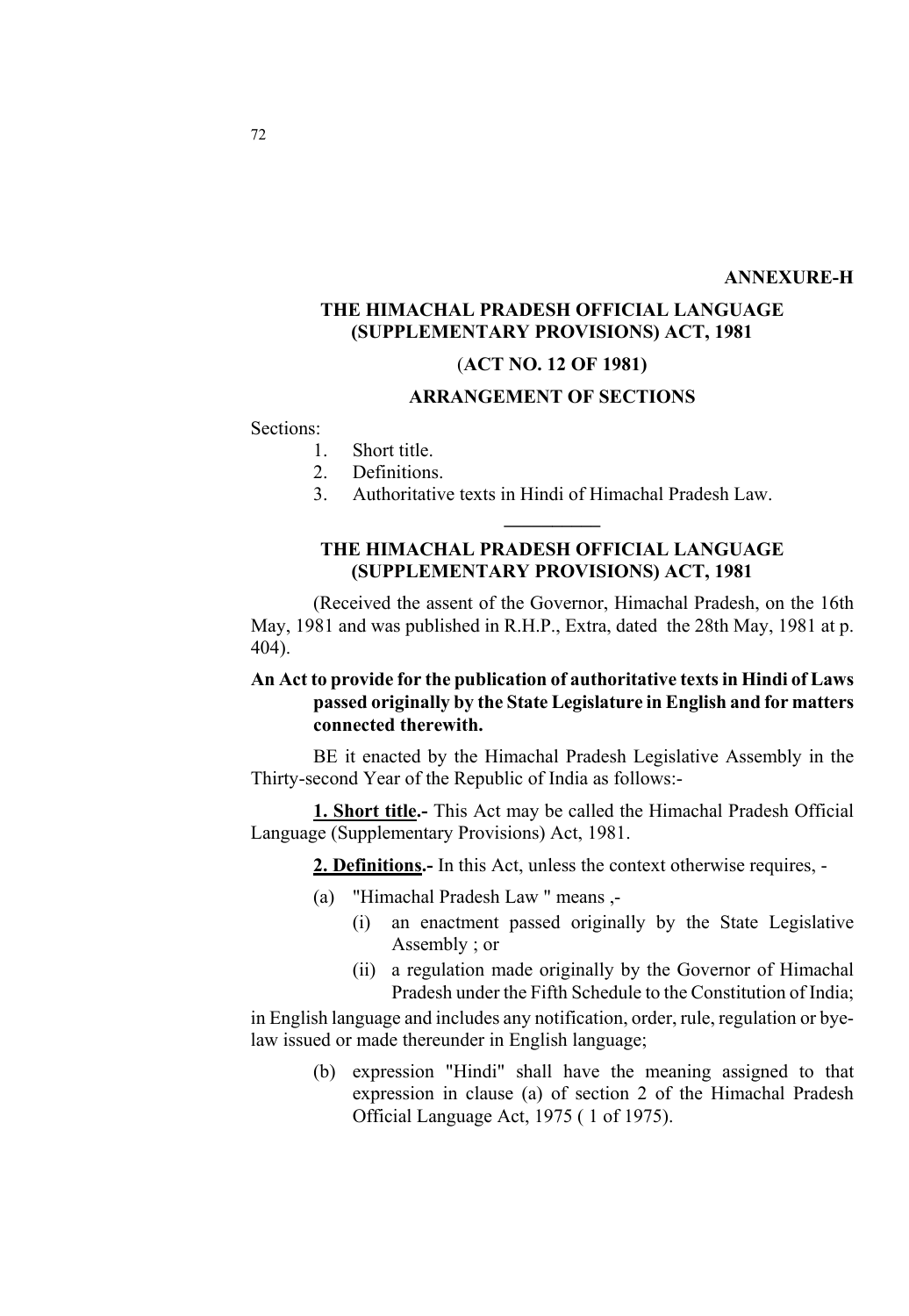**ANNEXURE-H**

## THE HIMACHAL PRADESH OFFICIAL LANGUAGE (SUPPLEMENTARY PROVISIONS) ACT, 1981

**(ACT NO. 12 OF 1981)**

### ARRANGEMENT OF SECTIONS

Sections:

1. Short title.
2. Definitions.
3. Authoritative texts in Hindi of Himachal Pradesh Law.

---

## THE HIMACHAL PRADESH OFFICIAL LANGUAGE (SUPPLEMENTARY PROVISIONS) ACT, 1981

(Received the assent of the Governor, Himachal Pradesh, on the 16th May, 1981 and was published in R.H.P., Extra, dated the 28th May, 1981 at p. 404).

**An Act to provide for the publication of authoritative texts in Hindi of Laws passed originally by the State Legislature in English and for matters connected therewith.**

BE it enacted by the Himachal Pradesh Legislative Assembly in the Thirty-second Year of the Republic of India as follows:-

**1. Short title.-** This Act may be called the Himachal Pradesh Official Language (Supplementary Provisions) Act, 1981.

**2. Definitions.-** In this Act, unless the context otherwise requires, -

(a) "Himachal Pradesh Law " means ,-

(i) an enactment passed originally by the State Legislative Assembly ; or

(ii) a regulation made originally by the Governor of Himachal Pradesh under the Fifth Schedule to the Constitution of India;

in English language and includes any notification, order, rule, regulation or bye-law issued or made thereunder in English language;

(b) expression "Hindi" shall have the meaning assigned to that expression in clause (a) of section 2 of the Himachal Pradesh Official Language Act, 1975 ( 1 of 1975).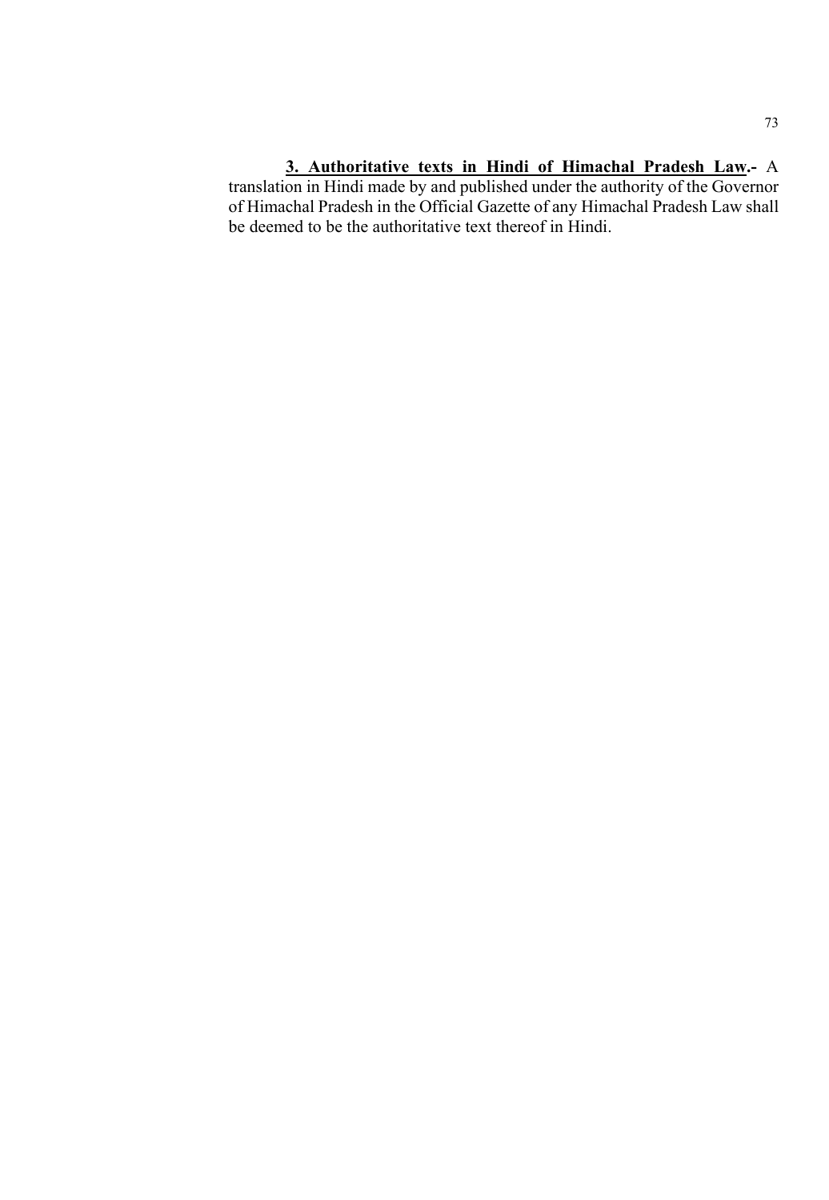**3. Authoritative texts in Hindi of Himachal Pradesh Law.-** A translation in Hindi made by and published under the authority of the Governor of Himachal Pradesh in the Official Gazette of any Himachal Pradesh Law shall be deemed to be the authoritative text thereof in Hindi.